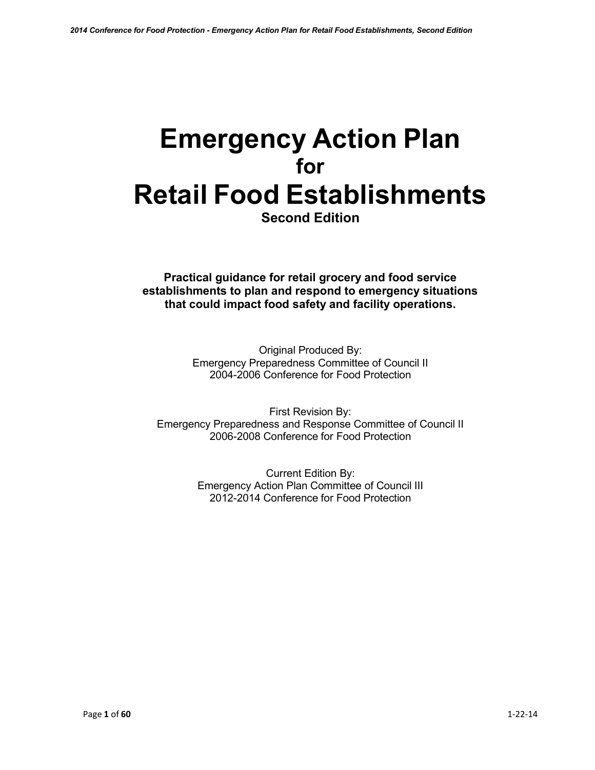# Emergency Action Plan
## for
# Retail Food Establishments
### Second Edition

**Practical guidance for retail grocery and food service establishments to plan and respond to emergency situations that could impact food safety and facility operations.**

Original Produced By:
Emergency Preparedness Committee of Council II
2004-2006 Conference for Food Protection

First Revision By:
Emergency Preparedness and Response Committee of Council II
2006-2008 Conference for Food Protection

Current Edition By:
Emergency Action Plan Committee of Council III
2012-2014 Conference for Food Protection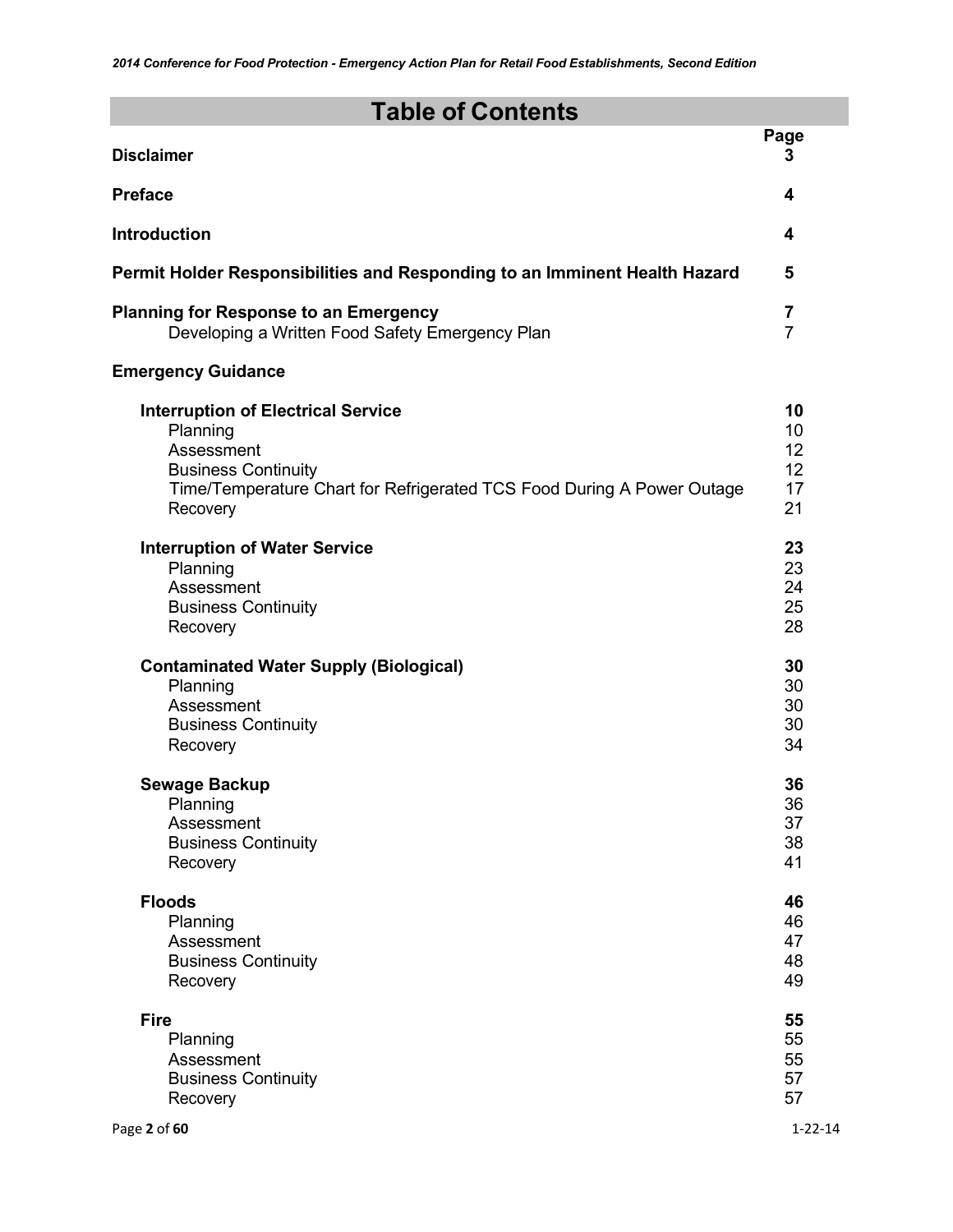# Table of Contents

| | Page |
|---|---|
| **Disclaimer** | **3** |
| **Preface** | **4** |
| **Introduction** | **4** |
| **Permit Holder Responsibilities and Responding to an Imminent Health Hazard** | **5** |
| **Planning for Response to an Emergency** | **7** |
| Developing a Written Food Safety Emergency Plan | 7 |
| **Emergency Guidance** | |
| **Interruption of Electrical Service** | **10** |
| Planning | 10 |
| Assessment | 12 |
| Business Continuity | 12 |
| Time/Temperature Chart for Refrigerated TCS Food During A Power Outage | 17 |
| Recovery | 21 |
| **Interruption of Water Service** | **23** |
| Planning | 23 |
| Assessment | 24 |
| Business Continuity | 25 |
| Recovery | 28 |
| **Contaminated Water Supply (Biological)** | **30** |
| Planning | 30 |
| Assessment | 30 |
| Business Continuity | 30 |
| Recovery | 34 |
| **Sewage Backup** | **36** |
| Planning | 36 |
| Assessment | 37 |
| Business Continuity | 38 |
| Recovery | 41 |
| **Floods** | **46** |
| Planning | 46 |
| Assessment | 47 |
| Business Continuity | 48 |
| Recovery | 49 |
| **Fire** | **55** |
| Planning | 55 |
| Assessment | 55 |
| Business Continuity | 57 |
| Recovery | 57 |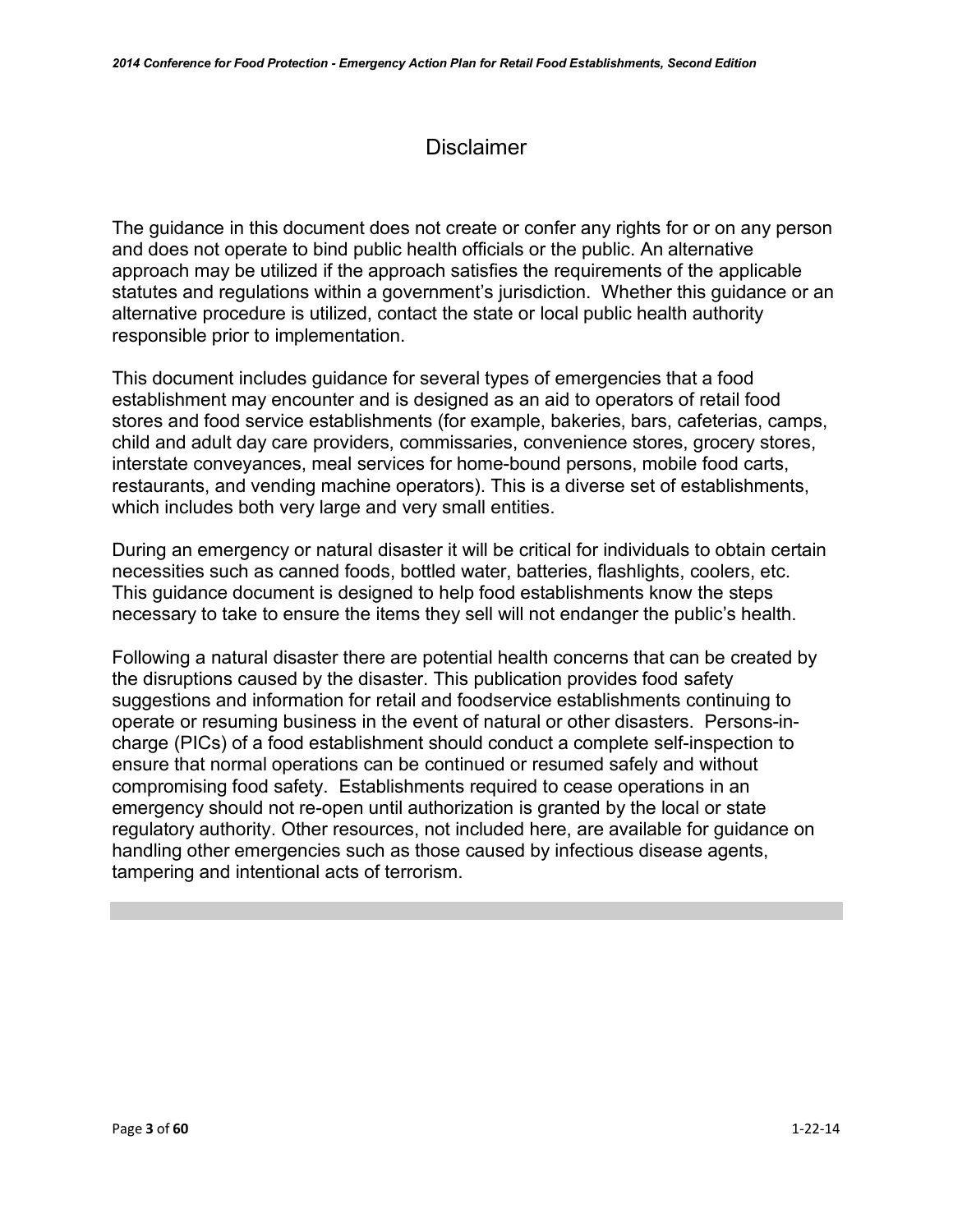# Disclaimer

The guidance in this document does not create or confer any rights for or on any person and does not operate to bind public health officials or the public. An alternative approach may be utilized if the approach satisfies the requirements of the applicable statutes and regulations within a government's jurisdiction. Whether this guidance or an alternative procedure is utilized, contact the state or local public health authority responsible prior to implementation.

This document includes guidance for several types of emergencies that a food establishment may encounter and is designed as an aid to operators of retail food stores and food service establishments (for example, bakeries, bars, cafeterias, camps, child and adult day care providers, commissaries, convenience stores, grocery stores, interstate conveyances, meal services for home-bound persons, mobile food carts, restaurants, and vending machine operators). This is a diverse set of establishments, which includes both very large and very small entities.

During an emergency or natural disaster it will be critical for individuals to obtain certain necessities such as canned foods, bottled water, batteries, flashlights, coolers, etc. This guidance document is designed to help food establishments know the steps necessary to take to ensure the items they sell will not endanger the public's health.

Following a natural disaster there are potential health concerns that can be created by the disruptions caused by the disaster. This publication provides food safety suggestions and information for retail and foodservice establishments continuing to operate or resuming business in the event of natural or other disasters. Persons-in-charge (PICs) of a food establishment should conduct a complete self-inspection to ensure that normal operations can be continued or resumed safely and without compromising food safety. Establishments required to cease operations in an emergency should not re-open until authorization is granted by the local or state regulatory authority. Other resources, not included here, are available for guidance on handling other emergencies such as those caused by infectious disease agents, tampering and intentional acts of terrorism.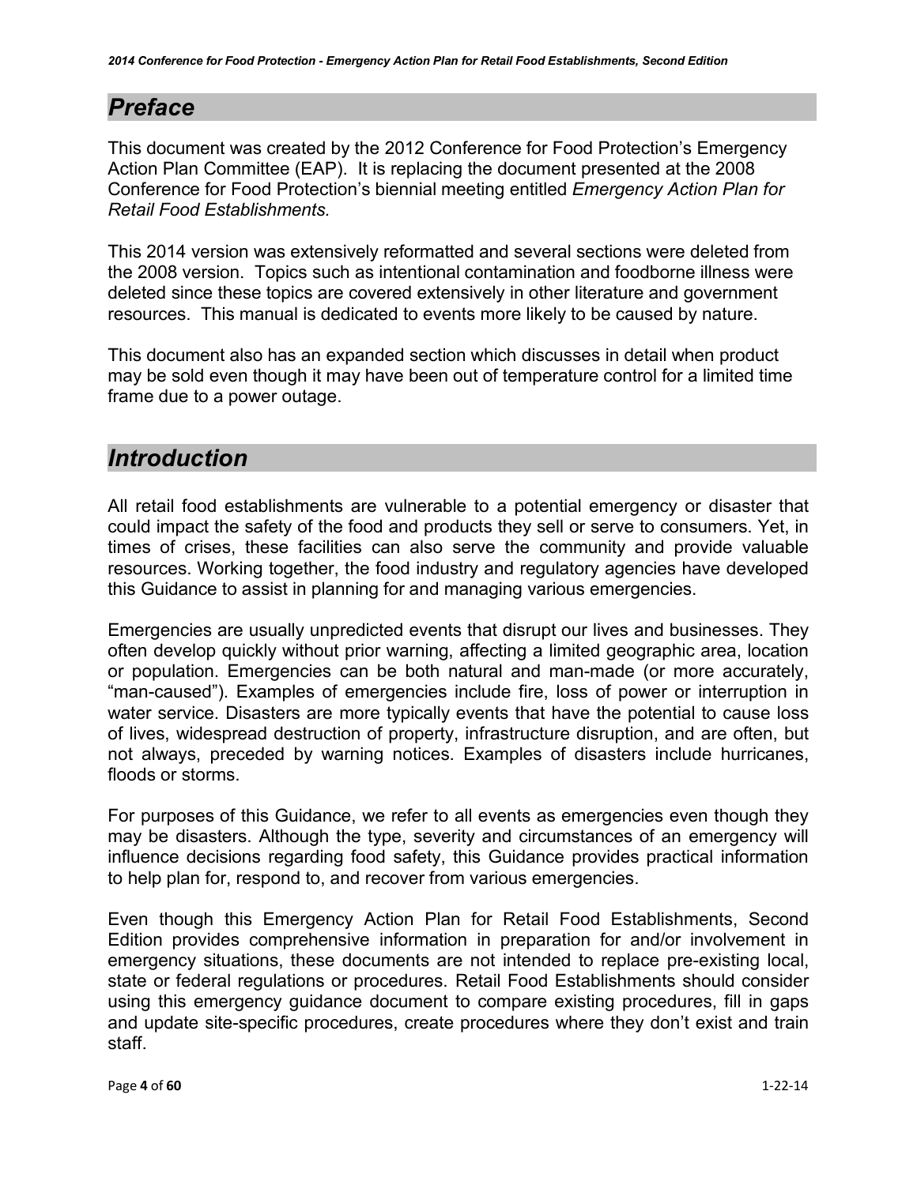## *Preface*

This document was created by the 2012 Conference for Food Protection's Emergency Action Plan Committee (EAP). It is replacing the document presented at the 2008 Conference for Food Protection's biennial meeting entitled *Emergency Action Plan for Retail Food Establishments.*

This 2014 version was extensively reformatted and several sections were deleted from the 2008 version. Topics such as intentional contamination and foodborne illness were deleted since these topics are covered extensively in other literature and government resources. This manual is dedicated to events more likely to be caused by nature.

This document also has an expanded section which discusses in detail when product may be sold even though it may have been out of temperature control for a limited time frame due to a power outage.

## *Introduction*

All retail food establishments are vulnerable to a potential emergency or disaster that could impact the safety of the food and products they sell or serve to consumers. Yet, in times of crises, these facilities can also serve the community and provide valuable resources. Working together, the food industry and regulatory agencies have developed this Guidance to assist in planning for and managing various emergencies.

Emergencies are usually unpredicted events that disrupt our lives and businesses. They often develop quickly without prior warning, affecting a limited geographic area, location or population. Emergencies can be both natural and man-made (or more accurately, "man-caused"). Examples of emergencies include fire, loss of power or interruption in water service. Disasters are more typically events that have the potential to cause loss of lives, widespread destruction of property, infrastructure disruption, and are often, but not always, preceded by warning notices. Examples of disasters include hurricanes, floods or storms.

For purposes of this Guidance, we refer to all events as emergencies even though they may be disasters. Although the type, severity and circumstances of an emergency will influence decisions regarding food safety, this Guidance provides practical information to help plan for, respond to, and recover from various emergencies.

Even though this Emergency Action Plan for Retail Food Establishments, Second Edition provides comprehensive information in preparation for and/or involvement in emergency situations, these documents are not intended to replace pre-existing local, state or federal regulations or procedures. Retail Food Establishments should consider using this emergency guidance document to compare existing procedures, fill in gaps and update site-specific procedures, create procedures where they don't exist and train staff.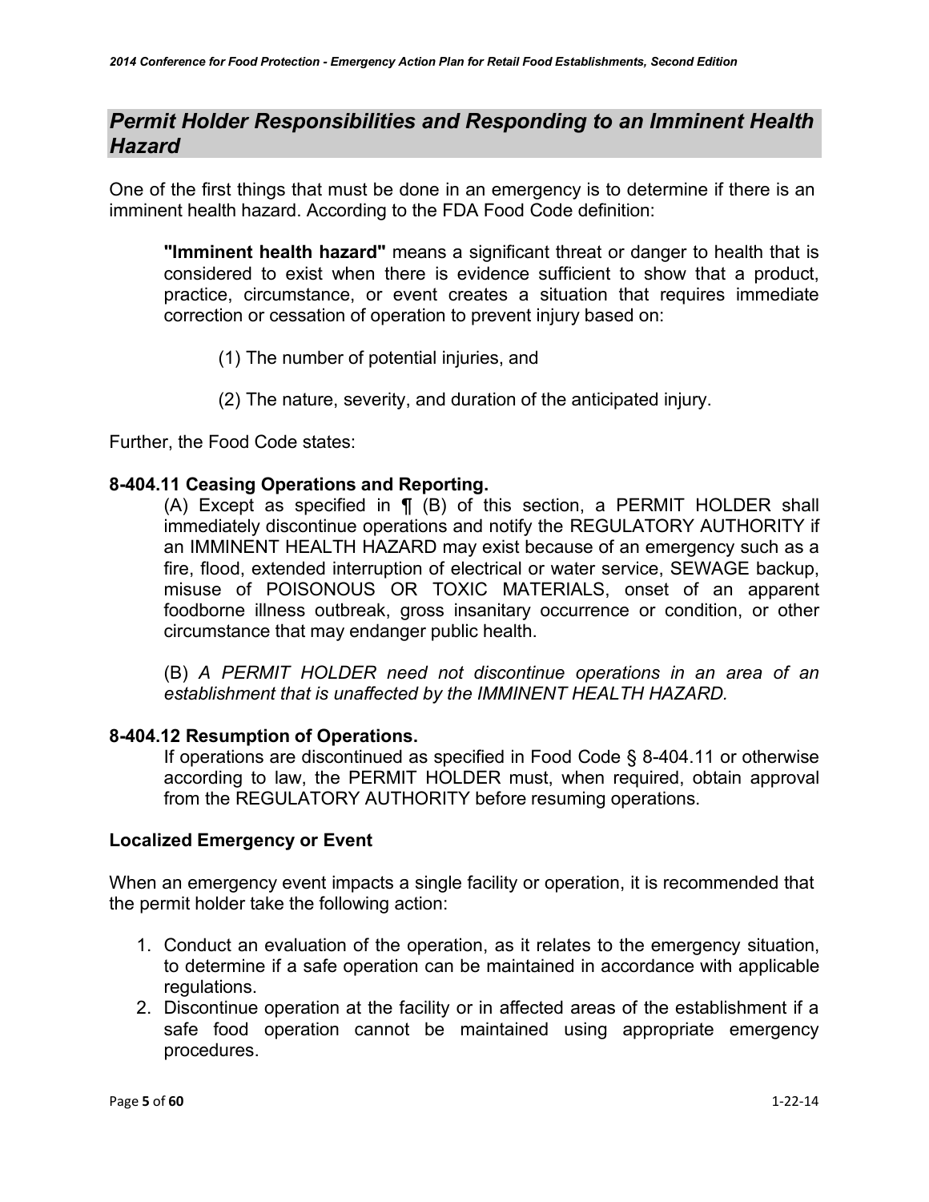## *Permit Holder Responsibilities and Responding to an Imminent Health Hazard*

One of the first things that must be done in an emergency is to determine if there is an imminent health hazard. According to the FDA Food Code definition:

> **"Imminent health hazard"** means a significant threat or danger to health that is considered to exist when there is evidence sufficient to show that a product, practice, circumstance, or event creates a situation that requires immediate correction or cessation of operation to prevent injury based on:
>
> (1) The number of potential injuries, and
>
> (2) The nature, severity, and duration of the anticipated injury.

Further, the Food Code states:

**8-404.11 Ceasing Operations and Reporting.**

(A) Except as specified in ¶ (B) of this section, a PERMIT HOLDER shall immediately discontinue operations and notify the REGULATORY AUTHORITY if an IMMINENT HEALTH HAZARD may exist because of an emergency such as a fire, flood, extended interruption of electrical or water service, SEWAGE backup, misuse of POISONOUS OR TOXIC MATERIALS, onset of an apparent foodborne illness outbreak, gross insanitary occurrence or condition, or other circumstance that may endanger public health.

(B) *A PERMIT HOLDER need not discontinue operations in an area of an establishment that is unaffected by the IMMINENT HEALTH HAZARD.*

**8-404.12 Resumption of Operations.**

If operations are discontinued as specified in Food Code § 8-404.11 or otherwise according to law, the PERMIT HOLDER must, when required, obtain approval from the REGULATORY AUTHORITY before resuming operations.

**Localized Emergency or Event**

When an emergency event impacts a single facility or operation, it is recommended that the permit holder take the following action:

1. Conduct an evaluation of the operation, as it relates to the emergency situation, to determine if a safe operation can be maintained in accordance with applicable regulations.
2. Discontinue operation at the facility or in affected areas of the establishment if a safe food operation cannot be maintained using appropriate emergency procedures.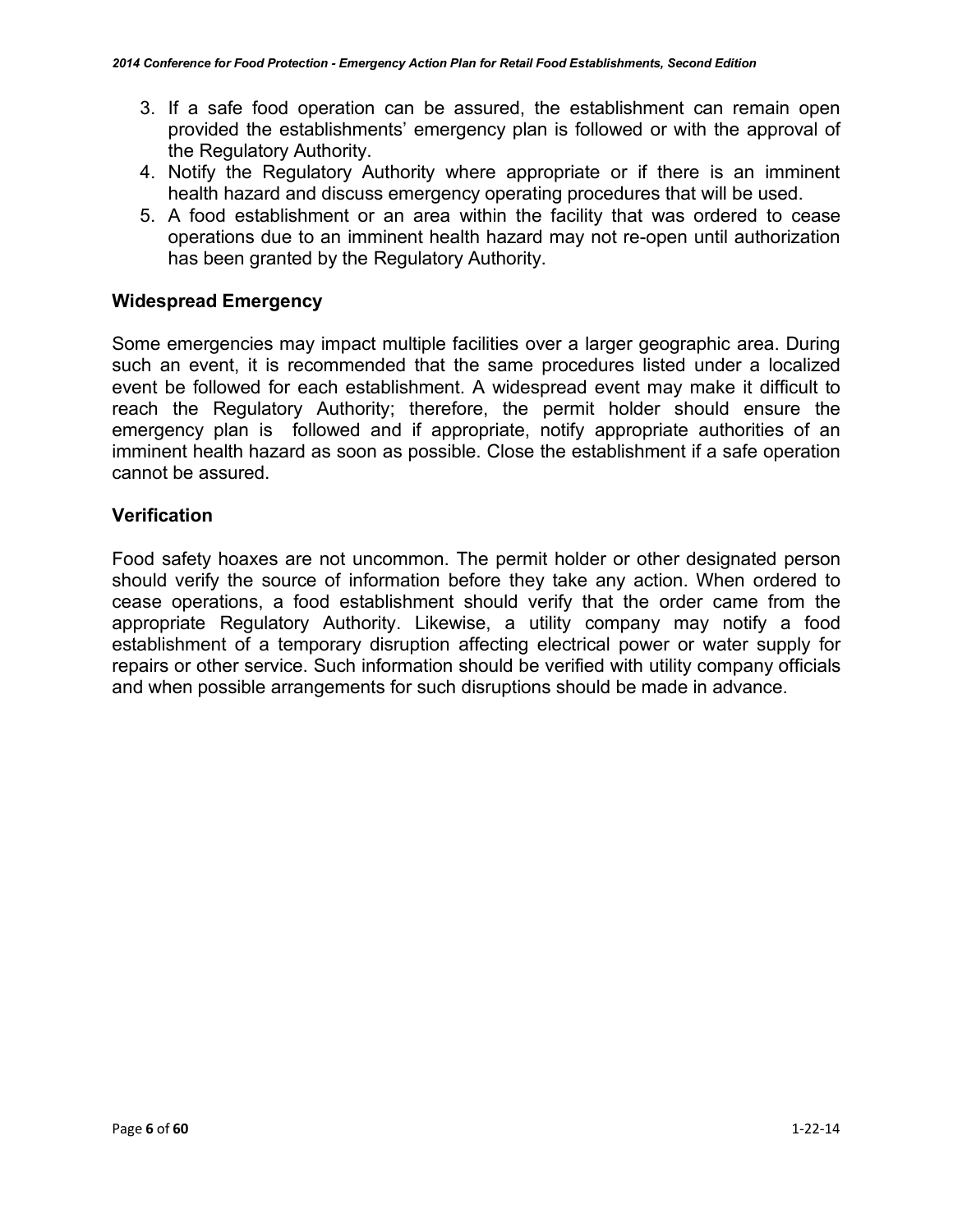3. If a safe food operation can be assured, the establishment can remain open provided the establishments' emergency plan is followed or with the approval of the Regulatory Authority.
4. Notify the Regulatory Authority where appropriate or if there is an imminent health hazard and discuss emergency operating procedures that will be used.
5. A food establishment or an area within the facility that was ordered to cease operations due to an imminent health hazard may not re-open until authorization has been granted by the Regulatory Authority.

### Widespread Emergency

Some emergencies may impact multiple facilities over a larger geographic area. During such an event, it is recommended that the same procedures listed under a localized event be followed for each establishment. A widespread event may make it difficult to reach the Regulatory Authority; therefore, the permit holder should ensure the emergency plan is followed and if appropriate, notify appropriate authorities of an imminent health hazard as soon as possible. Close the establishment if a safe operation cannot be assured.

### Verification

Food safety hoaxes are not uncommon. The permit holder or other designated person should verify the source of information before they take any action. When ordered to cease operations, a food establishment should verify that the order came from the appropriate Regulatory Authority. Likewise, a utility company may notify a food establishment of a temporary disruption affecting electrical power or water supply for repairs or other service. Such information should be verified with utility company officials and when possible arrangements for such disruptions should be made in advance.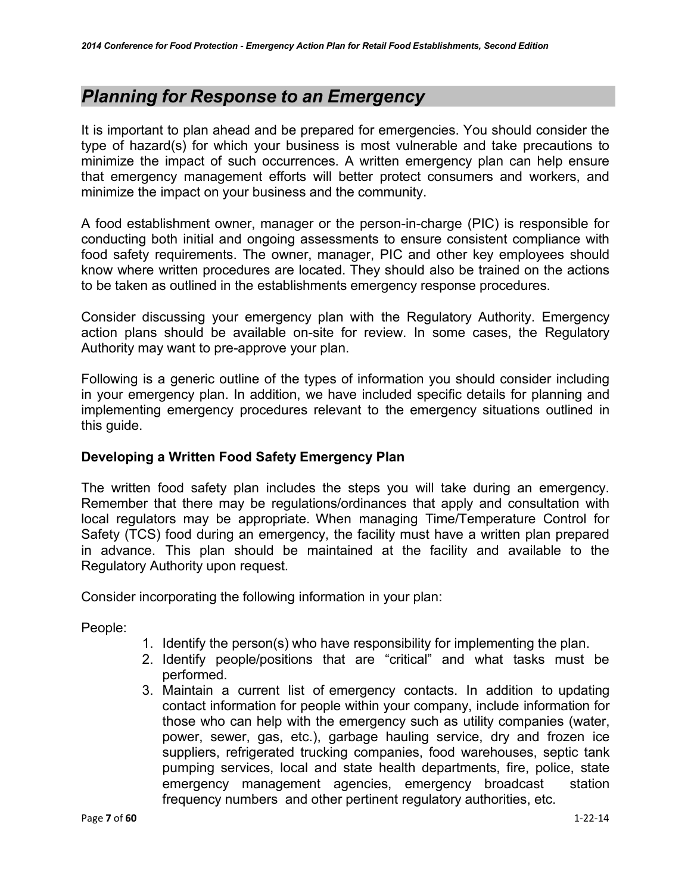## *Planning for Response to an Emergency*

It is important to plan ahead and be prepared for emergencies. You should consider the type of hazard(s) for which your business is most vulnerable and take precautions to minimize the impact of such occurrences. A written emergency plan can help ensure that emergency management efforts will better protect consumers and workers, and minimize the impact on your business and the community.

A food establishment owner, manager or the person-in-charge (PIC) is responsible for conducting both initial and ongoing assessments to ensure consistent compliance with food safety requirements. The owner, manager, PIC and other key employees should know where written procedures are located. They should also be trained on the actions to be taken as outlined in the establishments emergency response procedures.

Consider discussing your emergency plan with the Regulatory Authority. Emergency action plans should be available on-site for review. In some cases, the Regulatory Authority may want to pre-approve your plan.

Following is a generic outline of the types of information you should consider including in your emergency plan. In addition, we have included specific details for planning and implementing emergency procedures relevant to the emergency situations outlined in this guide.

### Developing a Written Food Safety Emergency Plan

The written food safety plan includes the steps you will take during an emergency. Remember that there may be regulations/ordinances that apply and consultation with local regulators may be appropriate. When managing Time/Temperature Control for Safety (TCS) food during an emergency, the facility must have a written plan prepared in advance. This plan should be maintained at the facility and available to the Regulatory Authority upon request.

Consider incorporating the following information in your plan:

People:

1. Identify the person(s) who have responsibility for implementing the plan.
2. Identify people/positions that are "critical" and what tasks must be performed.
3. Maintain a current list of emergency contacts. In addition to updating contact information for people within your company, include information for those who can help with the emergency such as utility companies (water, power, sewer, gas, etc.), garbage hauling service, dry and frozen ice suppliers, refrigerated trucking companies, food warehouses, septic tank pumping services, local and state health departments, fire, police, state emergency management agencies, emergency broadcast station frequency numbers and other pertinent regulatory authorities, etc.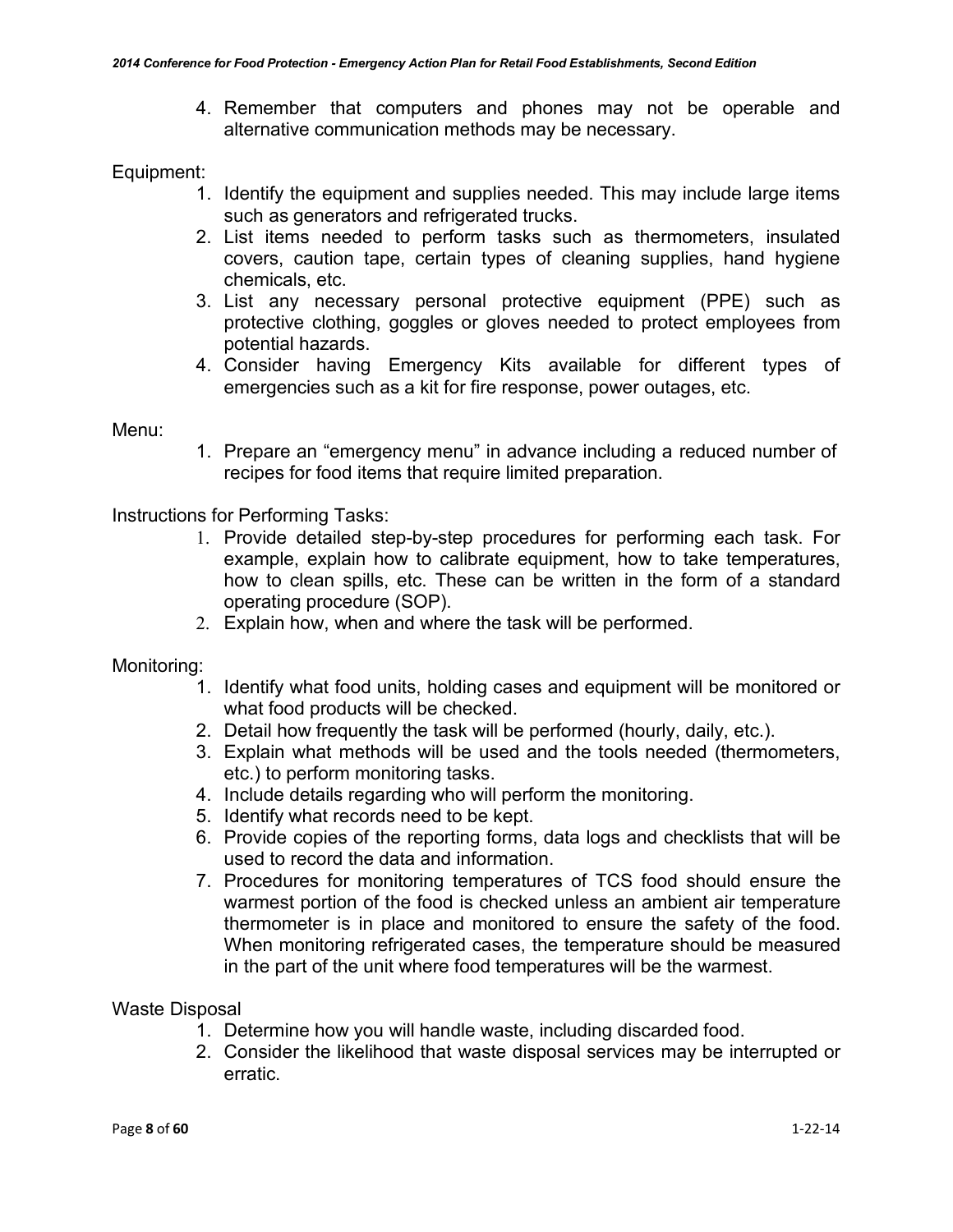4. Remember that computers and phones may not be operable and alternative communication methods may be necessary.

Equipment:

1. Identify the equipment and supplies needed. This may include large items such as generators and refrigerated trucks.
2. List items needed to perform tasks such as thermometers, insulated covers, caution tape, certain types of cleaning supplies, hand hygiene chemicals, etc.
3. List any necessary personal protective equipment (PPE) such as protective clothing, goggles or gloves needed to protect employees from potential hazards.
4. Consider having Emergency Kits available for different types of emergencies such as a kit for fire response, power outages, etc.

Menu:

1. Prepare an "emergency menu" in advance including a reduced number of recipes for food items that require limited preparation.

Instructions for Performing Tasks:

1. Provide detailed step-by-step procedures for performing each task. For example, explain how to calibrate equipment, how to take temperatures, how to clean spills, etc. These can be written in the form of a standard operating procedure (SOP).
2. Explain how, when and where the task will be performed.

Monitoring:

1. Identify what food units, holding cases and equipment will be monitored or what food products will be checked.
2. Detail how frequently the task will be performed (hourly, daily, etc.).
3. Explain what methods will be used and the tools needed (thermometers, etc.) to perform monitoring tasks.
4. Include details regarding who will perform the monitoring.
5. Identify what records need to be kept.
6. Provide copies of the reporting forms, data logs and checklists that will be used to record the data and information.
7. Procedures for monitoring temperatures of TCS food should ensure the warmest portion of the food is checked unless an ambient air temperature thermometer is in place and monitored to ensure the safety of the food. When monitoring refrigerated cases, the temperature should be measured in the part of the unit where food temperatures will be the warmest.

Waste Disposal

1. Determine how you will handle waste, including discarded food.
2. Consider the likelihood that waste disposal services may be interrupted or erratic.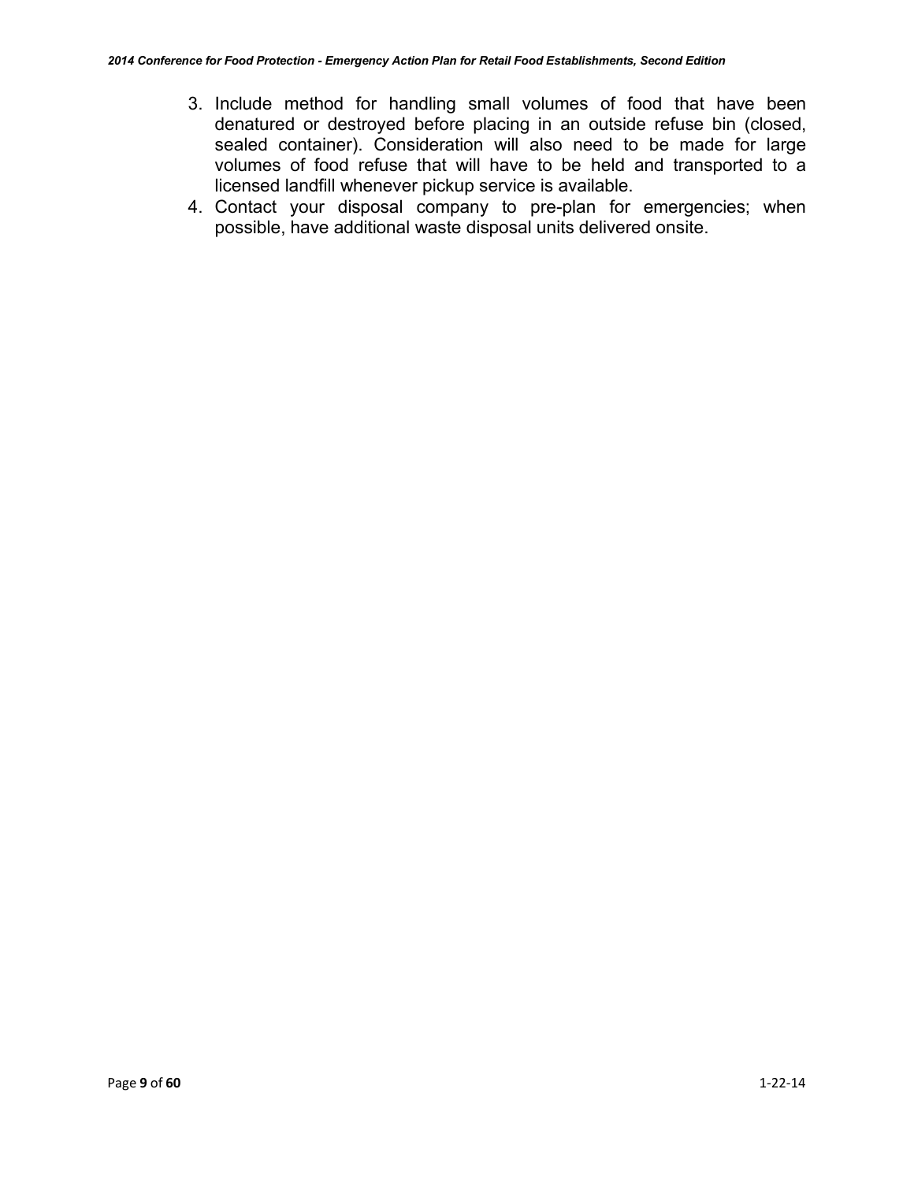3. Include method for handling small volumes of food that have been denatured or destroyed before placing in an outside refuse bin (closed, sealed container). Consideration will also need to be made for large volumes of food refuse that will have to be held and transported to a licensed landfill whenever pickup service is available.
4. Contact your disposal company to pre-plan for emergencies; when possible, have additional waste disposal units delivered onsite.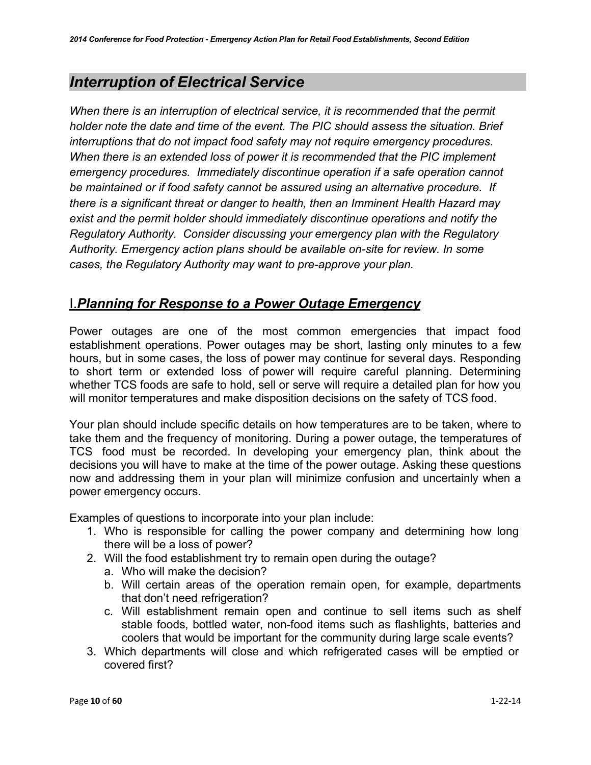## *Interruption of Electrical Service*

*When there is an interruption of electrical service, it is recommended that the permit holder note the date and time of the event. The PIC should assess the situation. Brief interruptions that do not impact food safety may not require emergency procedures. When there is an extended loss of power it is recommended that the PIC implement emergency procedures. Immediately discontinue operation if a safe operation cannot be maintained or if food safety cannot be assured using an alternative procedure. If there is a significant threat or danger to health, then an Imminent Health Hazard may exist and the permit holder should immediately discontinue operations and notify the Regulatory Authority. Consider discussing your emergency plan with the Regulatory Authority. Emergency action plans should be available on-site for review. In some cases, the Regulatory Authority may want to pre-approve your plan.*

### I.*Planning for Response to a Power Outage Emergency*

Power outages are one of the most common emergencies that impact food establishment operations. Power outages may be short, lasting only minutes to a few hours, but in some cases, the loss of power may continue for several days. Responding to short term or extended loss of power will require careful planning. Determining whether TCS foods are safe to hold, sell or serve will require a detailed plan for how you will monitor temperatures and make disposition decisions on the safety of TCS food.

Your plan should include specific details on how temperatures are to be taken, where to take them and the frequency of monitoring. During a power outage, the temperatures of TCS food must be recorded. In developing your emergency plan, think about the decisions you will have to make at the time of the power outage. Asking these questions now and addressing them in your plan will minimize confusion and uncertainly when a power emergency occurs.

Examples of questions to incorporate into your plan include:

1. Who is responsible for calling the power company and determining how long there will be a loss of power?
2. Will the food establishment try to remain open during the outage?
   a. Who will make the decision?
   b. Will certain areas of the operation remain open, for example, departments that don't need refrigeration?
   c. Will establishment remain open and continue to sell items such as shelf stable foods, bottled water, non-food items such as flashlights, batteries and coolers that would be important for the community during large scale events?
3. Which departments will close and which refrigerated cases will be emptied or covered first?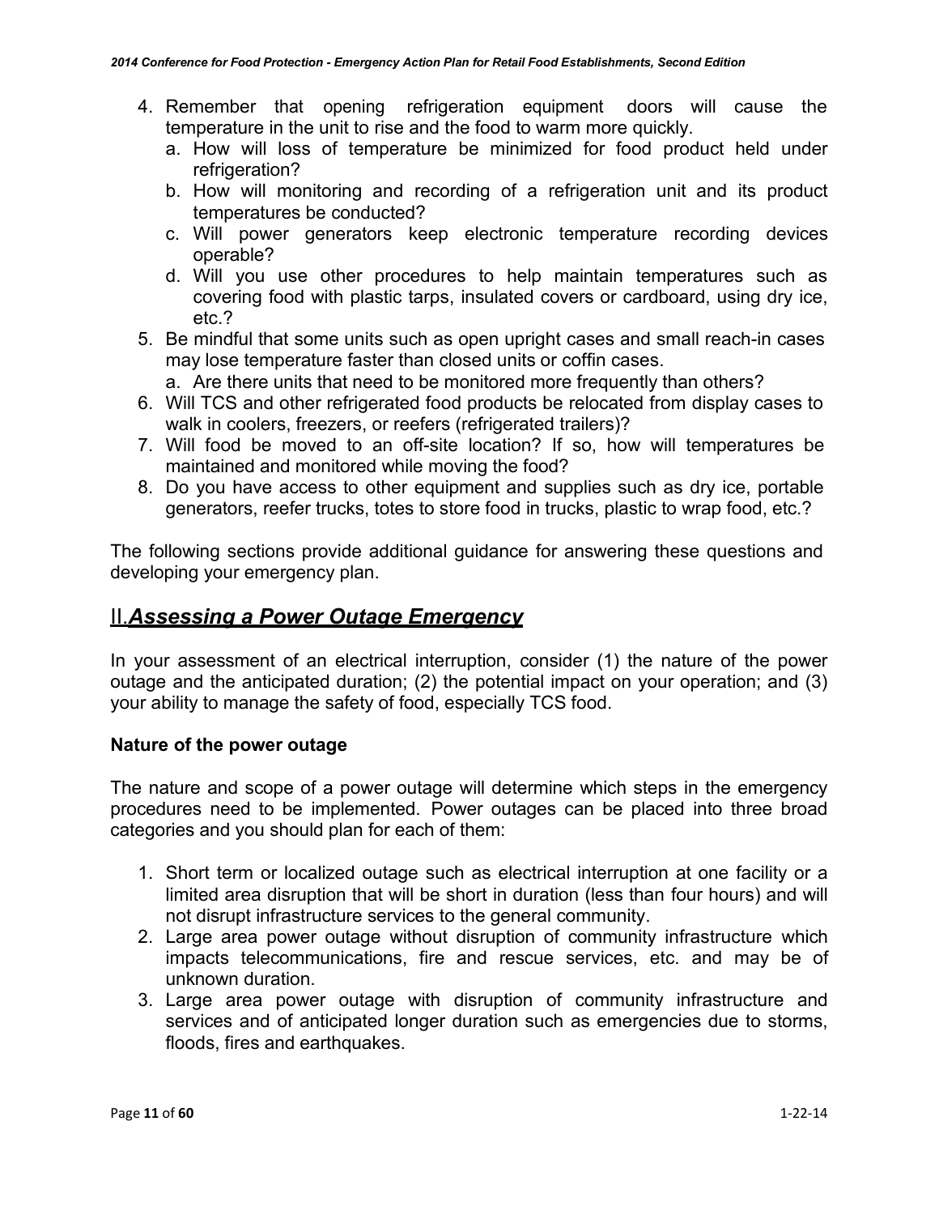4. Remember that opening refrigeration equipment doors will cause the temperature in the unit to rise and the food to warm more quickly.
   a. How will loss of temperature be minimized for food product held under refrigeration?
   b. How will monitoring and recording of a refrigeration unit and its product temperatures be conducted?
   c. Will power generators keep electronic temperature recording devices operable?
   d. Will you use other procedures to help maintain temperatures such as covering food with plastic tarps, insulated covers or cardboard, using dry ice, etc.?
5. Be mindful that some units such as open upright cases and small reach-in cases may lose temperature faster than closed units or coffin cases.
   a. Are there units that need to be monitored more frequently than others?
6. Will TCS and other refrigerated food products be relocated from display cases to walk in coolers, freezers, or reefers (refrigerated trailers)?
7. Will food be moved to an off-site location? If so, how will temperatures be maintained and monitored while moving the food?
8. Do you have access to other equipment and supplies such as dry ice, portable generators, reefer trucks, totes to store food in trucks, plastic to wrap food, etc.?

The following sections provide additional guidance for answering these questions and developing your emergency plan.

## II. ***Assessing a Power Outage Emergency***

In your assessment of an electrical interruption, consider (1) the nature of the power outage and the anticipated duration; (2) the potential impact on your operation; and (3) your ability to manage the safety of food, especially TCS food.

**Nature of the power outage**

The nature and scope of a power outage will determine which steps in the emergency procedures need to be implemented. Power outages can be placed into three broad categories and you should plan for each of them:

1. Short term or localized outage such as electrical interruption at one facility or a limited area disruption that will be short in duration (less than four hours) and will not disrupt infrastructure services to the general community.
2. Large area power outage without disruption of community infrastructure which impacts telecommunications, fire and rescue services, etc. and may be of unknown duration.
3. Large area power outage with disruption of community infrastructure and services and of anticipated longer duration such as emergencies due to storms, floods, fires and earthquakes.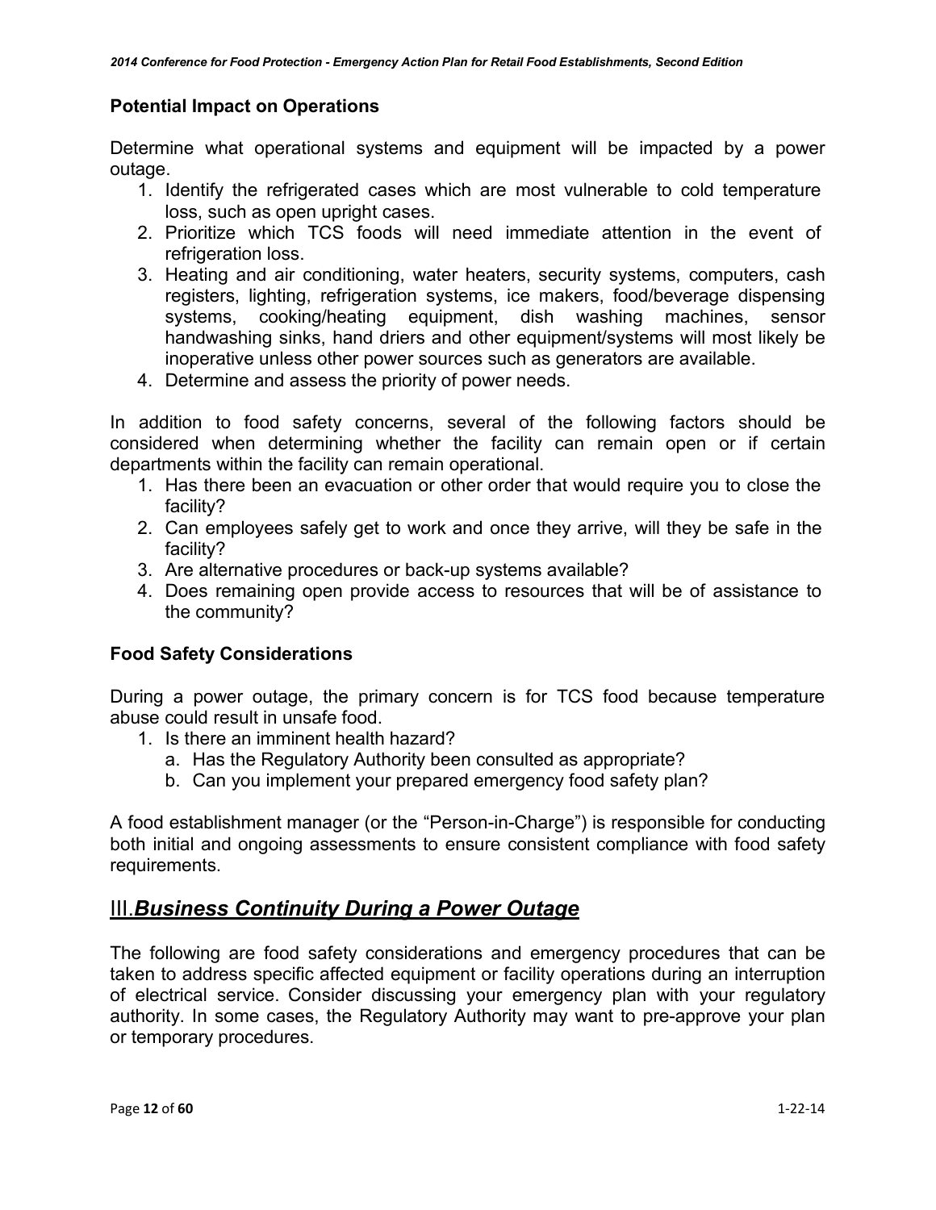### Potential Impact on Operations

Determine what operational systems and equipment will be impacted by a power outage.

1. Identify the refrigerated cases which are most vulnerable to cold temperature loss, such as open upright cases.
2. Prioritize which TCS foods will need immediate attention in the event of refrigeration loss.
3. Heating and air conditioning, water heaters, security systems, computers, cash registers, lighting, refrigeration systems, ice makers, food/beverage dispensing systems, cooking/heating equipment, dish washing machines, sensor handwashing sinks, hand driers and other equipment/systems will most likely be inoperative unless other power sources such as generators are available.
4. Determine and assess the priority of power needs.

In addition to food safety concerns, several of the following factors should be considered when determining whether the facility can remain open or if certain departments within the facility can remain operational.

1. Has there been an evacuation or other order that would require you to close the facility?
2. Can employees safely get to work and once they arrive, will they be safe in the facility?
3. Are alternative procedures or back-up systems available?
4. Does remaining open provide access to resources that will be of assistance to the community?

### Food Safety Considerations

During a power outage, the primary concern is for TCS food because temperature abuse could result in unsafe food.

1. Is there an imminent health hazard?
   a. Has the Regulatory Authority been consulted as appropriate?
   b. Can you implement your prepared emergency food safety plan?

A food establishment manager (or the "Person-in-Charge") is responsible for conducting both initial and ongoing assessments to ensure consistent compliance with food safety requirements.

## III. ***Business Continuity During a Power Outage***

The following are food safety considerations and emergency procedures that can be taken to address specific affected equipment or facility operations during an interruption of electrical service. Consider discussing your emergency plan with your regulatory authority. In some cases, the Regulatory Authority may want to pre-approve your plan or temporary procedures.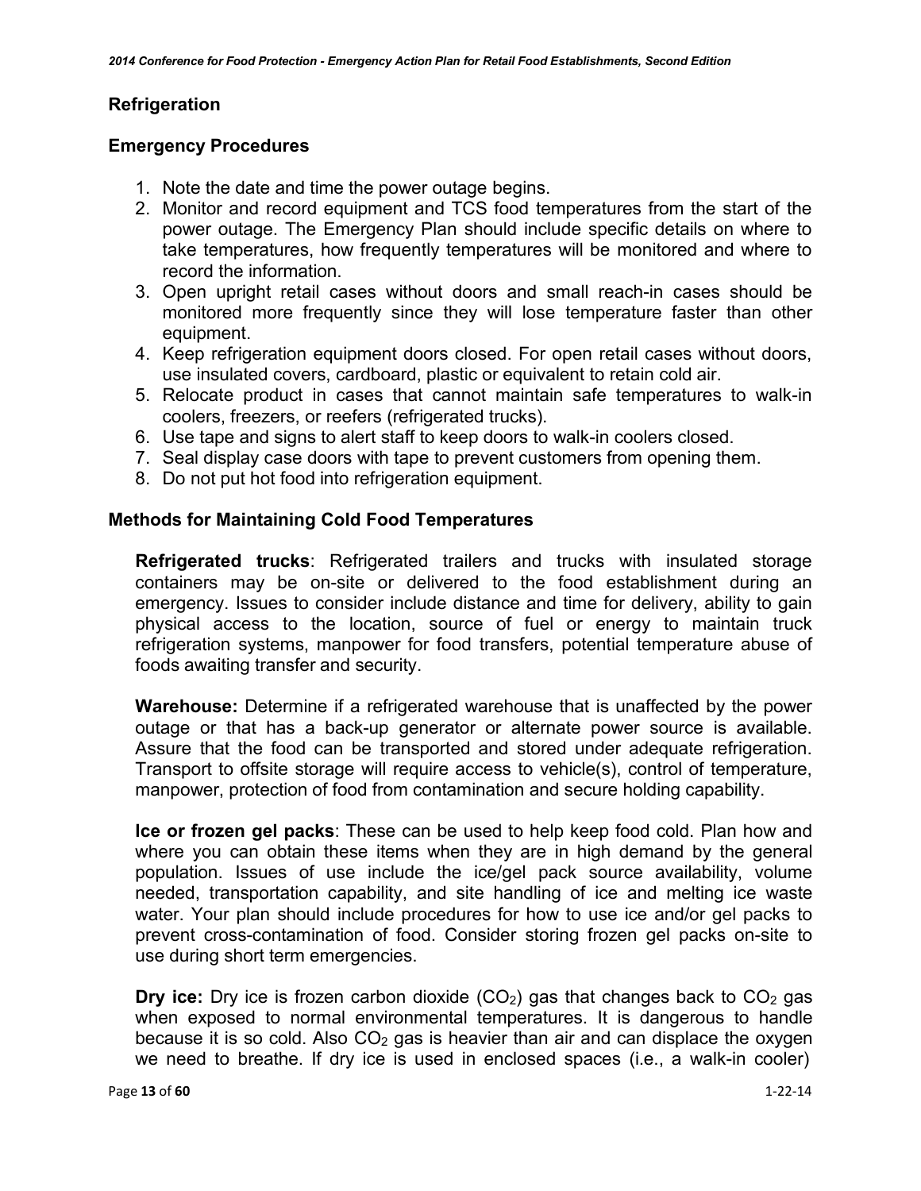## Refrigeration

### Emergency Procedures

1. Note the date and time the power outage begins.
2. Monitor and record equipment and TCS food temperatures from the start of the power outage. The Emergency Plan should include specific details on where to take temperatures, how frequently temperatures will be monitored and where to record the information.
3. Open upright retail cases without doors and small reach-in cases should be monitored more frequently since they will lose temperature faster than other equipment.
4. Keep refrigeration equipment doors closed. For open retail cases without doors, use insulated covers, cardboard, plastic or equivalent to retain cold air.
5. Relocate product in cases that cannot maintain safe temperatures to walk-in coolers, freezers, or reefers (refrigerated trucks).
6. Use tape and signs to alert staff to keep doors to walk-in coolers closed.
7. Seal display case doors with tape to prevent customers from opening them.
8. Do not put hot food into refrigeration equipment.

### Methods for Maintaining Cold Food Temperatures

**Refrigerated trucks**: Refrigerated trailers and trucks with insulated storage containers may be on-site or delivered to the food establishment during an emergency. Issues to consider include distance and time for delivery, ability to gain physical access to the location, source of fuel or energy to maintain truck refrigeration systems, manpower for food transfers, potential temperature abuse of foods awaiting transfer and security.

**Warehouse:** Determine if a refrigerated warehouse that is unaffected by the power outage or that has a back-up generator or alternate power source is available. Assure that the food can be transported and stored under adequate refrigeration. Transport to offsite storage will require access to vehicle(s), control of temperature, manpower, protection of food from contamination and secure holding capability.

**Ice or frozen gel packs**: These can be used to help keep food cold. Plan how and where you can obtain these items when they are in high demand by the general population. Issues of use include the ice/gel pack source availability, volume needed, transportation capability, and site handling of ice and melting ice waste water. Your plan should include procedures for how to use ice and/or gel packs to prevent cross-contamination of food. Consider storing frozen gel packs on-site to use during short term emergencies.

**Dry ice:** Dry ice is frozen carbon dioxide ($CO_2$) gas that changes back to $CO_2$ gas when exposed to normal environmental temperatures. It is dangerous to handle because it is so cold. Also $CO_2$ gas is heavier than air and can displace the oxygen we need to breathe. If dry ice is used in enclosed spaces (i.e., a walk-in cooler)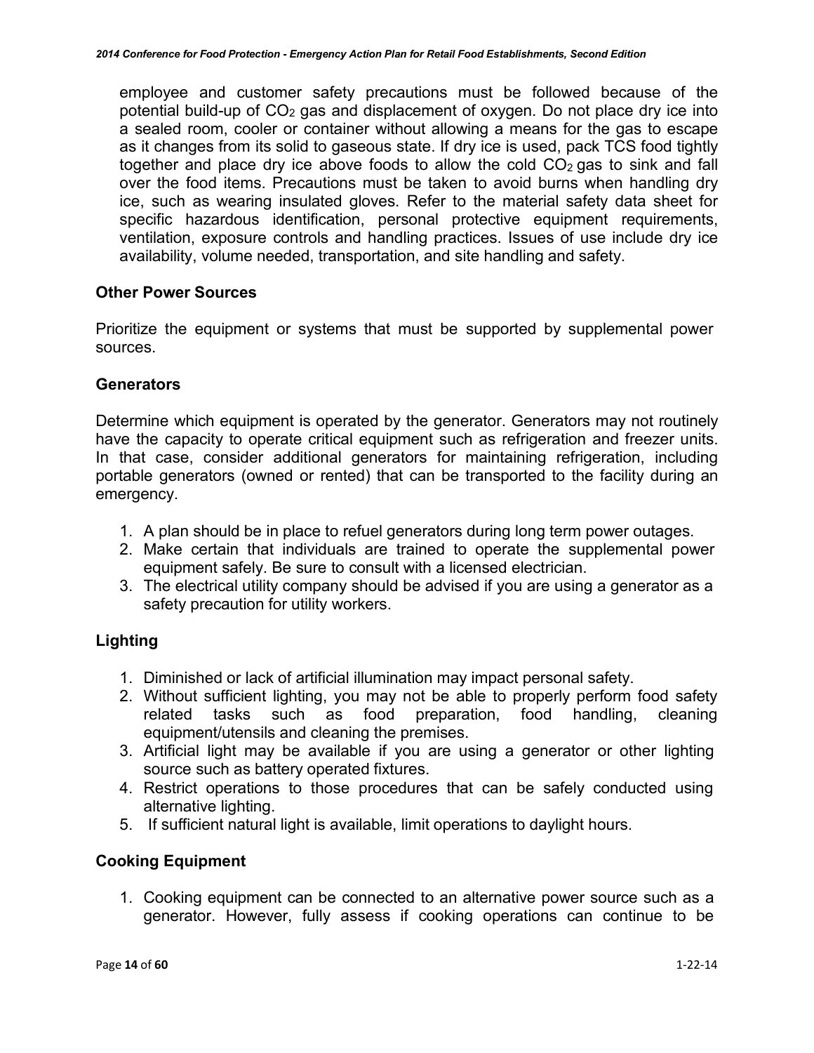employee and customer safety precautions must be followed because of the potential build-up of $CO_2$ gas and displacement of oxygen. Do not place dry ice into a sealed room, cooler or container without allowing a means for the gas to escape as it changes from its solid to gaseous state. If dry ice is used, pack TCS food tightly together and place dry ice above foods to allow the cold $CO_2$ gas to sink and fall over the food items. Precautions must be taken to avoid burns when handling dry ice, such as wearing insulated gloves. Refer to the material safety data sheet for specific hazardous identification, personal protective equipment requirements, ventilation, exposure controls and handling practices. Issues of use include dry ice availability, volume needed, transportation, and site handling and safety.

### Other Power Sources

Prioritize the equipment or systems that must be supported by supplemental power sources.

### Generators

Determine which equipment is operated by the generator. Generators may not routinely have the capacity to operate critical equipment such as refrigeration and freezer units. In that case, consider additional generators for maintaining refrigeration, including portable generators (owned or rented) that can be transported to the facility during an emergency.

1. A plan should be in place to refuel generators during long term power outages.
2. Make certain that individuals are trained to operate the supplemental power equipment safely. Be sure to consult with a licensed electrician.
3. The electrical utility company should be advised if you are using a generator as a safety precaution for utility workers.

### Lighting

1. Diminished or lack of artificial illumination may impact personal safety.
2. Without sufficient lighting, you may not be able to properly perform food safety related tasks such as food preparation, food handling, cleaning equipment/utensils and cleaning the premises.
3. Artificial light may be available if you are using a generator or other lighting source such as battery operated fixtures.
4. Restrict operations to those procedures that can be safely conducted using alternative lighting.
5. If sufficient natural light is available, limit operations to daylight hours.

### Cooking Equipment

1. Cooking equipment can be connected to an alternative power source such as a generator. However, fully assess if cooking operations can continue to be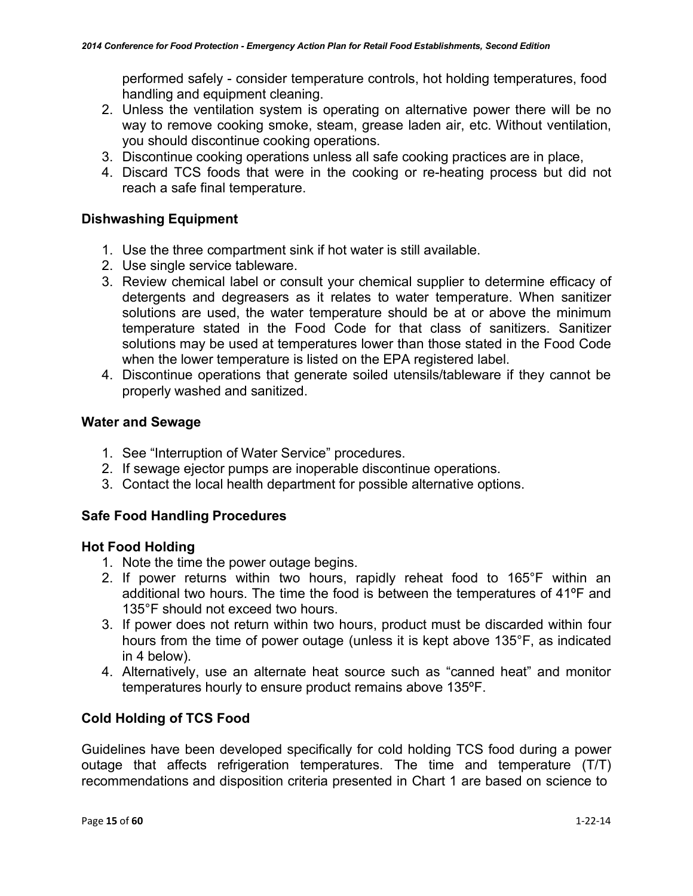performed safely - consider temperature controls, hot holding temperatures, food handling and equipment cleaning.

2. Unless the ventilation system is operating on alternative power there will be no way to remove cooking smoke, steam, grease laden air, etc. Without ventilation, you should discontinue cooking operations.
3. Discontinue cooking operations unless all safe cooking practices are in place,
4. Discard TCS foods that were in the cooking or re-heating process but did not reach a safe final temperature.

### Dishwashing Equipment

1. Use the three compartment sink if hot water is still available.
2. Use single service tableware.
3. Review chemical label or consult your chemical supplier to determine efficacy of detergents and degreasers as it relates to water temperature. When sanitizer solutions are used, the water temperature should be at or above the minimum temperature stated in the Food Code for that class of sanitizers. Sanitizer solutions may be used at temperatures lower than those stated in the Food Code when the lower temperature is listed on the EPA registered label.
4. Discontinue operations that generate soiled utensils/tableware if they cannot be properly washed and sanitized.

### Water and Sewage

1. See "Interruption of Water Service" procedures.
2. If sewage ejector pumps are inoperable discontinue operations.
3. Contact the local health department for possible alternative options.

### Safe Food Handling Procedures

### Hot Food Holding

1. Note the time the power outage begins.
2. If power returns within two hours, rapidly reheat food to 165°F within an additional two hours. The time the food is between the temperatures of 41ºF and 135°F should not exceed two hours.
3. If power does not return within two hours, product must be discarded within four hours from the time of power outage (unless it is kept above 135°F, as indicated in 4 below).
4. Alternatively, use an alternate heat source such as "canned heat" and monitor temperatures hourly to ensure product remains above 135ºF.

### Cold Holding of TCS Food

Guidelines have been developed specifically for cold holding TCS food during a power outage that affects refrigeration temperatures. The time and temperature (T/T) recommendations and disposition criteria presented in Chart 1 are based on science to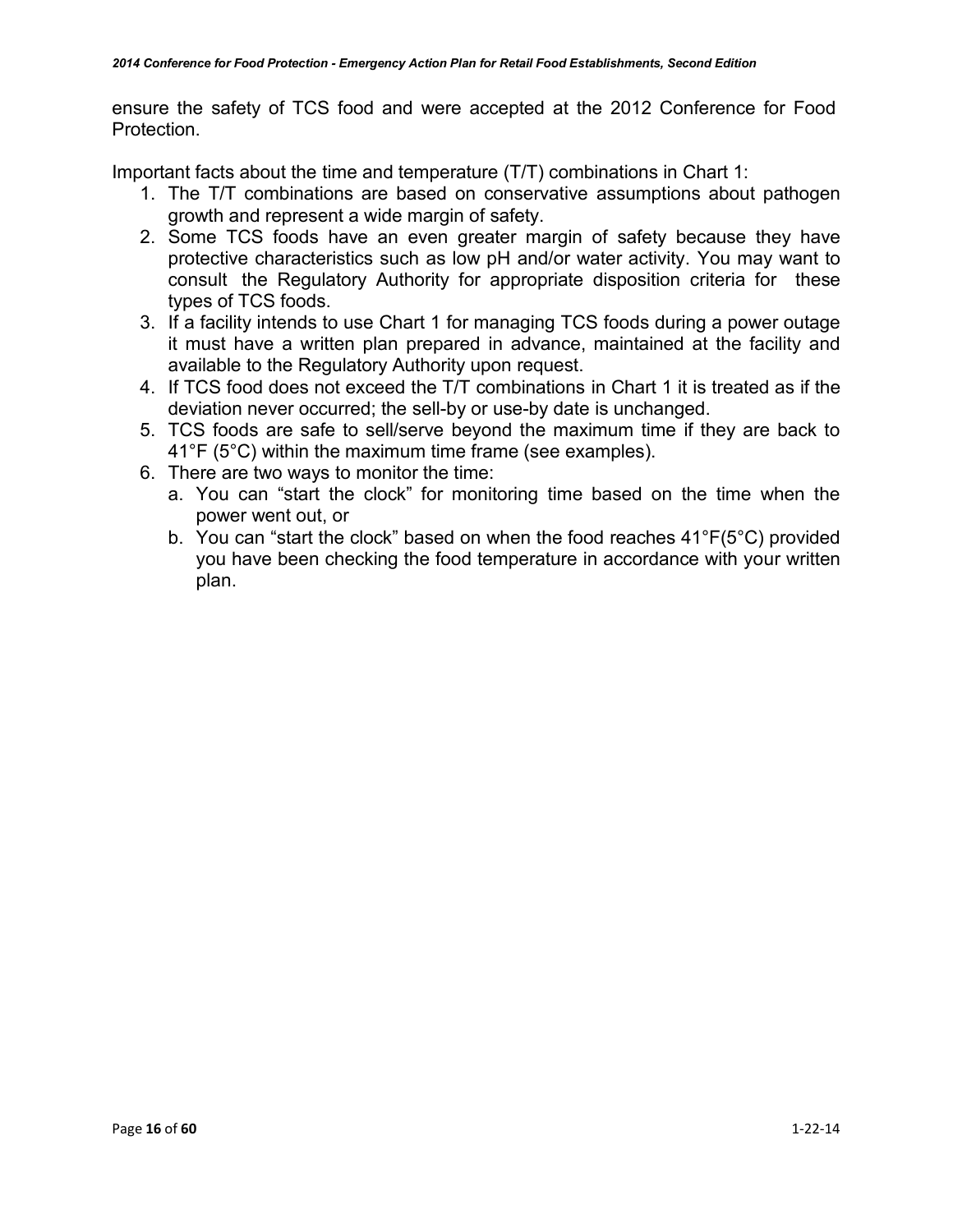ensure the safety of TCS food and were accepted at the 2012 Conference for Food Protection.

Important facts about the time and temperature (T/T) combinations in Chart 1:

1. The T/T combinations are based on conservative assumptions about pathogen growth and represent a wide margin of safety.
2. Some TCS foods have an even greater margin of safety because they have protective characteristics such as low pH and/or water activity. You may want to consult the Regulatory Authority for appropriate disposition criteria for these types of TCS foods.
3. If a facility intends to use Chart 1 for managing TCS foods during a power outage it must have a written plan prepared in advance, maintained at the facility and available to the Regulatory Authority upon request.
4. If TCS food does not exceed the T/T combinations in Chart 1 it is treated as if the deviation never occurred; the sell-by or use-by date is unchanged.
5. TCS foods are safe to sell/serve beyond the maximum time if they are back to 41°F (5°C) within the maximum time frame (see examples).
6. There are two ways to monitor the time:
   a. You can "start the clock" for monitoring time based on the time when the power went out, or
   b. You can "start the clock" based on when the food reaches 41°F(5°C) provided you have been checking the food temperature in accordance with your written plan.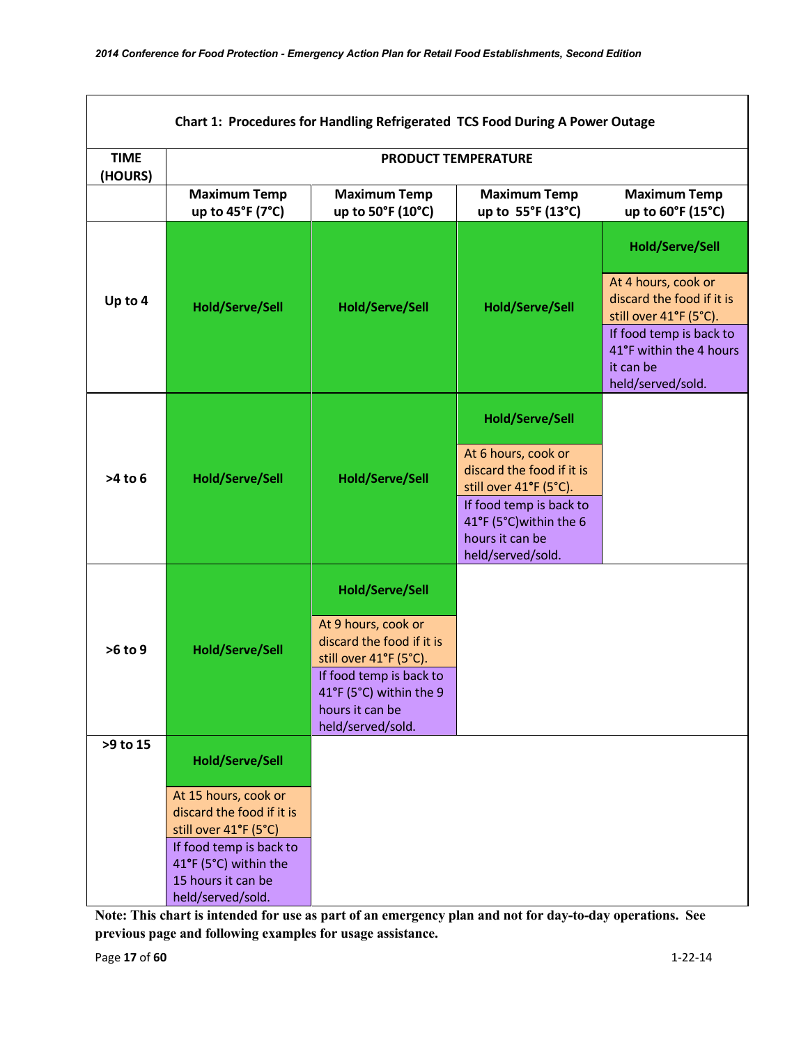**Chart 1: Procedures for Handling Refrigerated TCS Food During A Power Outage**

| TIME (HOURS) | PRODUCT TEMPERATURE | | | |
|---|---|---|---|---|
| | Maximum Temp up to 45°F (7°C) | Maximum Temp up to 50°F (10°C) | Maximum Temp up to 55°F (13°C) | Maximum Temp up to 60°F (15°C) |
| Up to 4 | Hold/Serve/Sell | Hold/Serve/Sell | Hold/Serve/Sell | Hold/Serve/Sell<br>At 4 hours, cook or discard the food if it is still over 41°F (5°C).<br>If food temp is back to 41°F within the 4 hours it can be held/served/sold. |
| >4 to 6 | Hold/Serve/Sell | Hold/Serve/Sell | Hold/Serve/Sell<br>At 6 hours, cook or discard the food if it is still over 41°F (5°C).<br>If food temp is back to 41°F (5°C)within the 6 hours it can be held/served/sold. | |
| >6 to 9 | Hold/Serve/Sell | Hold/Serve/Sell<br>At 9 hours, cook or discard the food if it is still over 41°F (5°C).<br>If food temp is back to 41°F (5°C) within the 9 hours it can be held/served/sold. | | |
| >9 to 15 | Hold/Serve/Sell<br>At 15 hours, cook or discard the food if it is still over 41°F (5°C)<br>If food temp is back to 41°F (5°C) within the 15 hours it can be held/served/sold. | | | |

**Note: This chart is intended for use as part of an emergency plan and not for day-to-day operations. See previous page and following examples for usage assistance.**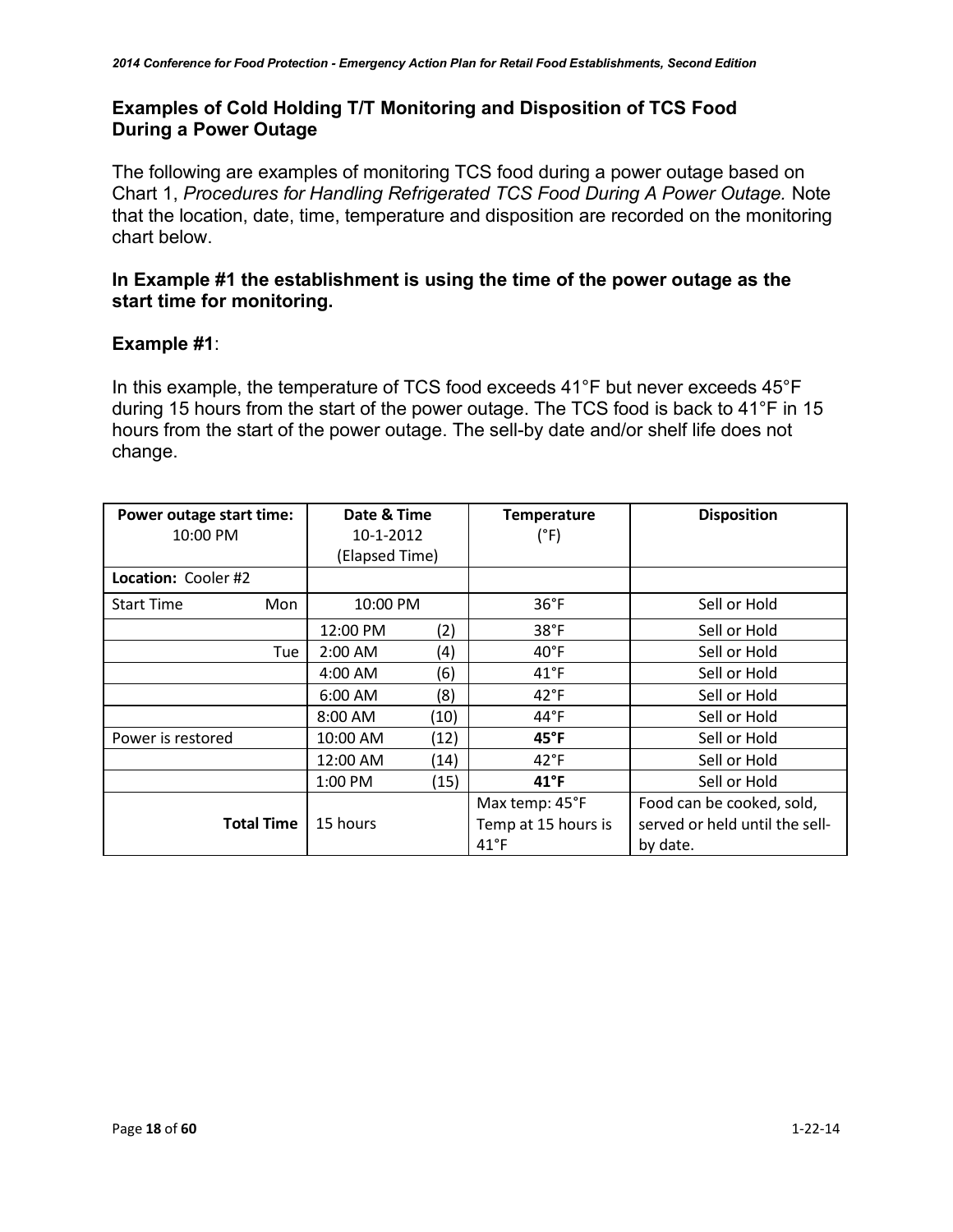## Examples of Cold Holding T/T Monitoring and Disposition of TCS Food During a Power Outage

The following are examples of monitoring TCS food during a power outage based on Chart 1, *Procedures for Handling Refrigerated TCS Food During A Power Outage.* Note that the location, date, time, temperature and disposition are recorded on the monitoring chart below.

**In Example #1 the establishment is using the time of the power outage as the start time for monitoring.**

**Example #1**:

In this example, the temperature of TCS food exceeds 41°F but never exceeds 45°F during 15 hours from the start of the power outage. The TCS food is back to 41°F in 15 hours from the start of the power outage. The sell-by date and/or shelf life does not change.

| **Power outage start time:** 10:00 PM | **Date & Time** 10-1-2012 (Elapsed Time) | **Temperature** (°F) | **Disposition** |
|---|---|---|---|
| **Location:** Cooler #2 | | | |
| Start Time Mon | 10:00 PM | 36°F | Sell or Hold |
| | 12:00 PM (2) | 38°F | Sell or Hold |
| Tue | 2:00 AM (4) | 40°F | Sell or Hold |
| | 4:00 AM (6) | 41°F | Sell or Hold |
| | 6:00 AM (8) | 42°F | Sell or Hold |
| | 8:00 AM (10) | 44°F | Sell or Hold |
| Power is restored | 10:00 AM (12) | **45°F** | Sell or Hold |
| | 12:00 AM (14) | 42°F | Sell or Hold |
| | 1:00 PM (15) | **41°F** | Sell or Hold |
| **Total Time** | 15 hours | Max temp: 45°F Temp at 15 hours is 41°F | Food can be cooked, sold, served or held until the sell-by date. |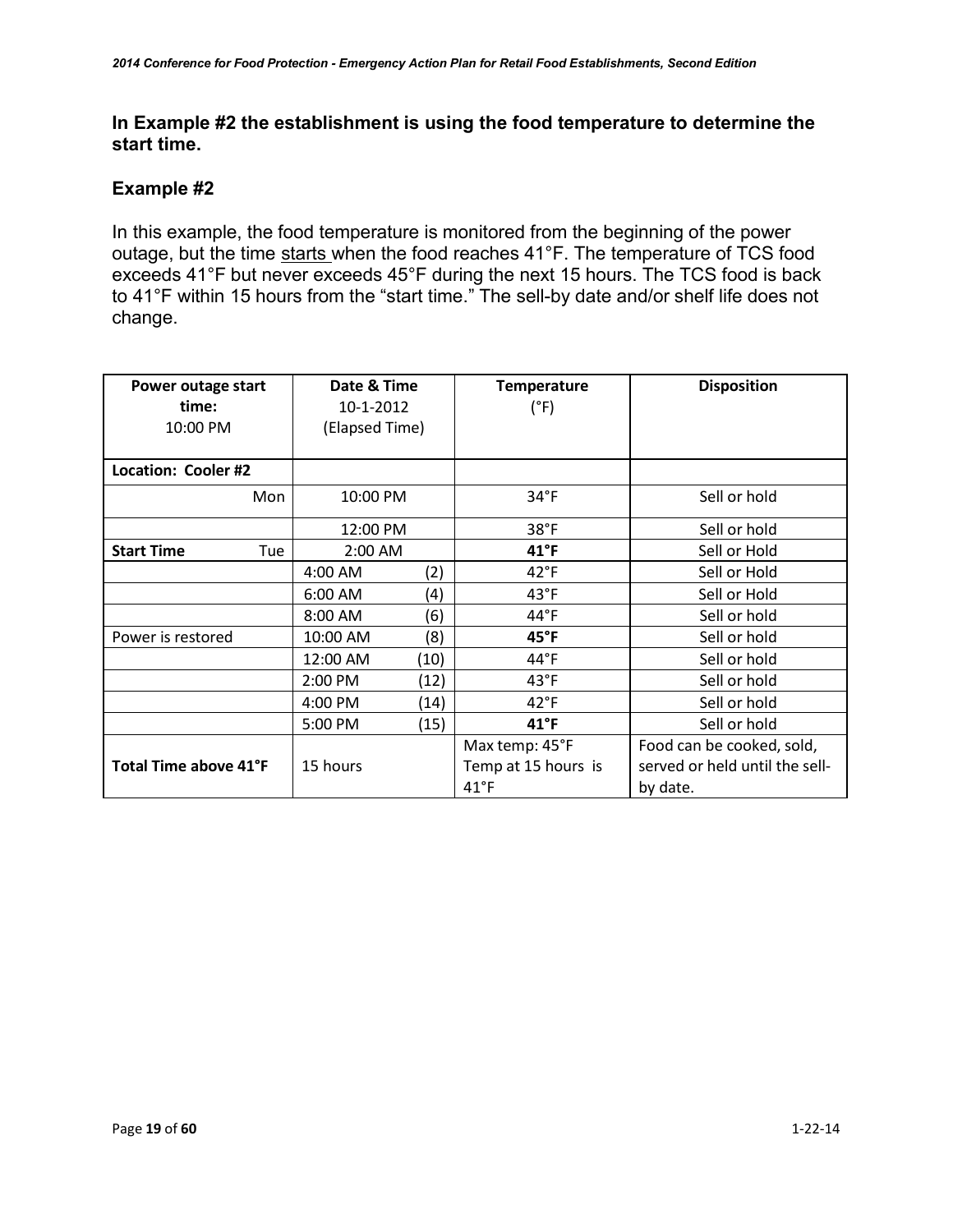**In Example #2 the establishment is using the food temperature to determine the start time.**

### Example #2

In this example, the food temperature is monitored from the beginning of the power outage, but the time starts when the food reaches 41°F. The temperature of TCS food exceeds 41°F but never exceeds 45°F during the next 15 hours. The TCS food is back to 41°F within 15 hours from the "start time." The sell-by date and/or shelf life does not change.

| **Power outage start time:** 10:00 PM | **Date & Time** 10-1-2012 (Elapsed Time) | **Temperature** (°F) | **Disposition** |
|---|---|---|---|
| **Location: Cooler #2** | | | |
| Mon | 10:00 PM | 34°F | Sell or hold |
| | 12:00 PM | 38°F | Sell or hold |
| **Start Time** Tue | 2:00 AM | **41°F** | Sell or Hold |
| | 4:00 AM (2) | 42°F | Sell or Hold |
| | 6:00 AM (4) | 43°F | Sell or Hold |
| | 8:00 AM (6) | 44°F | Sell or hold |
| Power is restored | 10:00 AM (8) | **45°F** | Sell or hold |
| | 12:00 AM (10) | 44°F | Sell or hold |
| | 2:00 PM (12) | 43°F | Sell or hold |
| | 4:00 PM (14) | 42°F | Sell or hold |
| | 5:00 PM (15) | **41°F** | Sell or hold |
| **Total Time above 41°F** | 15 hours | Max temp: 45°F Temp at 15 hours is 41°F | Food can be cooked, sold, served or held until the sell-by date. |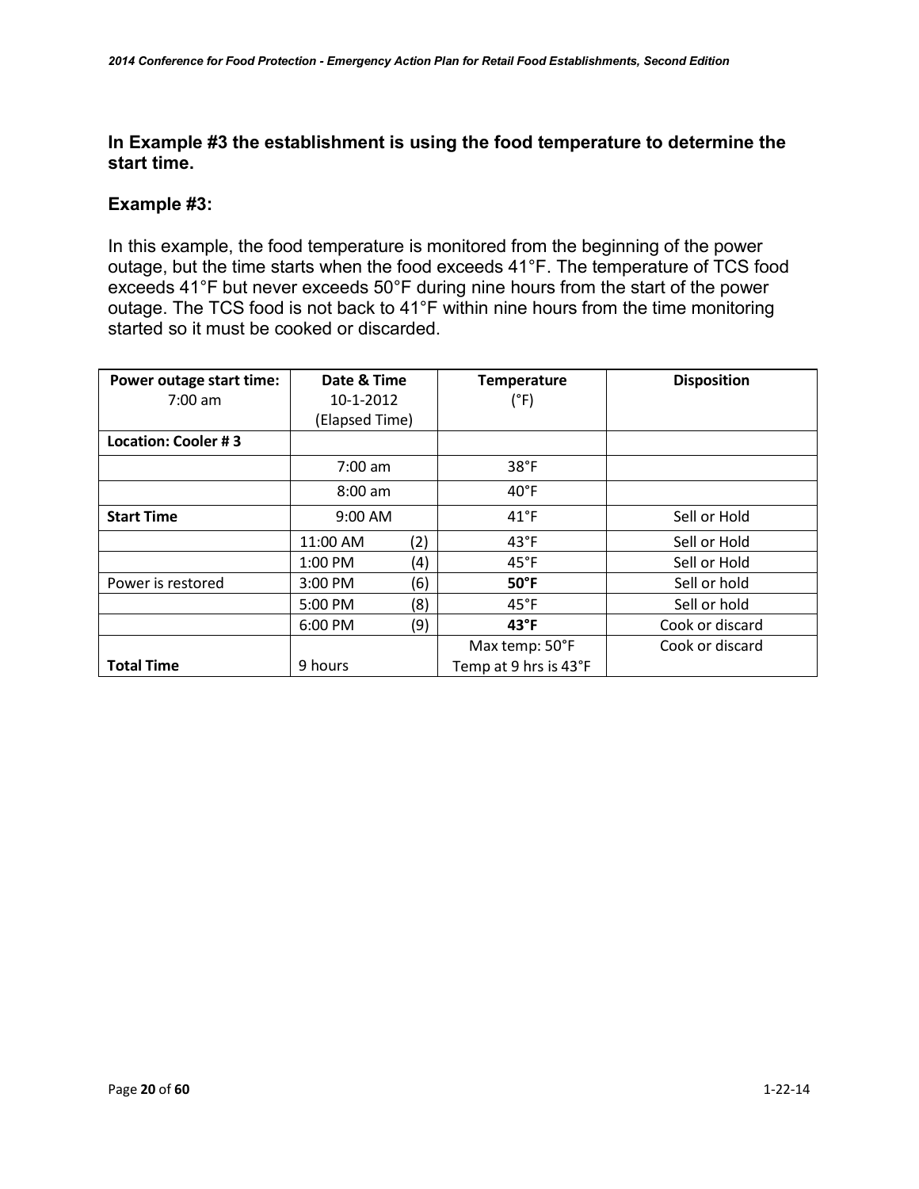**In Example #3 the establishment is using the food temperature to determine the start time.**

### Example #3:

In this example, the food temperature is monitored from the beginning of the power outage, but the time starts when the food exceeds 41°F. The temperature of TCS food exceeds 41°F but never exceeds 50°F during nine hours from the start of the power outage. The TCS food is not back to 41°F within nine hours from the time monitoring started so it must be cooked or discarded.

| **Power outage start time:** 7:00 am | **Date & Time** 10-1-2012 (Elapsed Time) | **Temperature** (°F) | **Disposition** |
|---|---|---|---|
| **Location: Cooler # 3** | | | |
| | 7:00 am | 38°F | |
| | 8:00 am | 40°F | |
| **Start Time** | 9:00 AM | 41°F | Sell or Hold |
| | 11:00 AM (2) | 43°F | Sell or Hold |
| | 1:00 PM (4) | 45°F | Sell or Hold |
| Power is restored | 3:00 PM (6) | **50°F** | Sell or hold |
| | 5:00 PM (8) | 45°F | Sell or hold |
| | 6:00 PM (9) | **43°F** | Cook or discard |
| **Total Time** | 9 hours | Max temp: 50°F Temp at 9 hrs is 43°F | Cook or discard |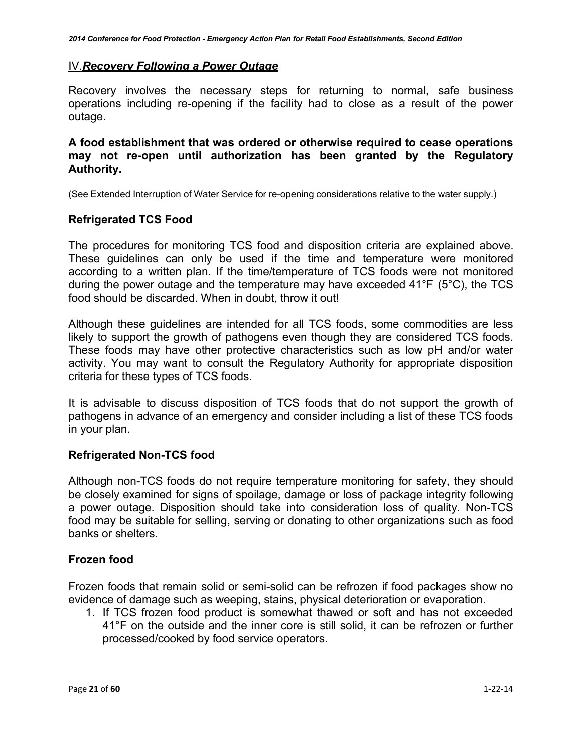## IV. *Recovery Following a Power Outage*

Recovery involves the necessary steps for returning to normal, safe business operations including re-opening if the facility had to close as a result of the power outage.

**A food establishment that was ordered or otherwise required to cease operations may not re-open until authorization has been granted by the Regulatory Authority.**

(See Extended Interruption of Water Service for re-opening considerations relative to the water supply.)

### Refrigerated TCS Food

The procedures for monitoring TCS food and disposition criteria are explained above. These guidelines can only be used if the time and temperature were monitored according to a written plan. If the time/temperature of TCS foods were not monitored during the power outage and the temperature may have exceeded 41°F (5°C), the TCS food should be discarded. When in doubt, throw it out!

Although these guidelines are intended for all TCS foods, some commodities are less likely to support the growth of pathogens even though they are considered TCS foods. These foods may have other protective characteristics such as low pH and/or water activity. You may want to consult the Regulatory Authority for appropriate disposition criteria for these types of TCS foods.

It is advisable to discuss disposition of TCS foods that do not support the growth of pathogens in advance of an emergency and consider including a list of these TCS foods in your plan.

### Refrigerated Non-TCS food

Although non-TCS foods do not require temperature monitoring for safety, they should be closely examined for signs of spoilage, damage or loss of package integrity following a power outage. Disposition should take into consideration loss of quality. Non-TCS food may be suitable for selling, serving or donating to other organizations such as food banks or shelters.

### Frozen food

Frozen foods that remain solid or semi-solid can be refrozen if food packages show no evidence of damage such as weeping, stains, physical deterioration or evaporation.

1. If TCS frozen food product is somewhat thawed or soft and has not exceeded 41°F on the outside and the inner core is still solid, it can be refrozen or further processed/cooked by food service operators.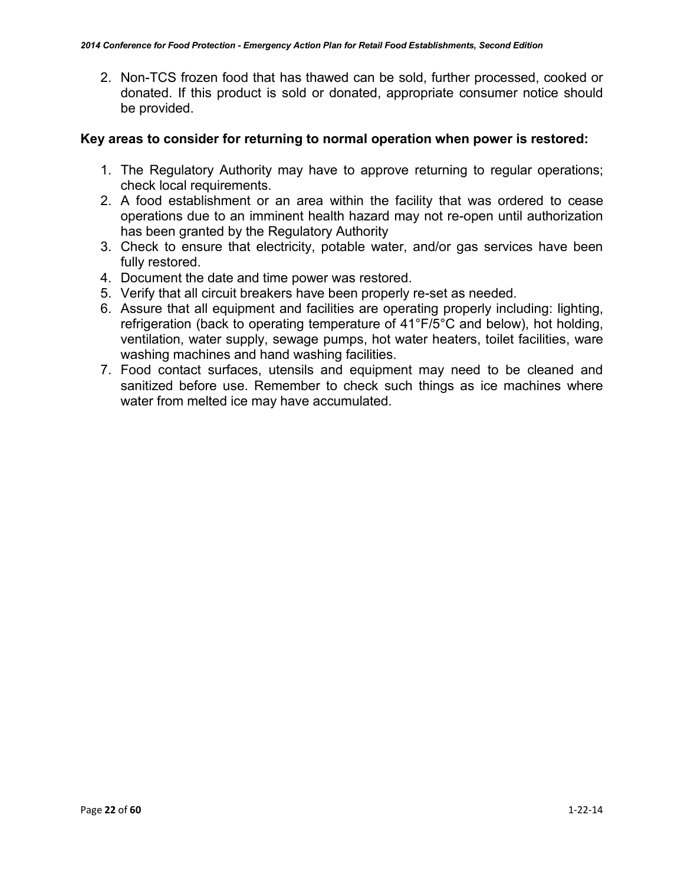2. Non-TCS frozen food that has thawed can be sold, further processed, cooked or donated. If this product is sold or donated, appropriate consumer notice should be provided.

**Key areas to consider for returning to normal operation when power is restored:**

1. The Regulatory Authority may have to approve returning to regular operations; check local requirements.
2. A food establishment or an area within the facility that was ordered to cease operations due to an imminent health hazard may not re-open until authorization has been granted by the Regulatory Authority
3. Check to ensure that electricity, potable water, and/or gas services have been fully restored.
4. Document the date and time power was restored.
5. Verify that all circuit breakers have been properly re-set as needed.
6. Assure that all equipment and facilities are operating properly including: lighting, refrigeration (back to operating temperature of 41°F/5°C and below), hot holding, ventilation, water supply, sewage pumps, hot water heaters, toilet facilities, ware washing machines and hand washing facilities.
7. Food contact surfaces, utensils and equipment may need to be cleaned and sanitized before use. Remember to check such things as ice machines where water from melted ice may have accumulated.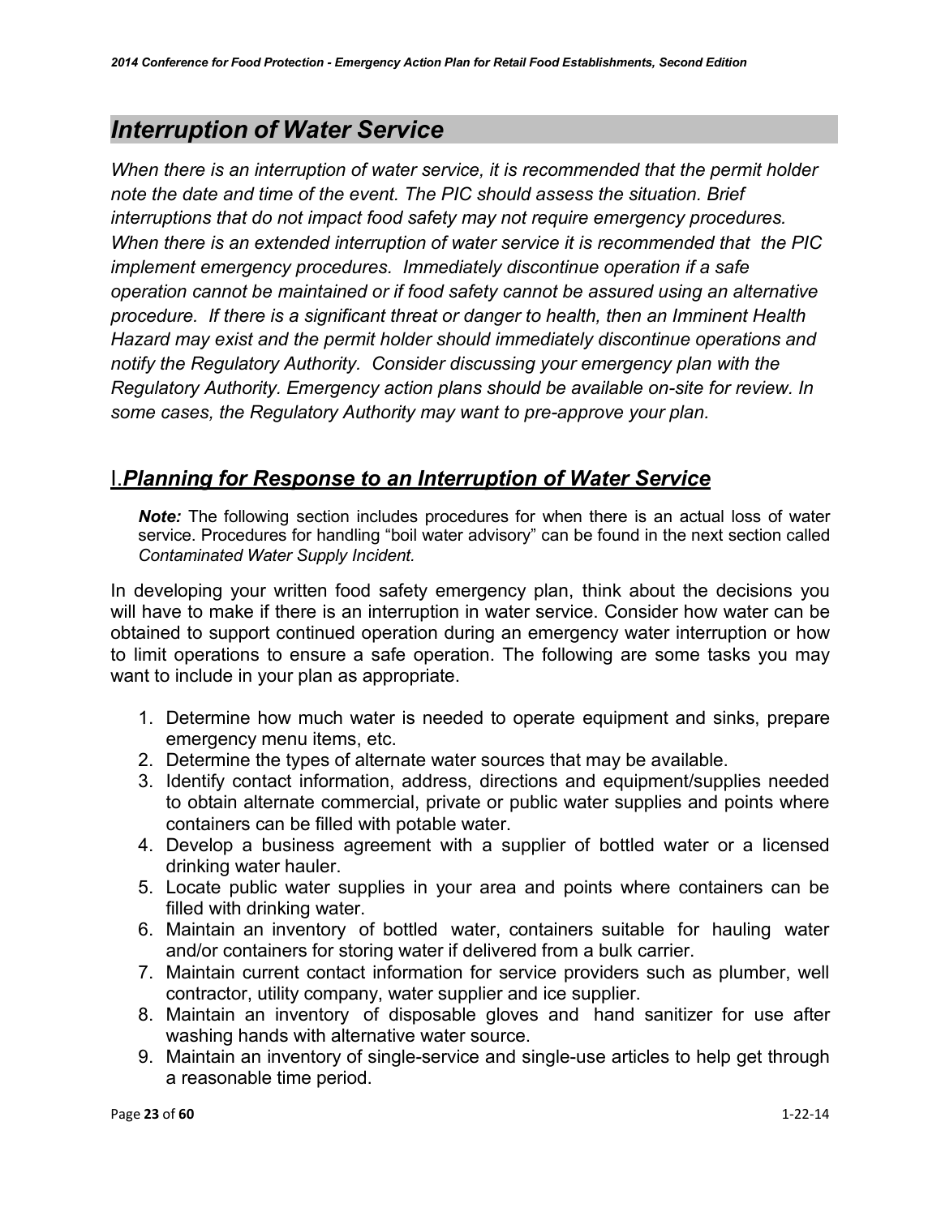## *Interruption of Water Service*

*When there is an interruption of water service, it is recommended that the permit holder note the date and time of the event. The PIC should assess the situation. Brief interruptions that do not impact food safety may not require emergency procedures. When there is an extended interruption of water service it is recommended that the PIC implement emergency procedures. Immediately discontinue operation if a safe operation cannot be maintained or if food safety cannot be assured using an alternative procedure. If there is a significant threat or danger to health, then an Imminent Health Hazard may exist and the permit holder should immediately discontinue operations and notify the Regulatory Authority. Consider discussing your emergency plan with the Regulatory Authority. Emergency action plans should be available on-site for review. In some cases, the Regulatory Authority may want to pre-approve your plan.*

### I. ***Planning for Response to an Interruption of Water Service***

> ***Note:*** The following section includes procedures for when there is an actual loss of water service. Procedures for handling "boil water advisory" can be found in the next section called *Contaminated Water Supply Incident.*

In developing your written food safety emergency plan, think about the decisions you will have to make if there is an interruption in water service. Consider how water can be obtained to support continued operation during an emergency water interruption or how to limit operations to ensure a safe operation. The following are some tasks you may want to include in your plan as appropriate.

1. Determine how much water is needed to operate equipment and sinks, prepare emergency menu items, etc.
2. Determine the types of alternate water sources that may be available.
3. Identify contact information, address, directions and equipment/supplies needed to obtain alternate commercial, private or public water supplies and points where containers can be filled with potable water.
4. Develop a business agreement with a supplier of bottled water or a licensed drinking water hauler.
5. Locate public water supplies in your area and points where containers can be filled with drinking water.
6. Maintain an inventory of bottled water, containers suitable for hauling water and/or containers for storing water if delivered from a bulk carrier.
7. Maintain current contact information for service providers such as plumber, well contractor, utility company, water supplier and ice supplier.
8. Maintain an inventory of disposable gloves and hand sanitizer for use after washing hands with alternative water source.
9. Maintain an inventory of single-service and single-use articles to help get through a reasonable time period.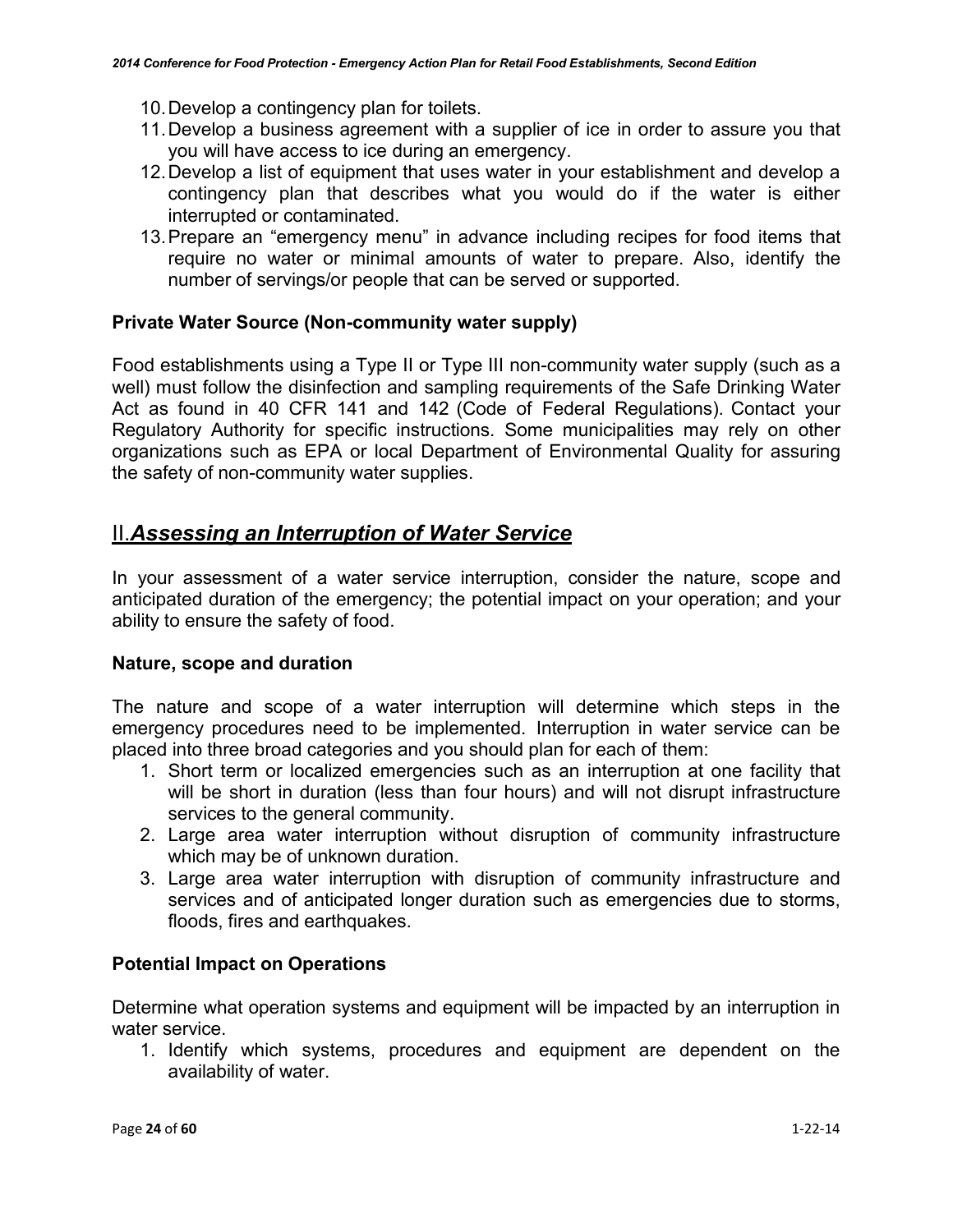10. Develop a contingency plan for toilets.
11. Develop a business agreement with a supplier of ice in order to assure you that you will have access to ice during an emergency.
12. Develop a list of equipment that uses water in your establishment and develop a contingency plan that describes what you would do if the water is either interrupted or contaminated.
13. Prepare an "emergency menu" in advance including recipes for food items that require no water or minimal amounts of water to prepare. Also, identify the number of servings/or people that can be served or supported.

**Private Water Source (Non-community water supply)**

Food establishments using a Type II or Type III non-community water supply (such as a well) must follow the disinfection and sampling requirements of the Safe Drinking Water Act as found in 40 CFR 141 and 142 (Code of Federal Regulations). Contact your Regulatory Authority for specific instructions. Some municipalities may rely on other organizations such as EPA or local Department of Environmental Quality for assuring the safety of non-community water supplies.

## II. ***Assessing an Interruption of Water Service***

In your assessment of a water service interruption, consider the nature, scope and anticipated duration of the emergency; the potential impact on your operation; and your ability to ensure the safety of food.

**Nature, scope and duration**

The nature and scope of a water interruption will determine which steps in the emergency procedures need to be implemented. Interruption in water service can be placed into three broad categories and you should plan for each of them:

1. Short term or localized emergencies such as an interruption at one facility that will be short in duration (less than four hours) and will not disrupt infrastructure services to the general community.
2. Large area water interruption without disruption of community infrastructure which may be of unknown duration.
3. Large area water interruption with disruption of community infrastructure and services and of anticipated longer duration such as emergencies due to storms, floods, fires and earthquakes.

**Potential Impact on Operations**

Determine what operation systems and equipment will be impacted by an interruption in water service.

1. Identify which systems, procedures and equipment are dependent on the availability of water.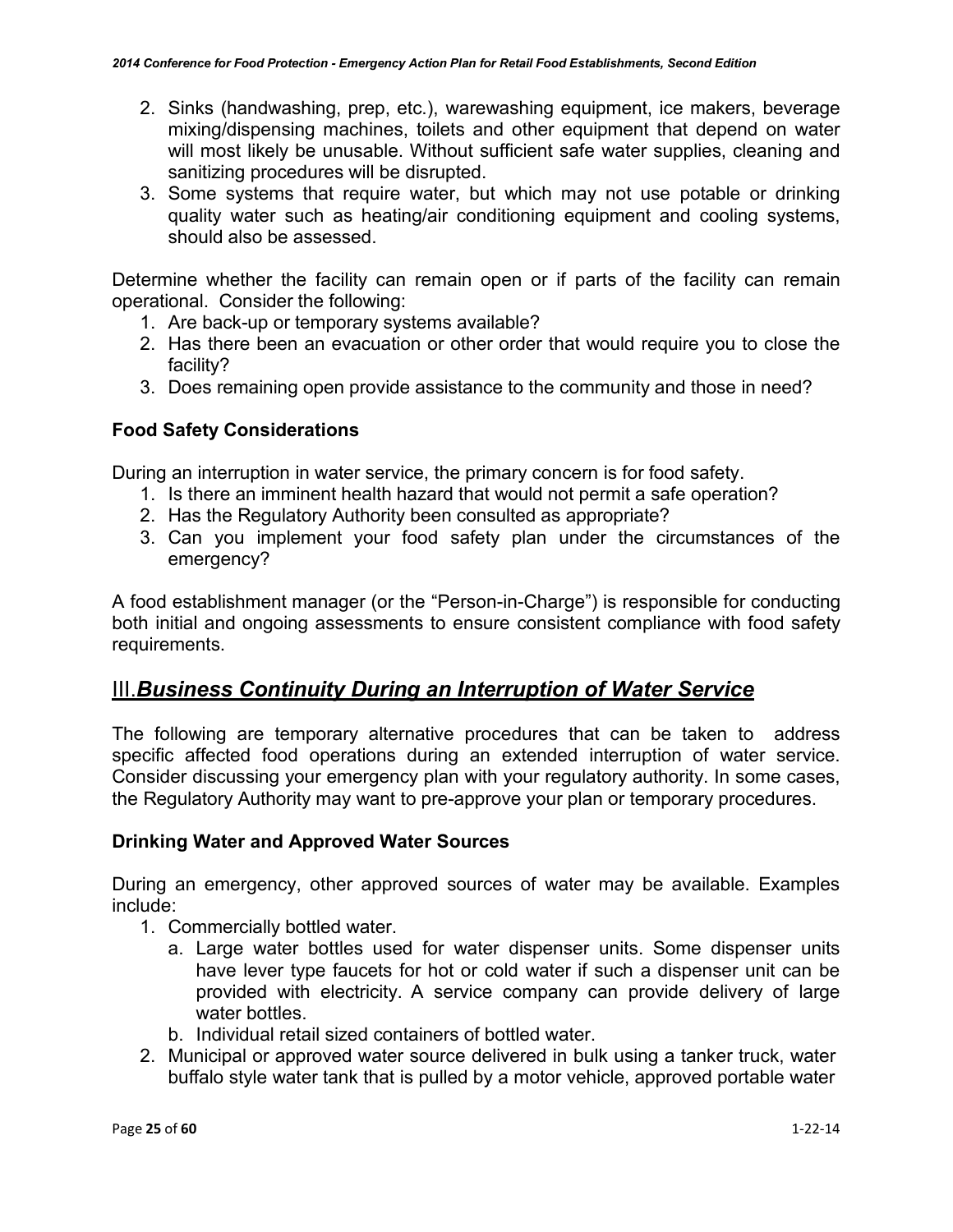2. Sinks (handwashing, prep, etc.), warewashing equipment, ice makers, beverage mixing/dispensing machines, toilets and other equipment that depend on water will most likely be unusable. Without sufficient safe water supplies, cleaning and sanitizing procedures will be disrupted.
3. Some systems that require water, but which may not use potable or drinking quality water such as heating/air conditioning equipment and cooling systems, should also be assessed.

Determine whether the facility can remain open or if parts of the facility can remain operational. Consider the following:

1. Are back-up or temporary systems available?
2. Has there been an evacuation or other order that would require you to close the facility?
3. Does remaining open provide assistance to the community and those in need?

### Food Safety Considerations

During an interruption in water service, the primary concern is for food safety.

1. Is there an imminent health hazard that would not permit a safe operation?
2. Has the Regulatory Authority been consulted as appropriate?
3. Can you implement your food safety plan under the circumstances of the emergency?

A food establishment manager (or the "Person-in-Charge") is responsible for conducting both initial and ongoing assessments to ensure consistent compliance with food safety requirements.

## III. *Business Continuity During an Interruption of Water Service*

The following are temporary alternative procedures that can be taken to address specific affected food operations during an extended interruption of water service. Consider discussing your emergency plan with your regulatory authority. In some cases, the Regulatory Authority may want to pre-approve your plan or temporary procedures.

### Drinking Water and Approved Water Sources

During an emergency, other approved sources of water may be available. Examples include:

1. Commercially bottled water.
   a. Large water bottles used for water dispenser units. Some dispenser units have lever type faucets for hot or cold water if such a dispenser unit can be provided with electricity. A service company can provide delivery of large water bottles.
   b. Individual retail sized containers of bottled water.
2. Municipal or approved water source delivered in bulk using a tanker truck, water buffalo style water tank that is pulled by a motor vehicle, approved portable water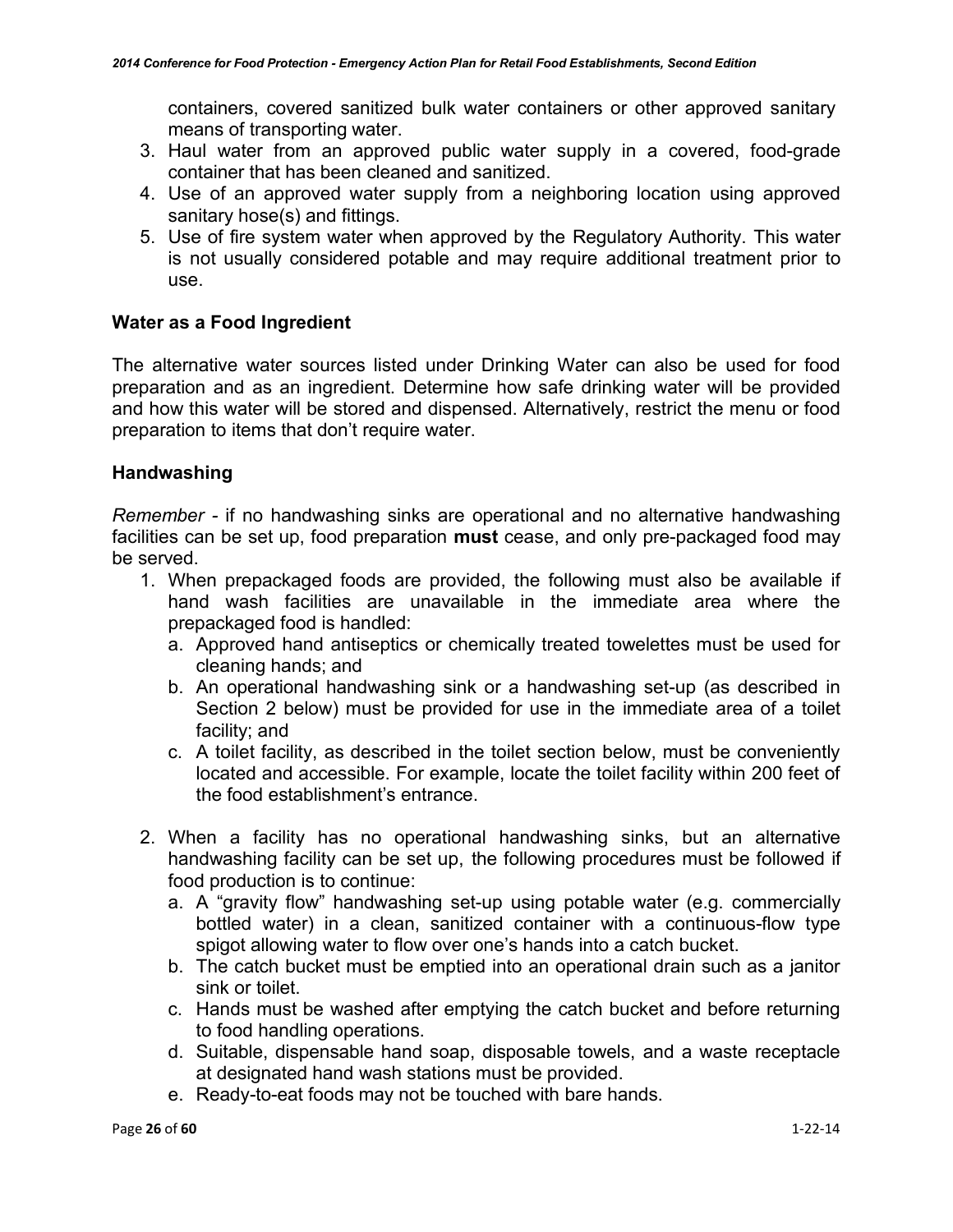containers, covered sanitized bulk water containers or other approved sanitary means of transporting water.

3. Haul water from an approved public water supply in a covered, food-grade container that has been cleaned and sanitized.
4. Use of an approved water supply from a neighboring location using approved sanitary hose(s) and fittings.
5. Use of fire system water when approved by the Regulatory Authority. This water is not usually considered potable and may require additional treatment prior to use.

## Water as a Food Ingredient

The alternative water sources listed under Drinking Water can also be used for food preparation and as an ingredient. Determine how safe drinking water will be provided and how this water will be stored and dispensed. Alternatively, restrict the menu or food preparation to items that don't require water.

## Handwashing

*Remember* - if no handwashing sinks are operational and no alternative handwashing facilities can be set up, food preparation **must** cease, and only pre-packaged food may be served.

1. When prepackaged foods are provided, the following must also be available if hand wash facilities are unavailable in the immediate area where the prepackaged food is handled:
   a. Approved hand antiseptics or chemically treated towelettes must be used for cleaning hands; and
   b. An operational handwashing sink or a handwashing set-up (as described in Section 2 below) must be provided for use in the immediate area of a toilet facility; and
   c. A toilet facility, as described in the toilet section below, must be conveniently located and accessible. For example, locate the toilet facility within 200 feet of the food establishment's entrance.

2. When a facility has no operational handwashing sinks, but an alternative handwashing facility can be set up, the following procedures must be followed if food production is to continue:
   a. A "gravity flow" handwashing set-up using potable water (e.g. commercially bottled water) in a clean, sanitized container with a continuous-flow type spigot allowing water to flow over one's hands into a catch bucket.
   b. The catch bucket must be emptied into an operational drain such as a janitor sink or toilet.
   c. Hands must be washed after emptying the catch bucket and before returning to food handling operations.
   d. Suitable, dispensable hand soap, disposable towels, and a waste receptacle at designated hand wash stations must be provided.
   e. Ready-to-eat foods may not be touched with bare hands.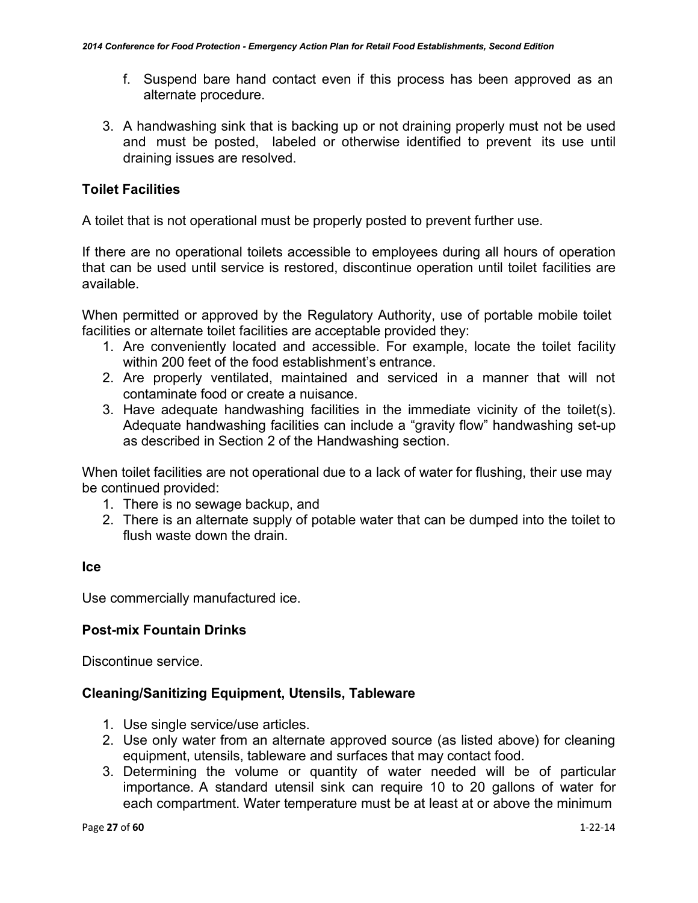f. Suspend bare hand contact even if this process has been approved as an alternate procedure.

3. A handwashing sink that is backing up or not draining properly must not be used and must be posted, labeled or otherwise identified to prevent its use until draining issues are resolved.

### Toilet Facilities

A toilet that is not operational must be properly posted to prevent further use.

If there are no operational toilets accessible to employees during all hours of operation that can be used until service is restored, discontinue operation until toilet facilities are available.

When permitted or approved by the Regulatory Authority, use of portable mobile toilet facilities or alternate toilet facilities are acceptable provided they:

1. Are conveniently located and accessible. For example, locate the toilet facility within 200 feet of the food establishment's entrance.
2. Are properly ventilated, maintained and serviced in a manner that will not contaminate food or create a nuisance.
3. Have adequate handwashing facilities in the immediate vicinity of the toilet(s). Adequate handwashing facilities can include a "gravity flow" handwashing set-up as described in Section 2 of the Handwashing section.

When toilet facilities are not operational due to a lack of water for flushing, their use may be continued provided:

1. There is no sewage backup, and
2. There is an alternate supply of potable water that can be dumped into the toilet to flush waste down the drain.

### Ice

Use commercially manufactured ice.

### Post-mix Fountain Drinks

Discontinue service.

### Cleaning/Sanitizing Equipment, Utensils, Tableware

1. Use single service/use articles.
2. Use only water from an alternate approved source (as listed above) for cleaning equipment, utensils, tableware and surfaces that may contact food.
3. Determining the volume or quantity of water needed will be of particular importance. A standard utensil sink can require 10 to 20 gallons of water for each compartment. Water temperature must be at least at or above the minimum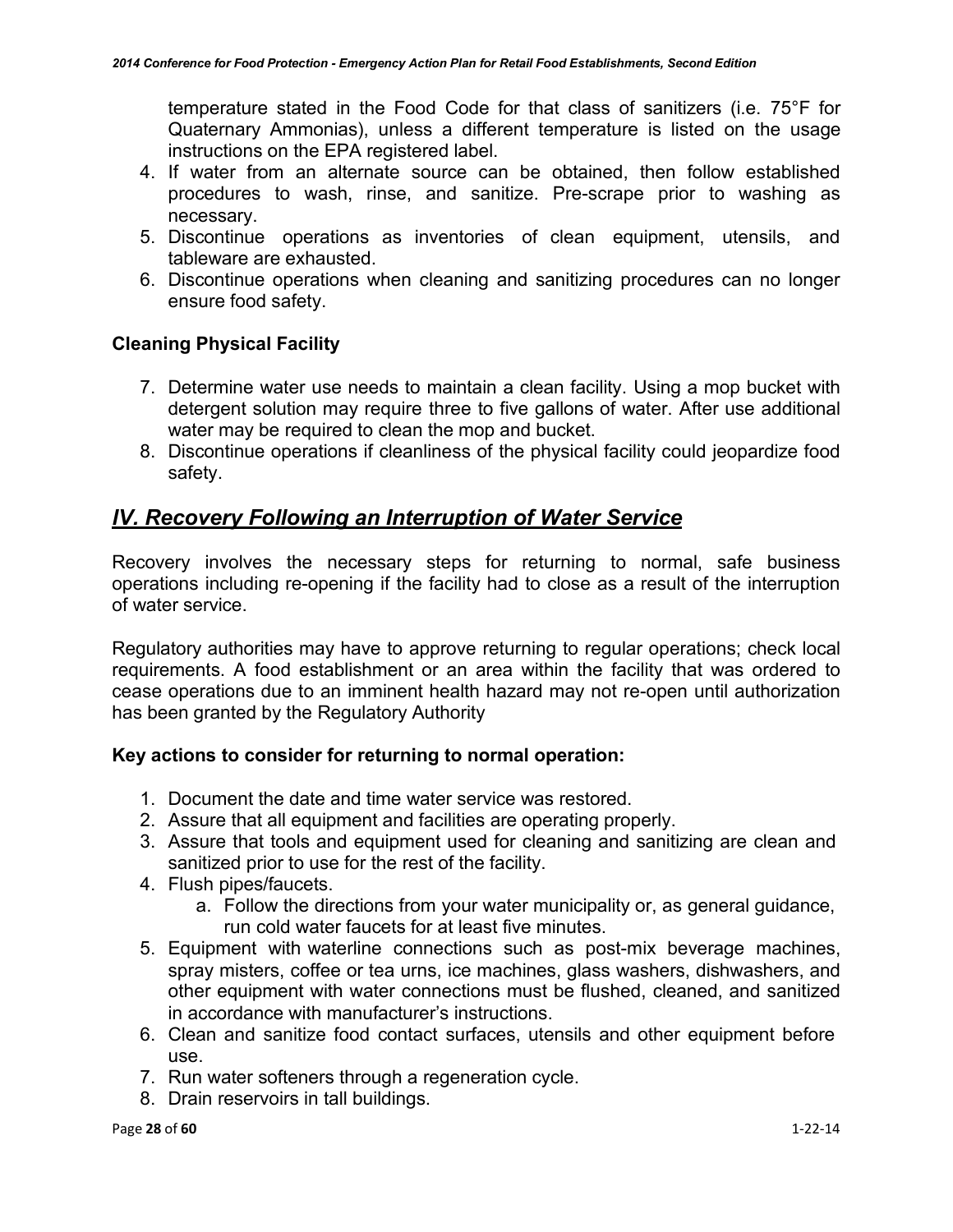temperature stated in the Food Code for that class of sanitizers (i.e. 75°F for Quaternary Ammonias), unless a different temperature is listed on the usage instructions on the EPA registered label.

4. If water from an alternate source can be obtained, then follow established procedures to wash, rinse, and sanitize. Pre-scrape prior to washing as necessary.
5. Discontinue operations as inventories of clean equipment, utensils, and tableware are exhausted.
6. Discontinue operations when cleaning and sanitizing procedures can no longer ensure food safety.

**Cleaning Physical Facility**

7. Determine water use needs to maintain a clean facility. Using a mop bucket with detergent solution may require three to five gallons of water. After use additional water may be required to clean the mop and bucket.
8. Discontinue operations if cleanliness of the physical facility could jeopardize food safety.

## *IV. Recovery Following an Interruption of Water Service*

Recovery involves the necessary steps for returning to normal, safe business operations including re-opening if the facility had to close as a result of the interruption of water service.

Regulatory authorities may have to approve returning to regular operations; check local requirements. A food establishment or an area within the facility that was ordered to cease operations due to an imminent health hazard may not re-open until authorization has been granted by the Regulatory Authority

**Key actions to consider for returning to normal operation:**

1. Document the date and time water service was restored.
2. Assure that all equipment and facilities are operating properly.
3. Assure that tools and equipment used for cleaning and sanitizing are clean and sanitized prior to use for the rest of the facility.
4. Flush pipes/faucets.
   a. Follow the directions from your water municipality or, as general guidance, run cold water faucets for at least five minutes.
5. Equipment with waterline connections such as post-mix beverage machines, spray misters, coffee or tea urns, ice machines, glass washers, dishwashers, and other equipment with water connections must be flushed, cleaned, and sanitized in accordance with manufacturer's instructions.
6. Clean and sanitize food contact surfaces, utensils and other equipment before use.
7. Run water softeners through a regeneration cycle.
8. Drain reservoirs in tall buildings.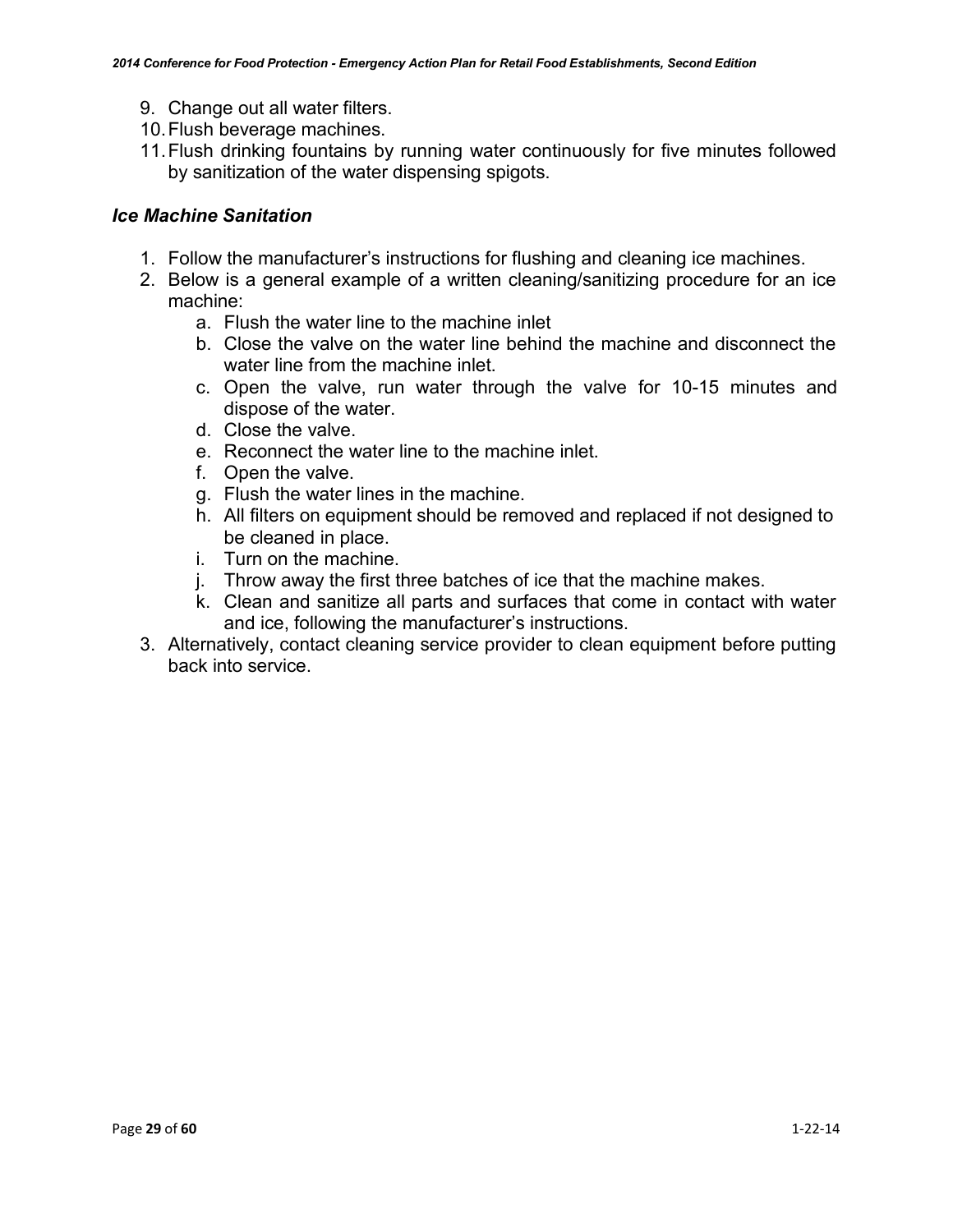9. Change out all water filters.
10. Flush beverage machines.
11. Flush drinking fountains by running water continuously for five minutes followed by sanitization of the water dispensing spigots.

### *Ice Machine Sanitation*

1. Follow the manufacturer's instructions for flushing and cleaning ice machines.
2. Below is a general example of a written cleaning/sanitizing procedure for an ice machine:
   a. Flush the water line to the machine inlet
   b. Close the valve on the water line behind the machine and disconnect the water line from the machine inlet.
   c. Open the valve, run water through the valve for 10-15 minutes and dispose of the water.
   d. Close the valve.
   e. Reconnect the water line to the machine inlet.
   f. Open the valve.
   g. Flush the water lines in the machine.
   h. All filters on equipment should be removed and replaced if not designed to be cleaned in place.
   i. Turn on the machine.
   j. Throw away the first three batches of ice that the machine makes.
   k. Clean and sanitize all parts and surfaces that come in contact with water and ice, following the manufacturer's instructions.
3. Alternatively, contact cleaning service provider to clean equipment before putting back into service.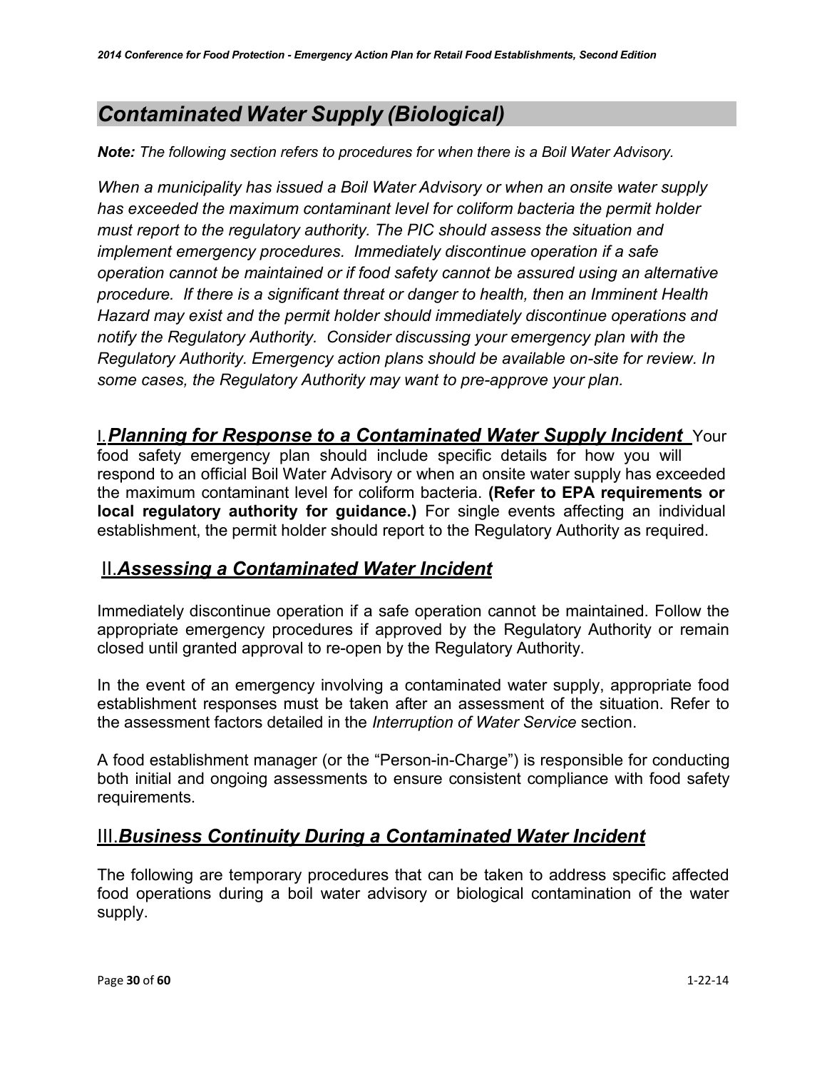## *Contaminated Water Supply (Biological)*

***Note:*** *The following section refers to procedures for when there is a Boil Water Advisory.*

*When a municipality has issued a Boil Water Advisory or when an onsite water supply has exceeded the maximum contaminant level for coliform bacteria the permit holder must report to the regulatory authority. The PIC should assess the situation and implement emergency procedures. Immediately discontinue operation if a safe operation cannot be maintained or if food safety cannot be assured using an alternative procedure. If there is a significant threat or danger to health, then an Imminent Health Hazard may exist and the permit holder should immediately discontinue operations and notify the Regulatory Authority. Consider discussing your emergency plan with the Regulatory Authority. Emergency action plans should be available on-site for review. In some cases, the Regulatory Authority may want to pre-approve your plan.*

### I. ***Planning for Response to a Contaminated Water Supply Incident***

Your food safety emergency plan should include specific details for how you will respond to an official Boil Water Advisory or when an onsite water supply has exceeded the maximum contaminant level for coliform bacteria. **(Refer to EPA requirements or local regulatory authority for guidance.)** For single events affecting an individual establishment, the permit holder should report to the Regulatory Authority as required.

### II. ***Assessing a Contaminated Water Incident***

Immediately discontinue operation if a safe operation cannot be maintained. Follow the appropriate emergency procedures if approved by the Regulatory Authority or remain closed until granted approval to re-open by the Regulatory Authority.

In the event of an emergency involving a contaminated water supply, appropriate food establishment responses must be taken after an assessment of the situation. Refer to the assessment factors detailed in the *Interruption of Water Service* section.

A food establishment manager (or the "Person-in-Charge") is responsible for conducting both initial and ongoing assessments to ensure consistent compliance with food safety requirements.

### III. ***Business Continuity During a Contaminated Water Incident***

The following are temporary procedures that can be taken to address specific affected food operations during a boil water advisory or biological contamination of the water supply.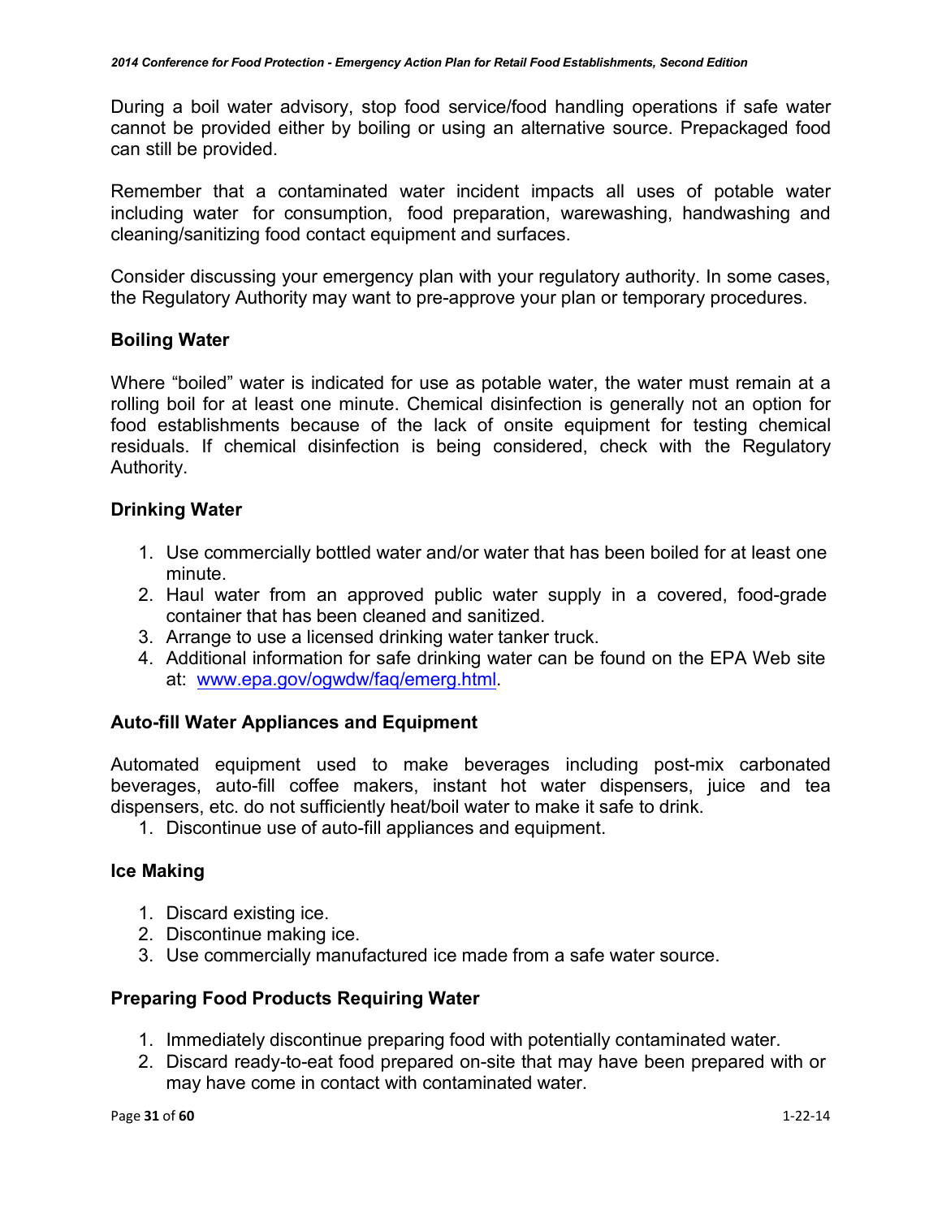During a boil water advisory, stop food service/food handling operations if safe water cannot be provided either by boiling or using an alternative source. Prepackaged food can still be provided.

Remember that a contaminated water incident impacts all uses of potable water including water for consumption, food preparation, warewashing, handwashing and cleaning/sanitizing food contact equipment and surfaces.

Consider discussing your emergency plan with your regulatory authority. In some cases, the Regulatory Authority may want to pre-approve your plan or temporary procedures.

### Boiling Water

Where "boiled" water is indicated for use as potable water, the water must remain at a rolling boil for at least one minute. Chemical disinfection is generally not an option for food establishments because of the lack of onsite equipment for testing chemical residuals. If chemical disinfection is being considered, check with the Regulatory Authority.

### Drinking Water

1. Use commercially bottled water and/or water that has been boiled for at least one minute.
2. Haul water from an approved public water supply in a covered, food-grade container that has been cleaned and sanitized.
3. Arrange to use a licensed drinking water tanker truck.
4. Additional information for safe drinking water can be found on the EPA Web site at: www.epa.gov/ogwdw/faq/emerg.html.

### Auto-fill Water Appliances and Equipment

Automated equipment used to make beverages including post-mix carbonated beverages, auto-fill coffee makers, instant hot water dispensers, juice and tea dispensers, etc. do not sufficiently heat/boil water to make it safe to drink.

1. Discontinue use of auto-fill appliances and equipment.

### Ice Making

1. Discard existing ice.
2. Discontinue making ice.
3. Use commercially manufactured ice made from a safe water source.

### Preparing Food Products Requiring Water

1. Immediately discontinue preparing food with potentially contaminated water.
2. Discard ready-to-eat food prepared on-site that may have been prepared with or may have come in contact with contaminated water.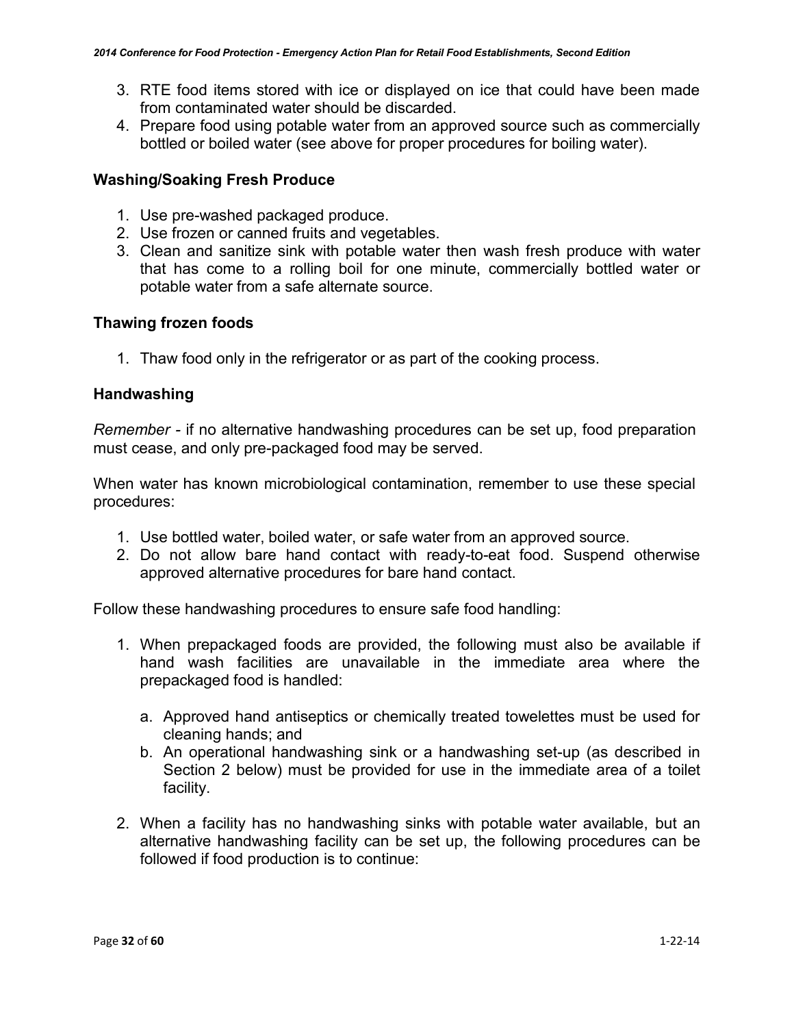3. RTE food items stored with ice or displayed on ice that could have been made from contaminated water should be discarded.
4. Prepare food using potable water from an approved source such as commercially bottled or boiled water (see above for proper procedures for boiling water).

### Washing/Soaking Fresh Produce

1. Use pre-washed packaged produce.
2. Use frozen or canned fruits and vegetables.
3. Clean and sanitize sink with potable water then wash fresh produce with water that has come to a rolling boil for one minute, commercially bottled water or potable water from a safe alternate source.

### Thawing frozen foods

1. Thaw food only in the refrigerator or as part of the cooking process.

### Handwashing

*Remember* - if no alternative handwashing procedures can be set up, food preparation must cease, and only pre-packaged food may be served.

When water has known microbiological contamination, remember to use these special procedures:

1. Use bottled water, boiled water, or safe water from an approved source.
2. Do not allow bare hand contact with ready-to-eat food. Suspend otherwise approved alternative procedures for bare hand contact.

Follow these handwashing procedures to ensure safe food handling:

1. When prepackaged foods are provided, the following must also be available if hand wash facilities are unavailable in the immediate area where the prepackaged food is handled:

   a. Approved hand antiseptics or chemically treated towelettes must be used for cleaning hands; and
   b. An operational handwashing sink or a handwashing set-up (as described in Section 2 below) must be provided for use in the immediate area of a toilet facility.

2. When a facility has no handwashing sinks with potable water available, but an alternative handwashing facility can be set up, the following procedures can be followed if food production is to continue: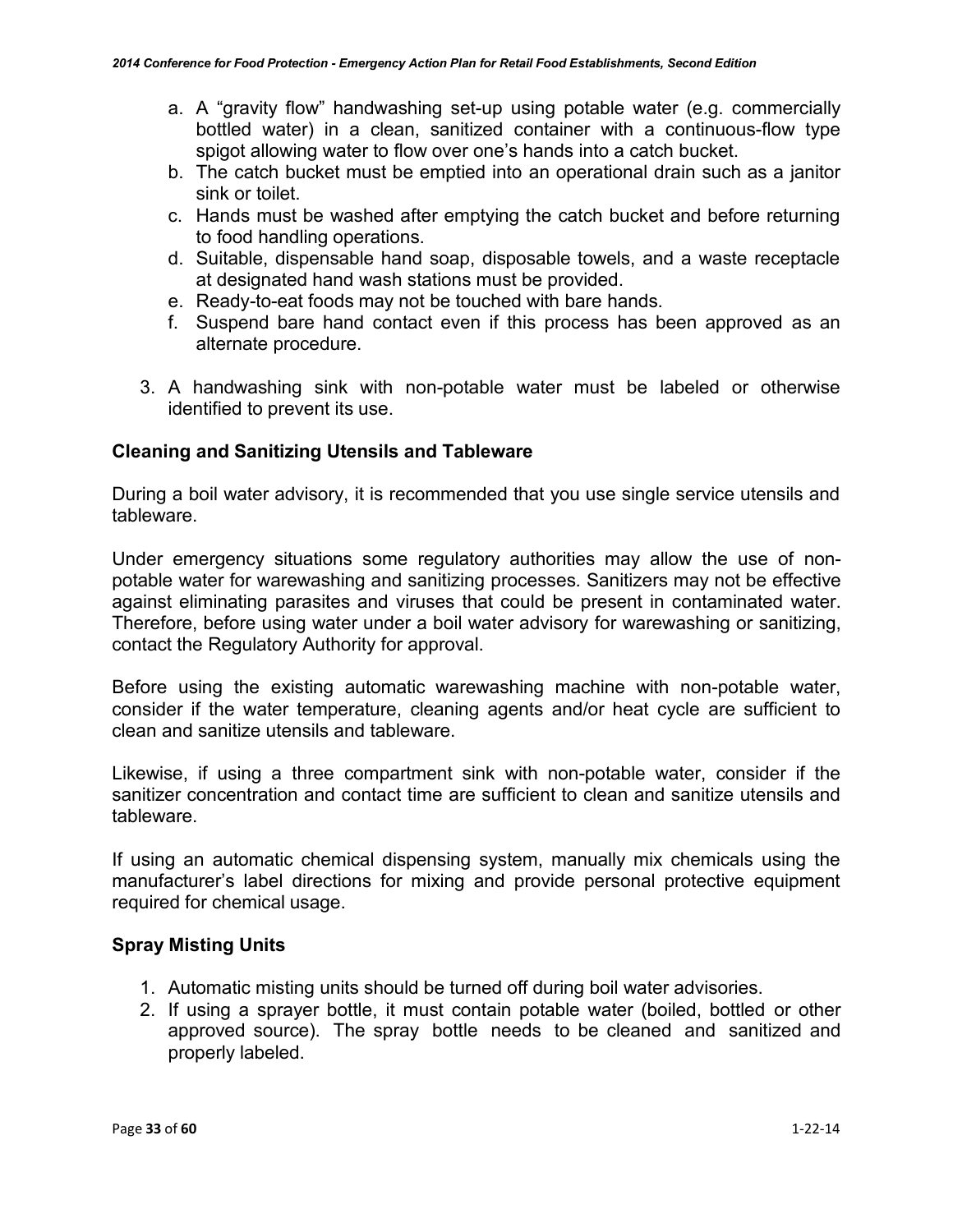a. A "gravity flow" handwashing set-up using potable water (e.g. commercially bottled water) in a clean, sanitized container with a continuous-flow type spigot allowing water to flow over one's hands into a catch bucket.
b. The catch bucket must be emptied into an operational drain such as a janitor sink or toilet.
c. Hands must be washed after emptying the catch bucket and before returning to food handling operations.
d. Suitable, dispensable hand soap, disposable towels, and a waste receptacle at designated hand wash stations must be provided.
e. Ready-to-eat foods may not be touched with bare hands.
f. Suspend bare hand contact even if this process has been approved as an alternate procedure.

3. A handwashing sink with non-potable water must be labeled or otherwise identified to prevent its use.

### Cleaning and Sanitizing Utensils and Tableware

During a boil water advisory, it is recommended that you use single service utensils and tableware.

Under emergency situations some regulatory authorities may allow the use of non-potable water for warewashing and sanitizing processes. Sanitizers may not be effective against eliminating parasites and viruses that could be present in contaminated water. Therefore, before using water under a boil water advisory for warewashing or sanitizing, contact the Regulatory Authority for approval.

Before using the existing automatic warewashing machine with non-potable water, consider if the water temperature, cleaning agents and/or heat cycle are sufficient to clean and sanitize utensils and tableware.

Likewise, if using a three compartment sink with non-potable water, consider if the sanitizer concentration and contact time are sufficient to clean and sanitize utensils and tableware.

If using an automatic chemical dispensing system, manually mix chemicals using the manufacturer's label directions for mixing and provide personal protective equipment required for chemical usage.

### Spray Misting Units

1. Automatic misting units should be turned off during boil water advisories.
2. If using a sprayer bottle, it must contain potable water (boiled, bottled or other approved source). The spray bottle needs to be cleaned and sanitized and properly labeled.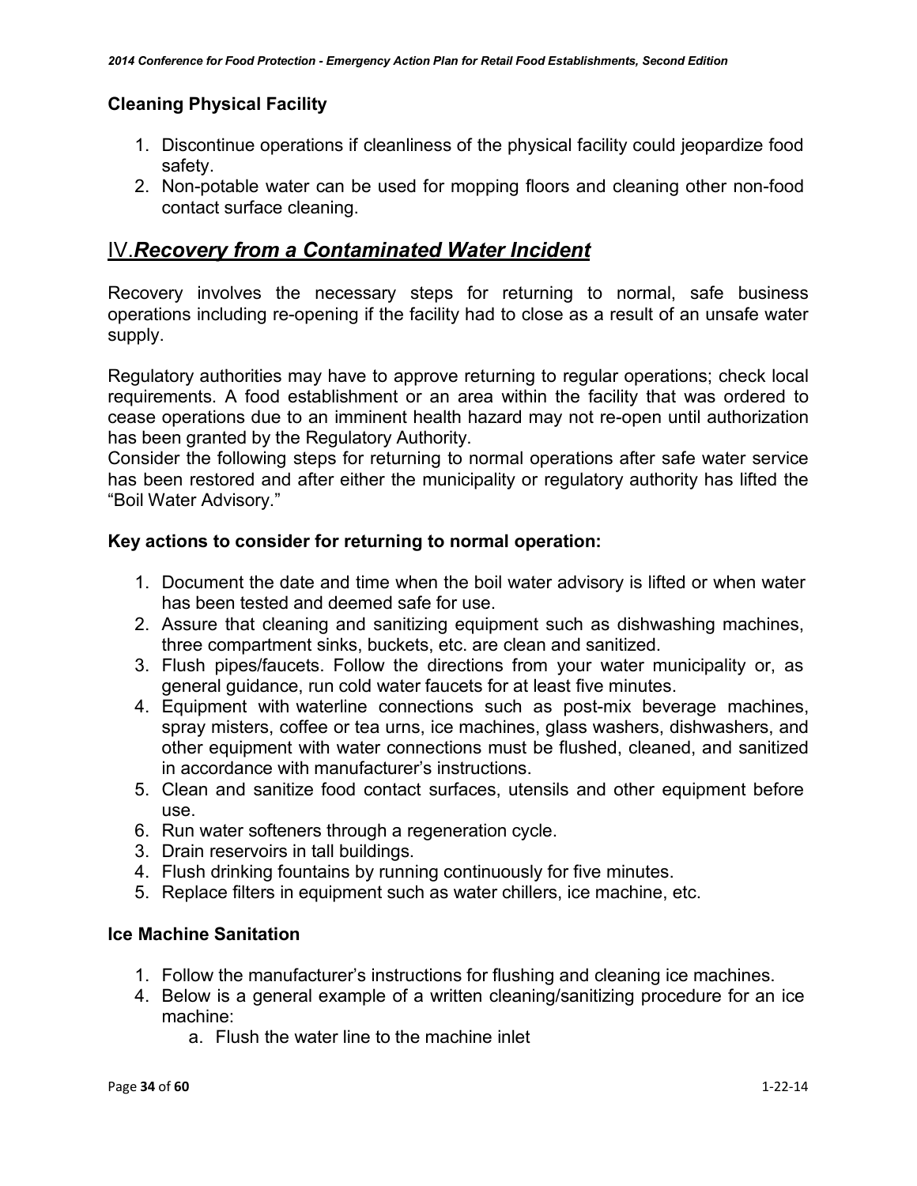### Cleaning Physical Facility

1. Discontinue operations if cleanliness of the physical facility could jeopardize food safety.
2. Non-potable water can be used for mopping floors and cleaning other non-food contact surface cleaning.

## IV. ***Recovery from a Contaminated Water Incident***

Recovery involves the necessary steps for returning to normal, safe business operations including re-opening if the facility had to close as a result of an unsafe water supply.

Regulatory authorities may have to approve returning to regular operations; check local requirements. A food establishment or an area within the facility that was ordered to cease operations due to an imminent health hazard may not re-open until authorization has been granted by the Regulatory Authority.
Consider the following steps for returning to normal operations after safe water service has been restored and after either the municipality or regulatory authority has lifted the "Boil Water Advisory."

### Key actions to consider for returning to normal operation:

1. Document the date and time when the boil water advisory is lifted or when water has been tested and deemed safe for use.
2. Assure that cleaning and sanitizing equipment such as dishwashing machines, three compartment sinks, buckets, etc. are clean and sanitized.
3. Flush pipes/faucets. Follow the directions from your water municipality or, as general guidance, run cold water faucets for at least five minutes.
4. Equipment with waterline connections such as post-mix beverage machines, spray misters, coffee or tea urns, ice machines, glass washers, dishwashers, and other equipment with water connections must be flushed, cleaned, and sanitized in accordance with manufacturer's instructions.
5. Clean and sanitize food contact surfaces, utensils and other equipment before use.
6. Run water softeners through a regeneration cycle.
3. Drain reservoirs in tall buildings.
4. Flush drinking fountains by running continuously for five minutes.
5. Replace filters in equipment such as water chillers, ice machine, etc.

### Ice Machine Sanitation

1. Follow the manufacturer's instructions for flushing and cleaning ice machines.
4. Below is a general example of a written cleaning/sanitizing procedure for an ice machine:
    a. Flush the water line to the machine inlet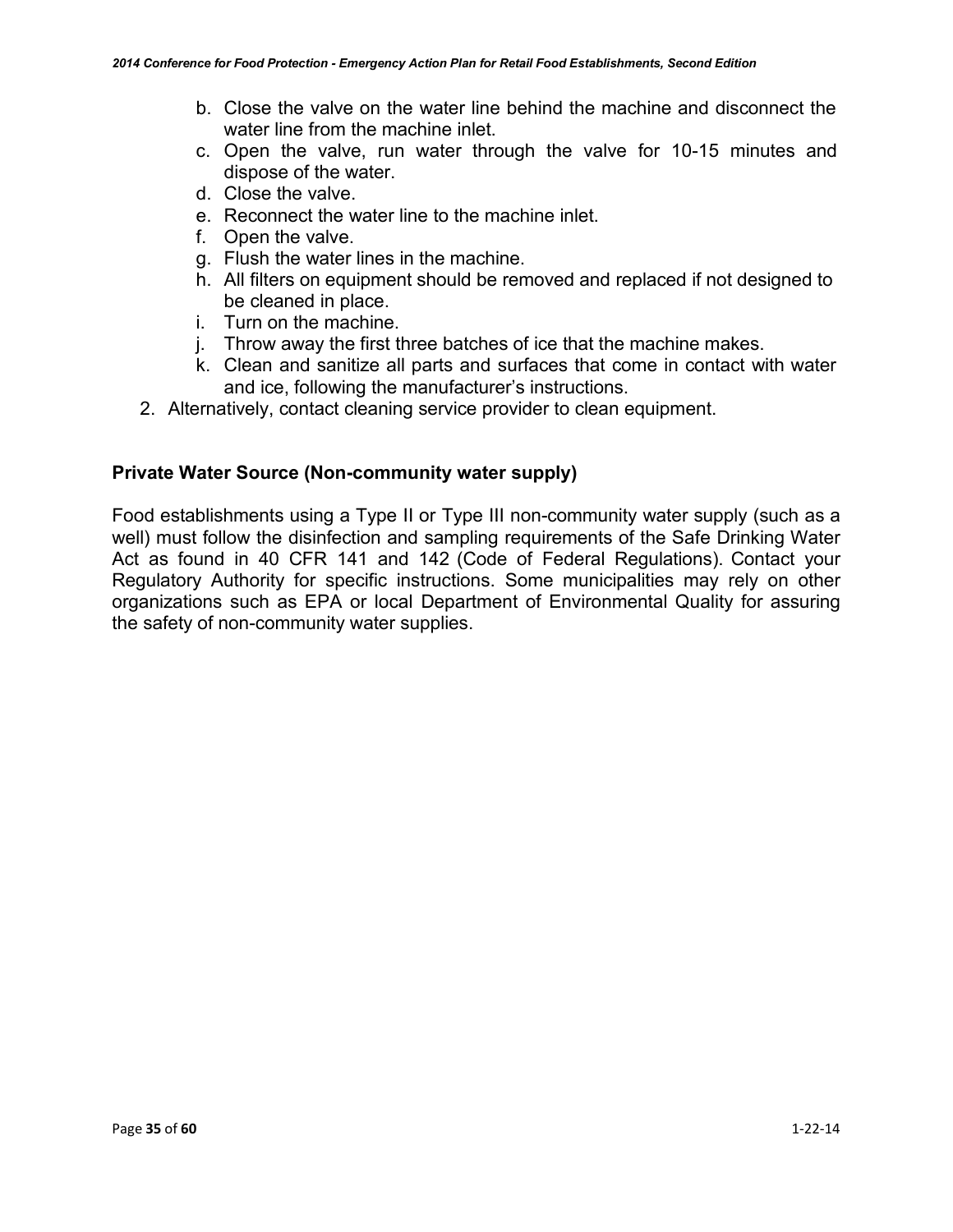b. Close the valve on the water line behind the machine and disconnect the water line from the machine inlet.
c. Open the valve, run water through the valve for 10-15 minutes and dispose of the water.
d. Close the valve.
e. Reconnect the water line to the machine inlet.
f. Open the valve.
g. Flush the water lines in the machine.
h. All filters on equipment should be removed and replaced if not designed to be cleaned in place.
i. Turn on the machine.
j. Throw away the first three batches of ice that the machine makes.
k. Clean and sanitize all parts and surfaces that come in contact with water and ice, following the manufacturer's instructions.

2. Alternatively, contact cleaning service provider to clean equipment.

## Private Water Source (Non-community water supply)

Food establishments using a Type II or Type III non-community water supply (such as a well) must follow the disinfection and sampling requirements of the Safe Drinking Water Act as found in 40 CFR 141 and 142 (Code of Federal Regulations). Contact your Regulatory Authority for specific instructions. Some municipalities may rely on other organizations such as EPA or local Department of Environmental Quality for assuring the safety of non-community water supplies.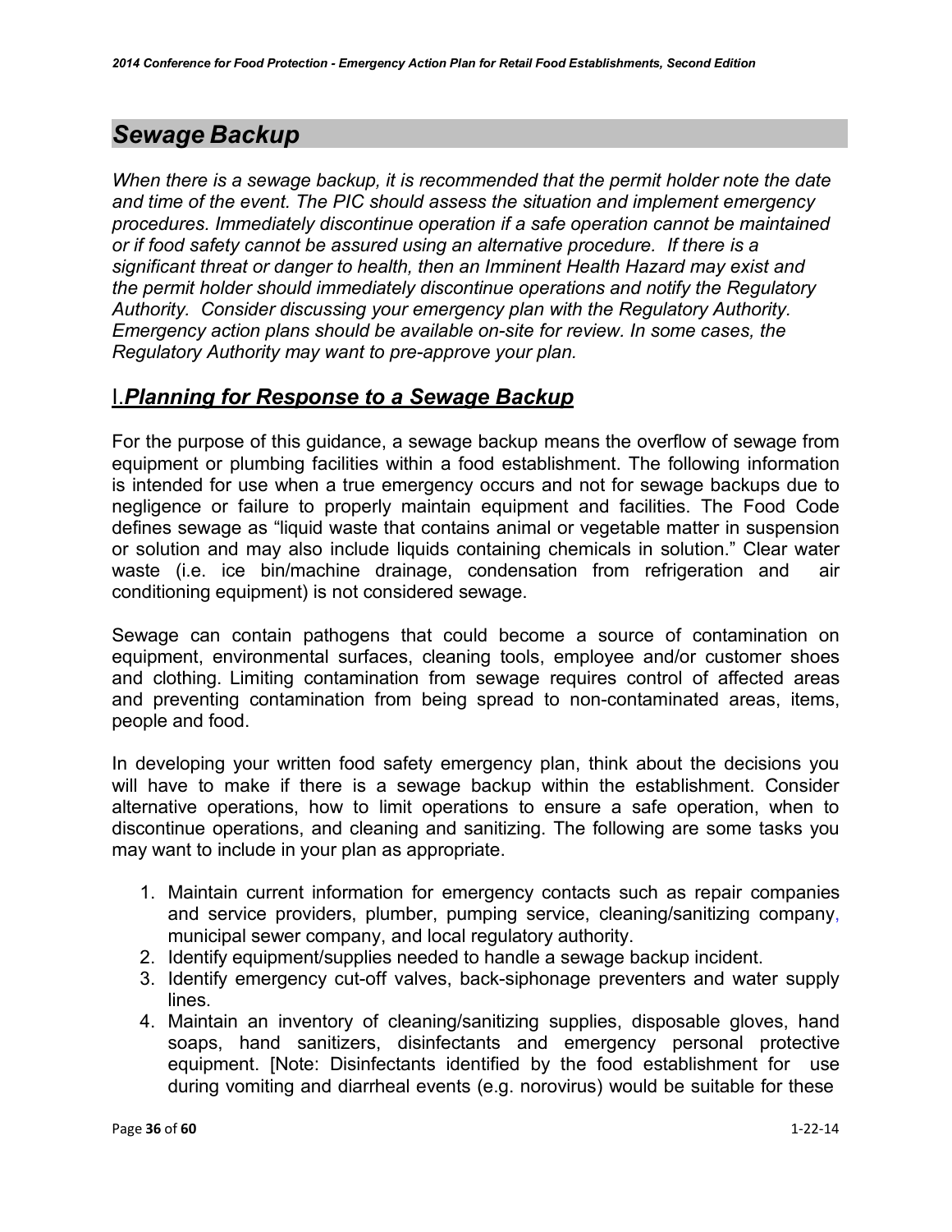## *Sewage Backup*

*When there is a sewage backup, it is recommended that the permit holder note the date and time of the event. The PIC should assess the situation and implement emergency procedures. Immediately discontinue operation if a safe operation cannot be maintained or if food safety cannot be assured using an alternative procedure. If there is a significant threat or danger to health, then an Imminent Health Hazard may exist and the permit holder should immediately discontinue operations and notify the Regulatory Authority. Consider discussing your emergency plan with the Regulatory Authority. Emergency action plans should be available on-site for review. In some cases, the Regulatory Authority may want to pre-approve your plan.*

### I. ***Planning for Response to a Sewage Backup***

For the purpose of this guidance, a sewage backup means the overflow of sewage from equipment or plumbing facilities within a food establishment. The following information is intended for use when a true emergency occurs and not for sewage backups due to negligence or failure to properly maintain equipment and facilities. The Food Code defines sewage as "liquid waste that contains animal or vegetable matter in suspension or solution and may also include liquids containing chemicals in solution." Clear water waste (i.e. ice bin/machine drainage, condensation from refrigeration and air conditioning equipment) is not considered sewage.

Sewage can contain pathogens that could become a source of contamination on equipment, environmental surfaces, cleaning tools, employee and/or customer shoes and clothing. Limiting contamination from sewage requires control of affected areas and preventing contamination from being spread to non-contaminated areas, items, people and food.

In developing your written food safety emergency plan, think about the decisions you will have to make if there is a sewage backup within the establishment. Consider alternative operations, how to limit operations to ensure a safe operation, when to discontinue operations, and cleaning and sanitizing. The following are some tasks you may want to include in your plan as appropriate.

1. Maintain current information for emergency contacts such as repair companies and service providers, plumber, pumping service, cleaning/sanitizing company, municipal sewer company, and local regulatory authority.
2. Identify equipment/supplies needed to handle a sewage backup incident.
3. Identify emergency cut-off valves, back-siphonage preventers and water supply lines.
4. Maintain an inventory of cleaning/sanitizing supplies, disposable gloves, hand soaps, hand sanitizers, disinfectants and emergency personal protective equipment. [Note: Disinfectants identified by the food establishment for use during vomiting and diarrheal events (e.g. norovirus) would be suitable for these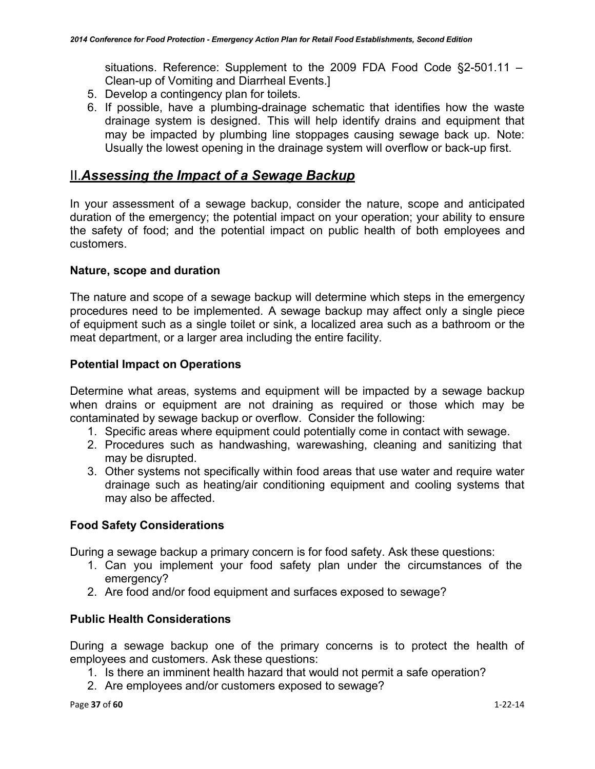situations. Reference: Supplement to the 2009 FDA Food Code §2-501.11 – Clean-up of Vomiting and Diarrheal Events.]

5. Develop a contingency plan for toilets.
6. If possible, have a plumbing-drainage schematic that identifies how the waste drainage system is designed. This will help identify drains and equipment that may be impacted by plumbing line stoppages causing sewage back up. Note: Usually the lowest opening in the drainage system will overflow or back-up first.

## II. ***Assessing the Impact of a Sewage Backup***

In your assessment of a sewage backup, consider the nature, scope and anticipated duration of the emergency; the potential impact on your operation; your ability to ensure the safety of food; and the potential impact on public health of both employees and customers.

### Nature, scope and duration

The nature and scope of a sewage backup will determine which steps in the emergency procedures need to be implemented. A sewage backup may affect only a single piece of equipment such as a single toilet or sink, a localized area such as a bathroom or the meat department, or a larger area including the entire facility.

### Potential Impact on Operations

Determine what areas, systems and equipment will be impacted by a sewage backup when drains or equipment are not draining as required or those which may be contaminated by sewage backup or overflow. Consider the following:

1. Specific areas where equipment could potentially come in contact with sewage.
2. Procedures such as handwashing, warewashing, cleaning and sanitizing that may be disrupted.
3. Other systems not specifically within food areas that use water and require water drainage such as heating/air conditioning equipment and cooling systems that may also be affected.

### Food Safety Considerations

During a sewage backup a primary concern is for food safety. Ask these questions:

1. Can you implement your food safety plan under the circumstances of the emergency?
2. Are food and/or food equipment and surfaces exposed to sewage?

### Public Health Considerations

During a sewage backup one of the primary concerns is to protect the health of employees and customers. Ask these questions:

1. Is there an imminent health hazard that would not permit a safe operation?
2. Are employees and/or customers exposed to sewage?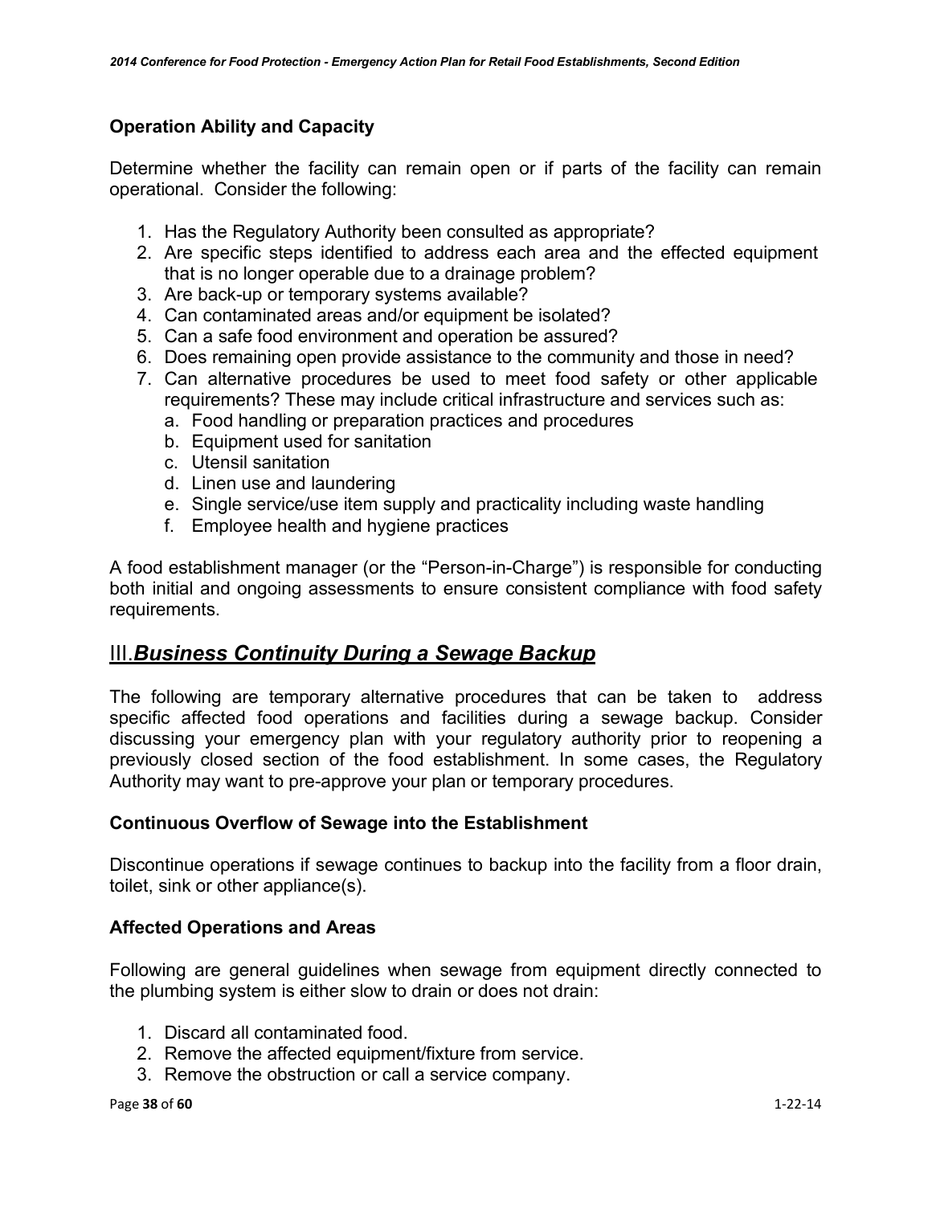**Operation Ability and Capacity**

Determine whether the facility can remain open or if parts of the facility can remain operational. Consider the following:

1. Has the Regulatory Authority been consulted as appropriate?
2. Are specific steps identified to address each area and the effected equipment that is no longer operable due to a drainage problem?
3. Are back-up or temporary systems available?
4. Can contaminated areas and/or equipment be isolated?
5. Can a safe food environment and operation be assured?
6. Does remaining open provide assistance to the community and those in need?
7. Can alternative procedures be used to meet food safety or other applicable requirements? These may include critical infrastructure and services such as:
   a. Food handling or preparation practices and procedures
   b. Equipment used for sanitation
   c. Utensil sanitation
   d. Linen use and laundering
   e. Single service/use item supply and practicality including waste handling
   f. Employee health and hygiene practices

A food establishment manager (or the "Person-in-Charge") is responsible for conducting both initial and ongoing assessments to ensure consistent compliance with food safety requirements.

## III. *Business Continuity During a Sewage Backup*

The following are temporary alternative procedures that can be taken to address specific affected food operations and facilities during a sewage backup. Consider discussing your emergency plan with your regulatory authority prior to reopening a previously closed section of the food establishment. In some cases, the Regulatory Authority may want to pre-approve your plan or temporary procedures.

**Continuous Overflow of Sewage into the Establishment**

Discontinue operations if sewage continues to backup into the facility from a floor drain, toilet, sink or other appliance(s).

**Affected Operations and Areas**

Following are general guidelines when sewage from equipment directly connected to the plumbing system is either slow to drain or does not drain:

1. Discard all contaminated food.
2. Remove the affected equipment/fixture from service.
3. Remove the obstruction or call a service company.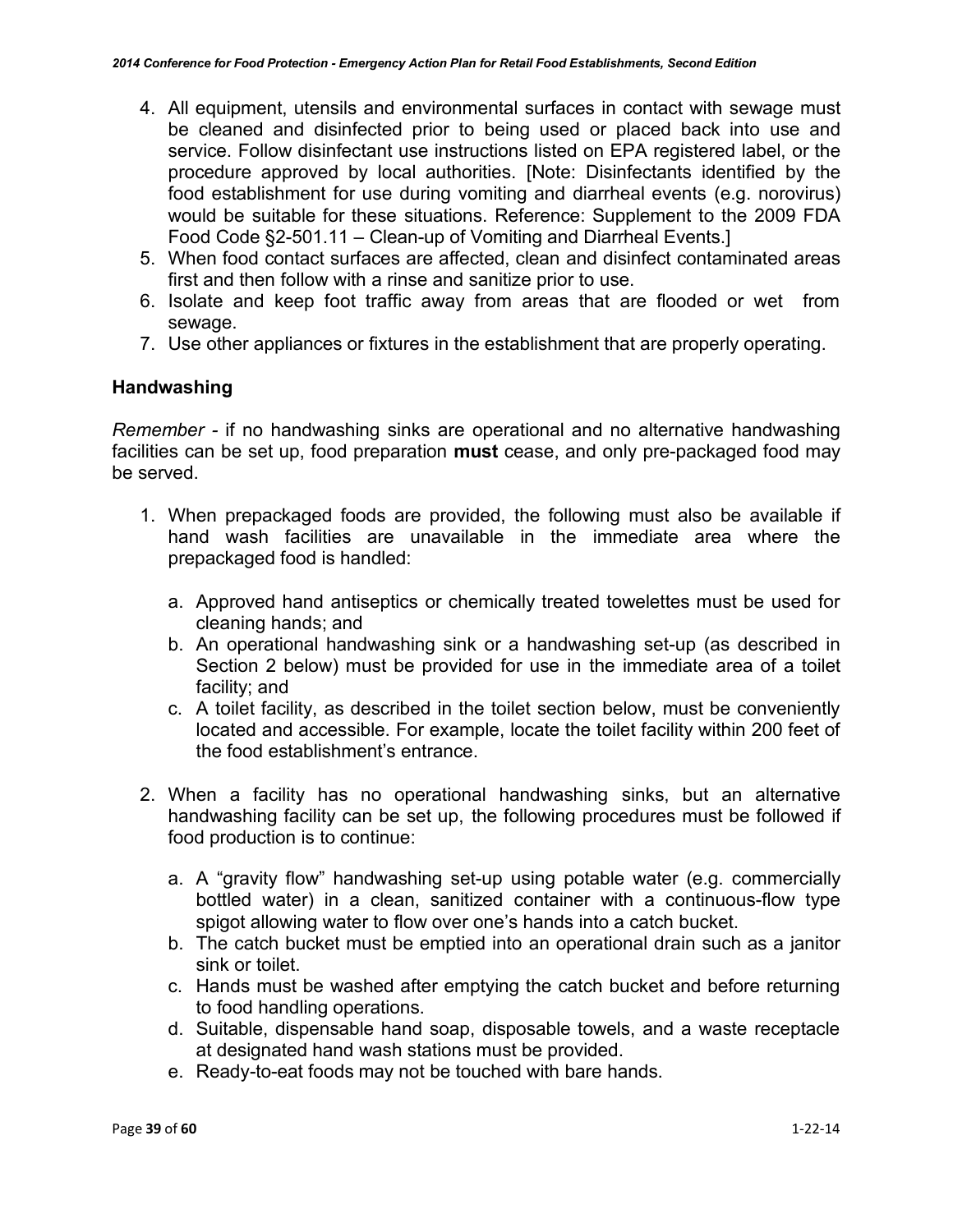4. All equipment, utensils and environmental surfaces in contact with sewage must be cleaned and disinfected prior to being used or placed back into use and service. Follow disinfectant use instructions listed on EPA registered label, or the procedure approved by local authorities. [Note: Disinfectants identified by the food establishment for use during vomiting and diarrheal events (e.g. norovirus) would be suitable for these situations. Reference: Supplement to the 2009 FDA Food Code §2-501.11 – Clean-up of Vomiting and Diarrheal Events.]
5. When food contact surfaces are affected, clean and disinfect contaminated areas first and then follow with a rinse and sanitize prior to use.
6. Isolate and keep foot traffic away from areas that are flooded or wet from sewage.
7. Use other appliances or fixtures in the establishment that are properly operating.

### Handwashing

*Remember* - if no handwashing sinks are operational and no alternative handwashing facilities can be set up, food preparation **must** cease, and only pre-packaged food may be served.

1. When prepackaged foods are provided, the following must also be available if hand wash facilities are unavailable in the immediate area where the prepackaged food is handled:

   a. Approved hand antiseptics or chemically treated towelettes must be used for cleaning hands; and
   b. An operational handwashing sink or a handwashing set-up (as described in Section 2 below) must be provided for use in the immediate area of a toilet facility; and
   c. A toilet facility, as described in the toilet section below, must be conveniently located and accessible. For example, locate the toilet facility within 200 feet of the food establishment's entrance.

2. When a facility has no operational handwashing sinks, but an alternative handwashing facility can be set up, the following procedures must be followed if food production is to continue:

   a. A "gravity flow" handwashing set-up using potable water (e.g. commercially bottled water) in a clean, sanitized container with a continuous-flow type spigot allowing water to flow over one's hands into a catch bucket.
   b. The catch bucket must be emptied into an operational drain such as a janitor sink or toilet.
   c. Hands must be washed after emptying the catch bucket and before returning to food handling operations.
   d. Suitable, dispensable hand soap, disposable towels, and a waste receptacle at designated hand wash stations must be provided.
   e. Ready-to-eat foods may not be touched with bare hands.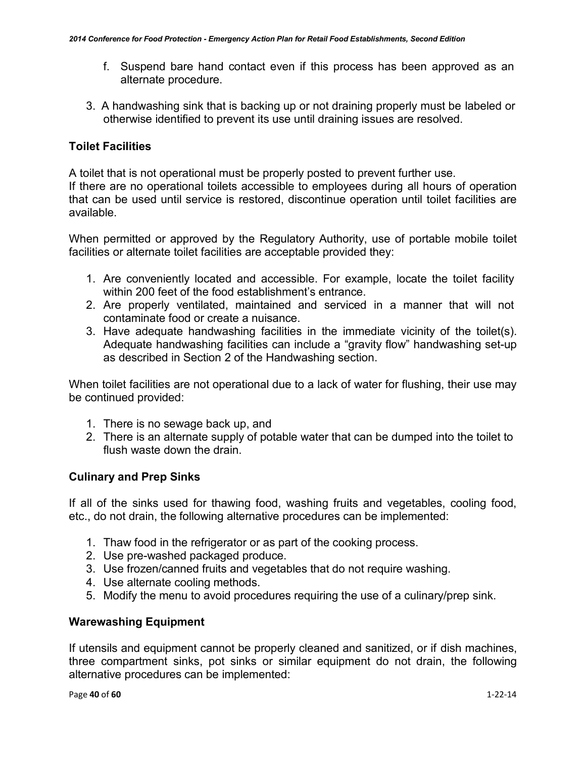f. Suspend bare hand contact even if this process has been approved as an alternate procedure.

3. A handwashing sink that is backing up or not draining properly must be labeled or otherwise identified to prevent its use until draining issues are resolved.

### Toilet Facilities

A toilet that is not operational must be properly posted to prevent further use.
If there are no operational toilets accessible to employees during all hours of operation that can be used until service is restored, discontinue operation until toilet facilities are available.

When permitted or approved by the Regulatory Authority, use of portable mobile toilet facilities or alternate toilet facilities are acceptable provided they:

1. Are conveniently located and accessible. For example, locate the toilet facility within 200 feet of the food establishment's entrance.
2. Are properly ventilated, maintained and serviced in a manner that will not contaminate food or create a nuisance.
3. Have adequate handwashing facilities in the immediate vicinity of the toilet(s). Adequate handwashing facilities can include a "gravity flow" handwashing set-up as described in Section 2 of the Handwashing section.

When toilet facilities are not operational due to a lack of water for flushing, their use may be continued provided:

1. There is no sewage back up, and
2. There is an alternate supply of potable water that can be dumped into the toilet to flush waste down the drain.

### Culinary and Prep Sinks

If all of the sinks used for thawing food, washing fruits and vegetables, cooling food, etc., do not drain, the following alternative procedures can be implemented:

1. Thaw food in the refrigerator or as part of the cooking process.
2. Use pre-washed packaged produce.
3. Use frozen/canned fruits and vegetables that do not require washing.
4. Use alternate cooling methods.
5. Modify the menu to avoid procedures requiring the use of a culinary/prep sink.

### Warewashing Equipment

If utensils and equipment cannot be properly cleaned and sanitized, or if dish machines, three compartment sinks, pot sinks or similar equipment do not drain, the following alternative procedures can be implemented: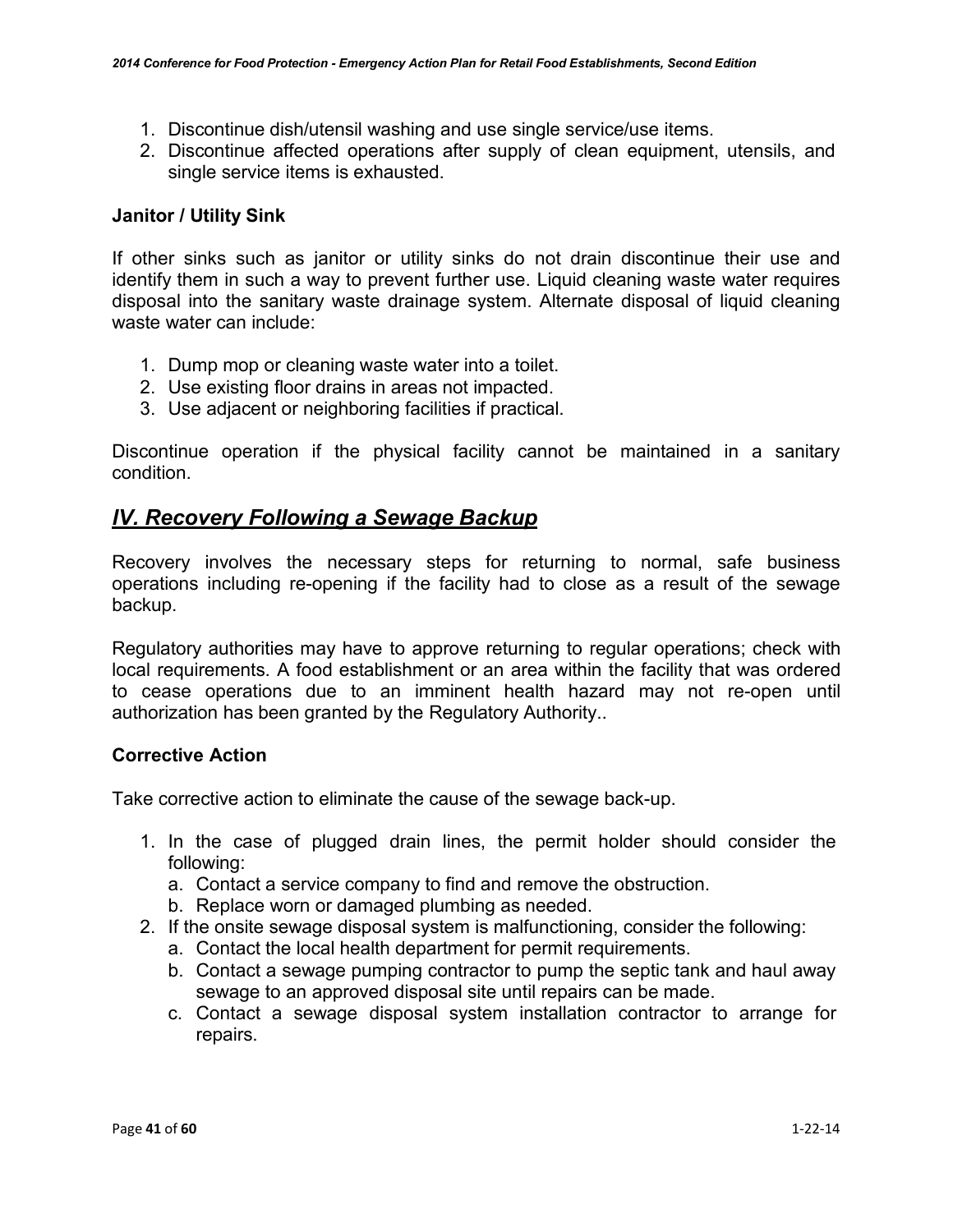1. Discontinue dish/utensil washing and use single service/use items.
2. Discontinue affected operations after supply of clean equipment, utensils, and single service items is exhausted.

### Janitor / Utility Sink

If other sinks such as janitor or utility sinks do not drain discontinue their use and identify them in such a way to prevent further use. Liquid cleaning waste water requires disposal into the sanitary waste drainage system. Alternate disposal of liquid cleaning waste water can include:

1. Dump mop or cleaning waste water into a toilet.
2. Use existing floor drains in areas not impacted.
3. Use adjacent or neighboring facilities if practical.

Discontinue operation if the physical facility cannot be maintained in a sanitary condition.

## *IV. Recovery Following a Sewage Backup*

Recovery involves the necessary steps for returning to normal, safe business operations including re-opening if the facility had to close as a result of the sewage backup.

Regulatory authorities may have to approve returning to regular operations; check with local requirements. A food establishment or an area within the facility that was ordered to cease operations due to an imminent health hazard may not re-open until authorization has been granted by the Regulatory Authority..

### Corrective Action

Take corrective action to eliminate the cause of the sewage back-up.

1. In the case of plugged drain lines, the permit holder should consider the following:
   a. Contact a service company to find and remove the obstruction.
   b. Replace worn or damaged plumbing as needed.
2. If the onsite sewage disposal system is malfunctioning, consider the following:
   a. Contact the local health department for permit requirements.
   b. Contact a sewage pumping contractor to pump the septic tank and haul away sewage to an approved disposal site until repairs can be made.
   c. Contact a sewage disposal system installation contractor to arrange for repairs.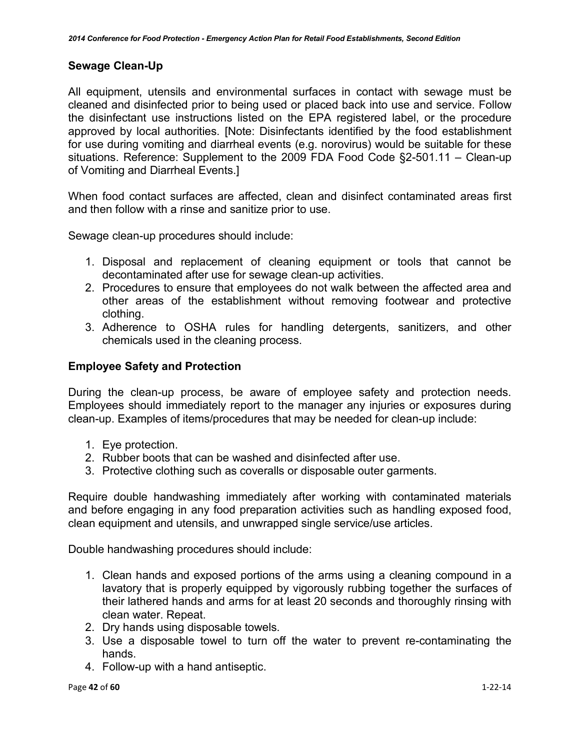## Sewage Clean-Up

All equipment, utensils and environmental surfaces in contact with sewage must be cleaned and disinfected prior to being used or placed back into use and service. Follow the disinfectant use instructions listed on the EPA registered label, or the procedure approved by local authorities. [Note: Disinfectants identified by the food establishment for use during vomiting and diarrheal events (e.g. norovirus) would be suitable for these situations. Reference: Supplement to the 2009 FDA Food Code §2-501.11 – Clean-up of Vomiting and Diarrheal Events.]

When food contact surfaces are affected, clean and disinfect contaminated areas first and then follow with a rinse and sanitize prior to use.

Sewage clean-up procedures should include:

1. Disposal and replacement of cleaning equipment or tools that cannot be decontaminated after use for sewage clean-up activities.
2. Procedures to ensure that employees do not walk between the affected area and other areas of the establishment without removing footwear and protective clothing.
3. Adherence to OSHA rules for handling detergents, sanitizers, and other chemicals used in the cleaning process.

## Employee Safety and Protection

During the clean-up process, be aware of employee safety and protection needs. Employees should immediately report to the manager any injuries or exposures during clean-up. Examples of items/procedures that may be needed for clean-up include:

1. Eye protection.
2. Rubber boots that can be washed and disinfected after use.
3. Protective clothing such as coveralls or disposable outer garments.

Require double handwashing immediately after working with contaminated materials and before engaging in any food preparation activities such as handling exposed food, clean equipment and utensils, and unwrapped single service/use articles.

Double handwashing procedures should include:

1. Clean hands and exposed portions of the arms using a cleaning compound in a lavatory that is properly equipped by vigorously rubbing together the surfaces of their lathered hands and arms for at least 20 seconds and thoroughly rinsing with clean water. Repeat.
2. Dry hands using disposable towels.
3. Use a disposable towel to turn off the water to prevent re-contaminating the hands.
4. Follow-up with a hand antiseptic.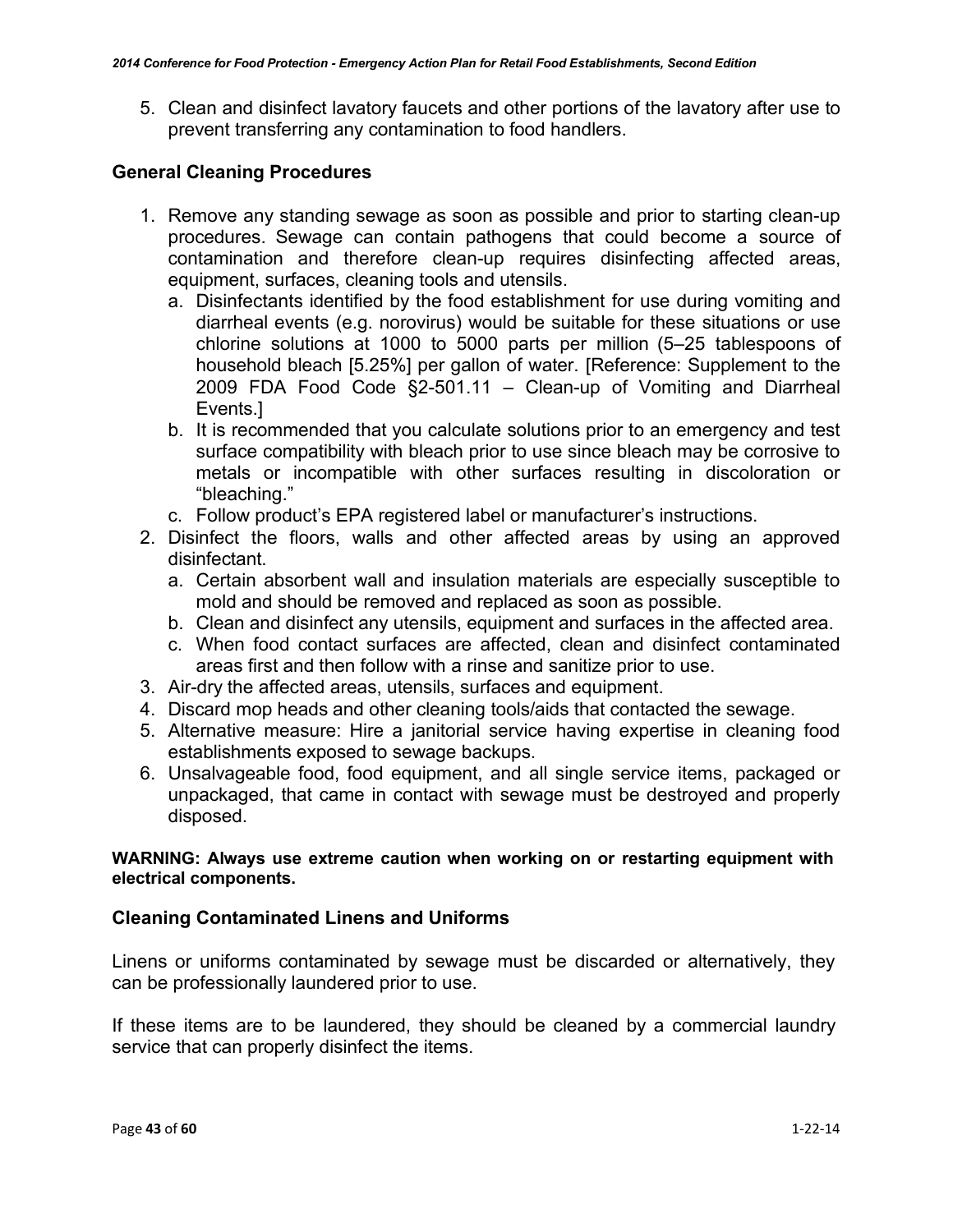5. Clean and disinfect lavatory faucets and other portions of the lavatory after use to prevent transferring any contamination to food handlers.

## General Cleaning Procedures

1. Remove any standing sewage as soon as possible and prior to starting clean-up procedures. Sewage can contain pathogens that could become a source of contamination and therefore clean-up requires disinfecting affected areas, equipment, surfaces, cleaning tools and utensils.
   a. Disinfectants identified by the food establishment for use during vomiting and diarrheal events (e.g. norovirus) would be suitable for these situations or use chlorine solutions at 1000 to 5000 parts per million (5–25 tablespoons of household bleach [5.25%] per gallon of water. [Reference: Supplement to the 2009 FDA Food Code §2-501.11 – Clean-up of Vomiting and Diarrheal Events.]
   b. It is recommended that you calculate solutions prior to an emergency and test surface compatibility with bleach prior to use since bleach may be corrosive to metals or incompatible with other surfaces resulting in discoloration or "bleaching."
   c. Follow product's EPA registered label or manufacturer's instructions.
2. Disinfect the floors, walls and other affected areas by using an approved disinfectant.
   a. Certain absorbent wall and insulation materials are especially susceptible to mold and should be removed and replaced as soon as possible.
   b. Clean and disinfect any utensils, equipment and surfaces in the affected area.
   c. When food contact surfaces are affected, clean and disinfect contaminated areas first and then follow with a rinse and sanitize prior to use.
3. Air-dry the affected areas, utensils, surfaces and equipment.
4. Discard mop heads and other cleaning tools/aids that contacted the sewage.
5. Alternative measure: Hire a janitorial service having expertise in cleaning food establishments exposed to sewage backups.
6. Unsalvageable food, food equipment, and all single service items, packaged or unpackaged, that came in contact with sewage must be destroyed and properly disposed.

**WARNING: Always use extreme caution when working on or restarting equipment with electrical components.**

## Cleaning Contaminated Linens and Uniforms

Linens or uniforms contaminated by sewage must be discarded or alternatively, they can be professionally laundered prior to use.

If these items are to be laundered, they should be cleaned by a commercial laundry service that can properly disinfect the items.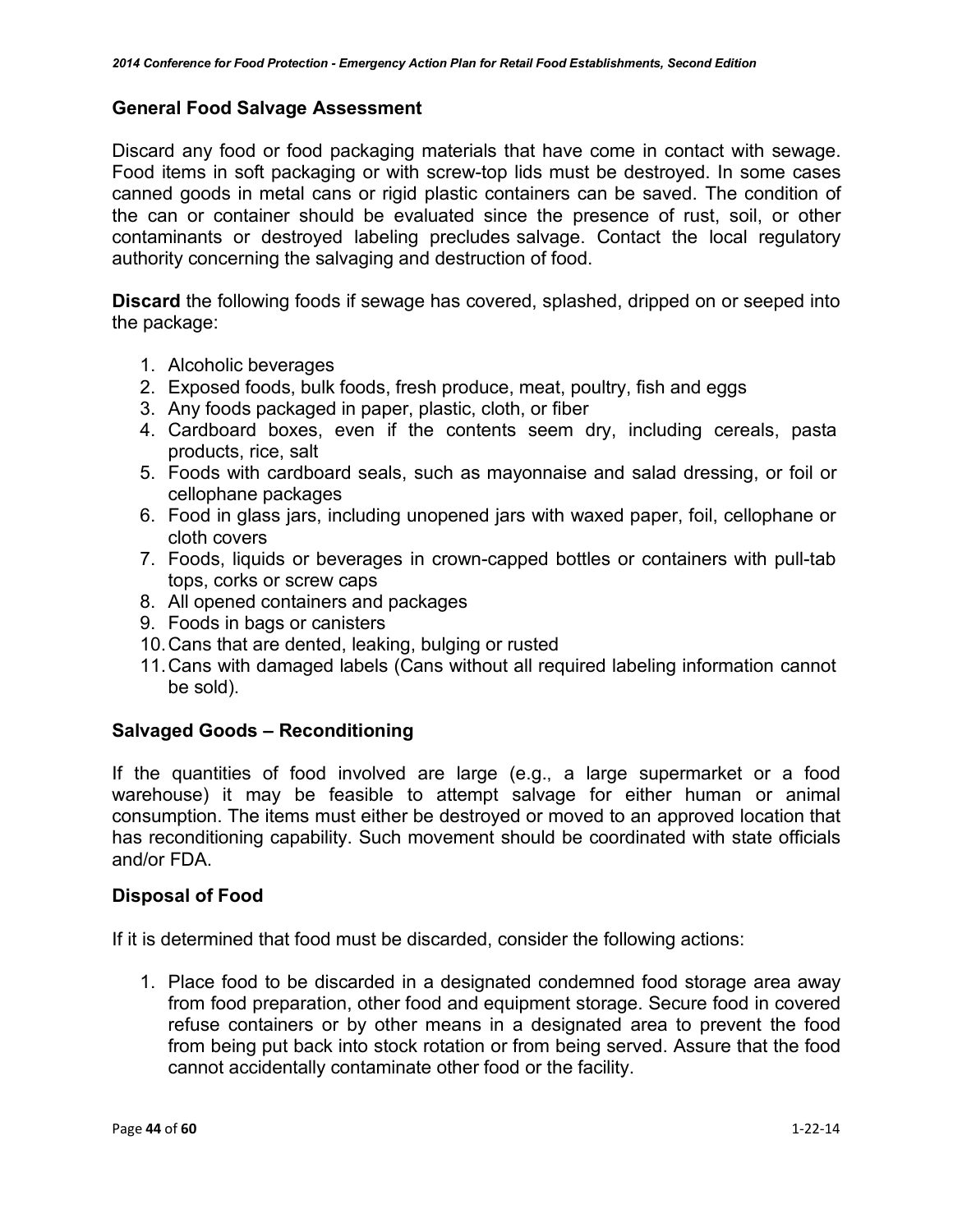### General Food Salvage Assessment

Discard any food or food packaging materials that have come in contact with sewage. Food items in soft packaging or with screw-top lids must be destroyed. In some cases canned goods in metal cans or rigid plastic containers can be saved. The condition of the can or container should be evaluated since the presence of rust, soil, or other contaminants or destroyed labeling precludes salvage. Contact the local regulatory authority concerning the salvaging and destruction of food.

**Discard** the following foods if sewage has covered, splashed, dripped on or seeped into the package:

1. Alcoholic beverages
2. Exposed foods, bulk foods, fresh produce, meat, poultry, fish and eggs
3. Any foods packaged in paper, plastic, cloth, or fiber
4. Cardboard boxes, even if the contents seem dry, including cereals, pasta products, rice, salt
5. Foods with cardboard seals, such as mayonnaise and salad dressing, or foil or cellophane packages
6. Food in glass jars, including unopened jars with waxed paper, foil, cellophane or cloth covers
7. Foods, liquids or beverages in crown-capped bottles or containers with pull-tab tops, corks or screw caps
8. All opened containers and packages
9. Foods in bags or canisters
10. Cans that are dented, leaking, bulging or rusted
11. Cans with damaged labels (Cans without all required labeling information cannot be sold).

### Salvaged Goods – Reconditioning

If the quantities of food involved are large (e.g., a large supermarket or a food warehouse) it may be feasible to attempt salvage for either human or animal consumption. The items must either be destroyed or moved to an approved location that has reconditioning capability. Such movement should be coordinated with state officials and/or FDA.

### Disposal of Food

If it is determined that food must be discarded, consider the following actions:

1. Place food to be discarded in a designated condemned food storage area away from food preparation, other food and equipment storage. Secure food in covered refuse containers or by other means in a designated area to prevent the food from being put back into stock rotation or from being served. Assure that the food cannot accidentally contaminate other food or the facility.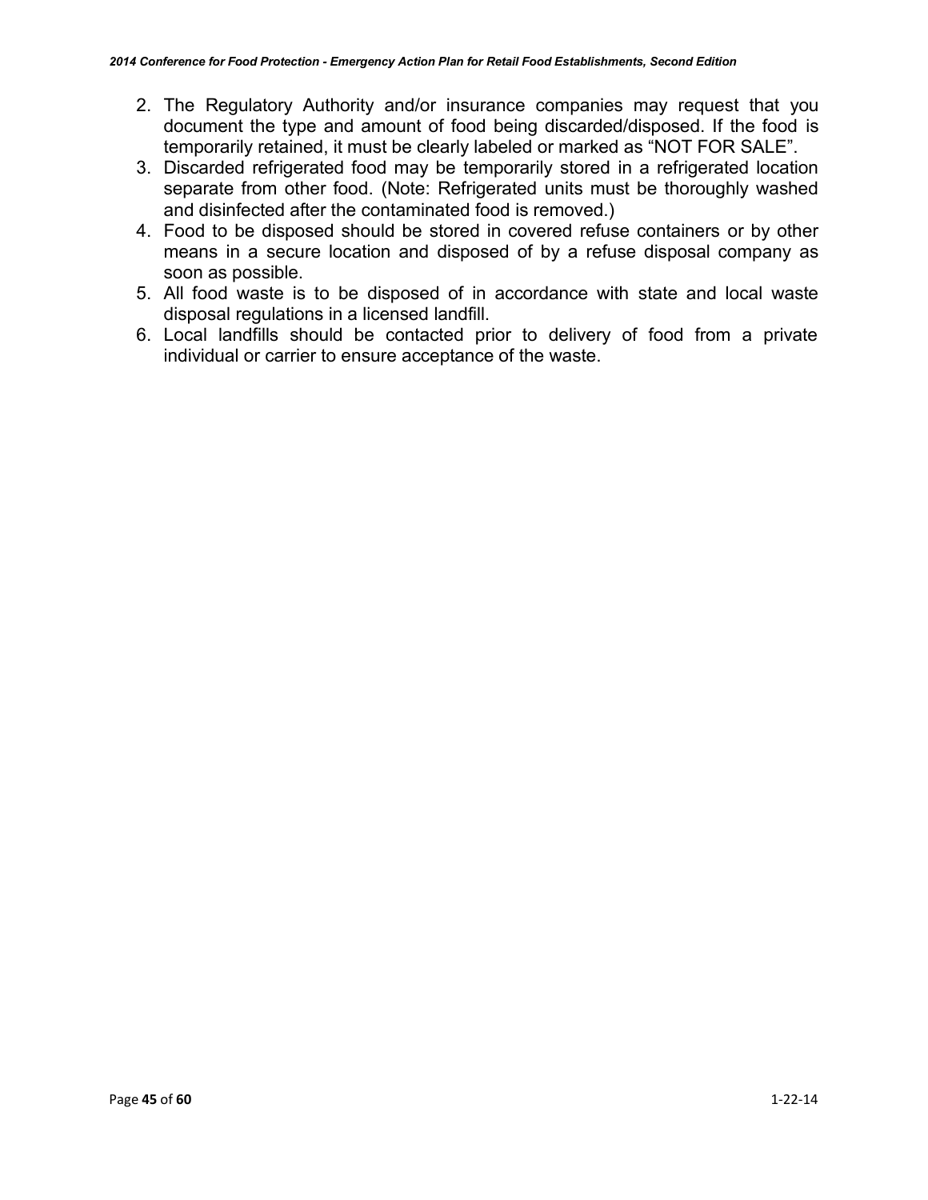2. The Regulatory Authority and/or insurance companies may request that you document the type and amount of food being discarded/disposed. If the food is temporarily retained, it must be clearly labeled or marked as "NOT FOR SALE".
3. Discarded refrigerated food may be temporarily stored in a refrigerated location separate from other food. (Note: Refrigerated units must be thoroughly washed and disinfected after the contaminated food is removed.)
4. Food to be disposed should be stored in covered refuse containers or by other means in a secure location and disposed of by a refuse disposal company as soon as possible.
5. All food waste is to be disposed of in accordance with state and local waste disposal regulations in a licensed landfill.
6. Local landfills should be contacted prior to delivery of food from a private individual or carrier to ensure acceptance of the waste.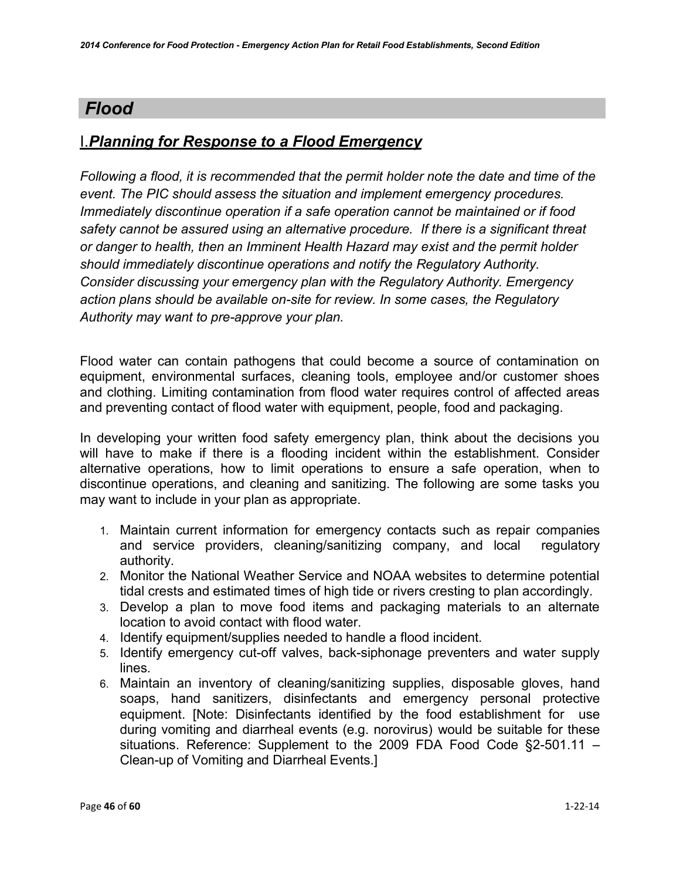# *Flood*

## I. ***Planning for Response to a Flood Emergency***

*Following a flood, it is recommended that the permit holder note the date and time of the event. The PIC should assess the situation and implement emergency procedures. Immediately discontinue operation if a safe operation cannot be maintained or if food safety cannot be assured using an alternative procedure. If there is a significant threat or danger to health, then an Imminent Health Hazard may exist and the permit holder should immediately discontinue operations and notify the Regulatory Authority. Consider discussing your emergency plan with the Regulatory Authority. Emergency action plans should be available on-site for review. In some cases, the Regulatory Authority may want to pre-approve your plan.*

Flood water can contain pathogens that could become a source of contamination on equipment, environmental surfaces, cleaning tools, employee and/or customer shoes and clothing. Limiting contamination from flood water requires control of affected areas and preventing contact of flood water with equipment, people, food and packaging.

In developing your written food safety emergency plan, think about the decisions you will have to make if there is a flooding incident within the establishment. Consider alternative operations, how to limit operations to ensure a safe operation, when to discontinue operations, and cleaning and sanitizing. The following are some tasks you may want to include in your plan as appropriate.

1. Maintain current information for emergency contacts such as repair companies and service providers, cleaning/sanitizing company, and local regulatory authority.
2. Monitor the National Weather Service and NOAA websites to determine potential tidal crests and estimated times of high tide or rivers cresting to plan accordingly.
3. Develop a plan to move food items and packaging materials to an alternate location to avoid contact with flood water.
4. Identify equipment/supplies needed to handle a flood incident.
5. Identify emergency cut-off valves, back-siphonage preventers and water supply lines.
6. Maintain an inventory of cleaning/sanitizing supplies, disposable gloves, hand soaps, hand sanitizers, disinfectants and emergency personal protective equipment. [Note: Disinfectants identified by the food establishment for use during vomiting and diarrheal events (e.g. norovirus) would be suitable for these situations. Reference: Supplement to the 2009 FDA Food Code §2-501.11 – Clean-up of Vomiting and Diarrheal Events.]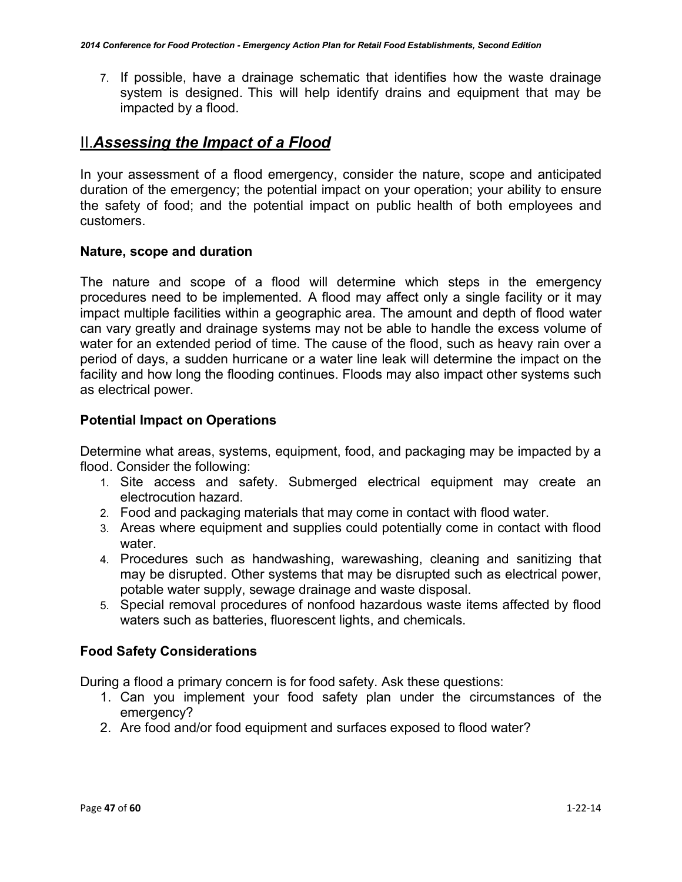7. If possible, have a drainage schematic that identifies how the waste drainage system is designed. This will help identify drains and equipment that may be impacted by a flood.

## II. ***Assessing the Impact of a Flood***

In your assessment of a flood emergency, consider the nature, scope and anticipated duration of the emergency; the potential impact on your operation; your ability to ensure the safety of food; and the potential impact on public health of both employees and customers.

### Nature, scope and duration

The nature and scope of a flood will determine which steps in the emergency procedures need to be implemented. A flood may affect only a single facility or it may impact multiple facilities within a geographic area. The amount and depth of flood water can vary greatly and drainage systems may not be able to handle the excess volume of water for an extended period of time. The cause of the flood, such as heavy rain over a period of days, a sudden hurricane or a water line leak will determine the impact on the facility and how long the flooding continues. Floods may also impact other systems such as electrical power.

### Potential Impact on Operations

Determine what areas, systems, equipment, food, and packaging may be impacted by a flood. Consider the following:

1. Site access and safety. Submerged electrical equipment may create an electrocution hazard.
2. Food and packaging materials that may come in contact with flood water.
3. Areas where equipment and supplies could potentially come in contact with flood water.
4. Procedures such as handwashing, warewashing, cleaning and sanitizing that may be disrupted. Other systems that may be disrupted such as electrical power, potable water supply, sewage drainage and waste disposal.
5. Special removal procedures of nonfood hazardous waste items affected by flood waters such as batteries, fluorescent lights, and chemicals.

### Food Safety Considerations

During a flood a primary concern is for food safety. Ask these questions:

1. Can you implement your food safety plan under the circumstances of the emergency?
2. Are food and/or food equipment and surfaces exposed to flood water?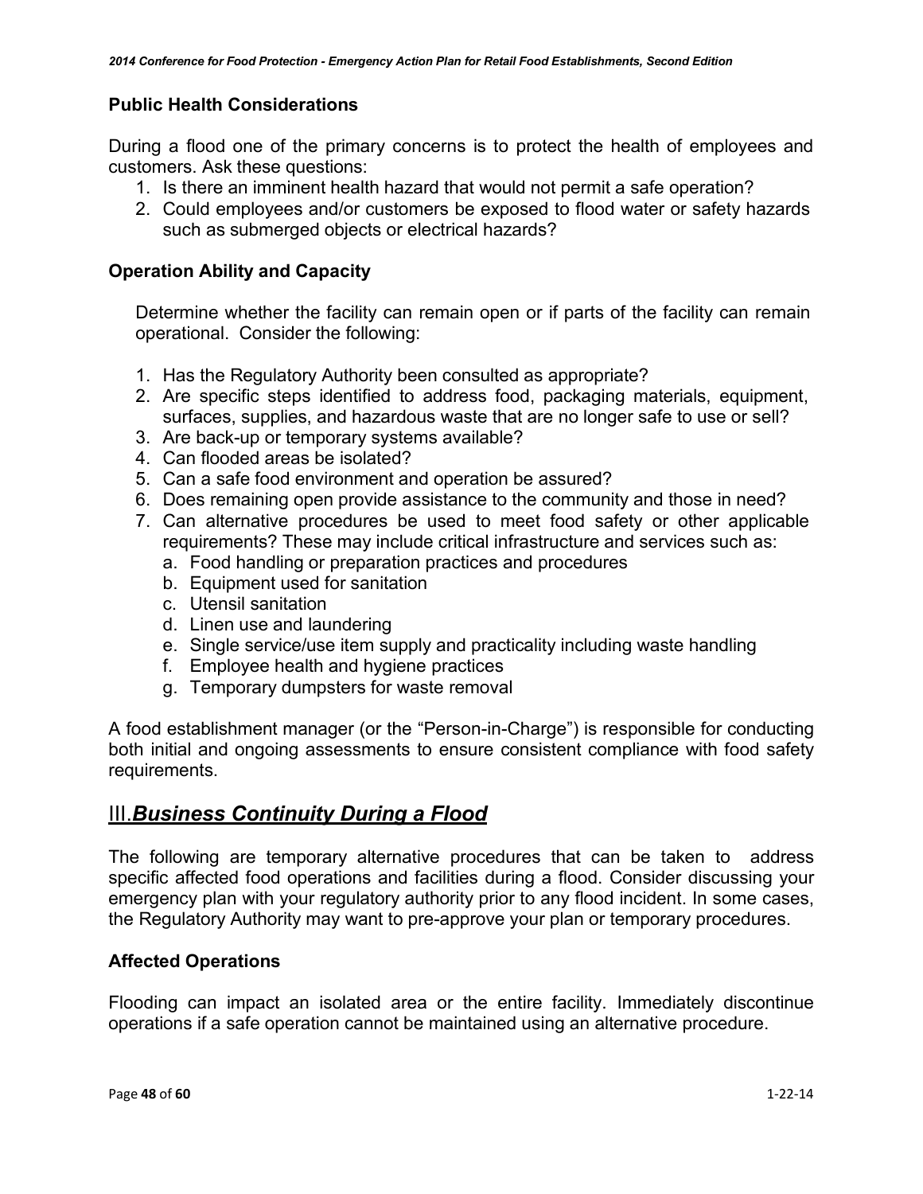### Public Health Considerations

During a flood one of the primary concerns is to protect the health of employees and customers. Ask these questions:

1. Is there an imminent health hazard that would not permit a safe operation?
2. Could employees and/or customers be exposed to flood water or safety hazards such as submerged objects or electrical hazards?

### Operation Ability and Capacity

Determine whether the facility can remain open or if parts of the facility can remain operational. Consider the following:

1. Has the Regulatory Authority been consulted as appropriate?
2. Are specific steps identified to address food, packaging materials, equipment, surfaces, supplies, and hazardous waste that are no longer safe to use or sell?
3. Are back-up or temporary systems available?
4. Can flooded areas be isolated?
5. Can a safe food environment and operation be assured?
6. Does remaining open provide assistance to the community and those in need?
7. Can alternative procedures be used to meet food safety or other applicable requirements? These may include critical infrastructure and services such as:
   a. Food handling or preparation practices and procedures
   b. Equipment used for sanitation
   c. Utensil sanitation
   d. Linen use and laundering
   e. Single service/use item supply and practicality including waste handling
   f. Employee health and hygiene practices
   g. Temporary dumpsters for waste removal

A food establishment manager (or the "Person-in-Charge") is responsible for conducting both initial and ongoing assessments to ensure consistent compliance with food safety requirements.

## III. ***Business Continuity During a Flood***

The following are temporary alternative procedures that can be taken to address specific affected food operations and facilities during a flood. Consider discussing your emergency plan with your regulatory authority prior to any flood incident. In some cases, the Regulatory Authority may want to pre-approve your plan or temporary procedures.

### Affected Operations

Flooding can impact an isolated area or the entire facility. Immediately discontinue operations if a safe operation cannot be maintained using an alternative procedure.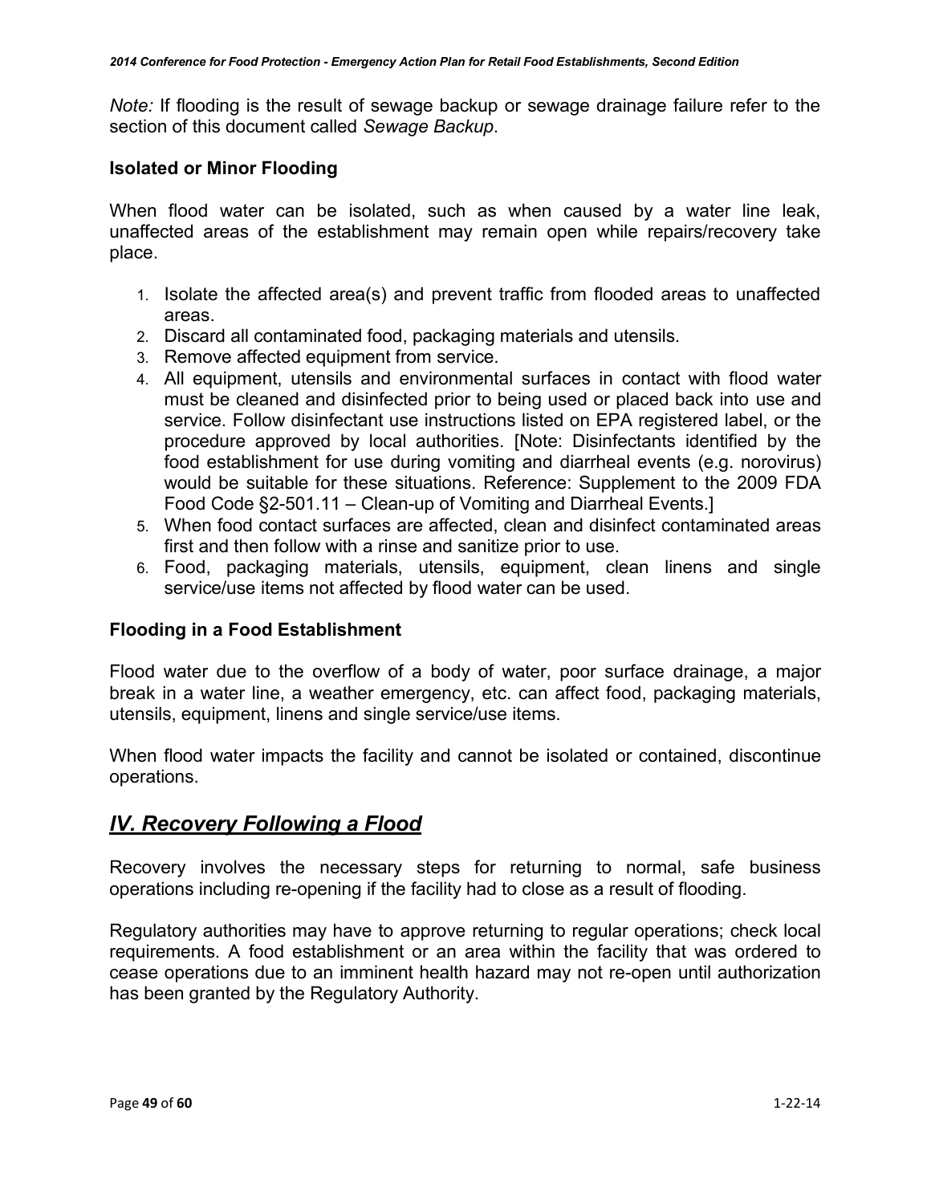*Note:* If flooding is the result of sewage backup or sewage drainage failure refer to the section of this document called *Sewage Backup*.

### Isolated or Minor Flooding

When flood water can be isolated, such as when caused by a water line leak, unaffected areas of the establishment may remain open while repairs/recovery take place.

1. Isolate the affected area(s) and prevent traffic from flooded areas to unaffected areas.
2. Discard all contaminated food, packaging materials and utensils.
3. Remove affected equipment from service.
4. All equipment, utensils and environmental surfaces in contact with flood water must be cleaned and disinfected prior to being used or placed back into use and service. Follow disinfectant use instructions listed on EPA registered label, or the procedure approved by local authorities. [Note: Disinfectants identified by the food establishment for use during vomiting and diarrheal events (e.g. norovirus) would be suitable for these situations. Reference: Supplement to the 2009 FDA Food Code §2-501.11 – Clean-up of Vomiting and Diarrheal Events.]
5. When food contact surfaces are affected, clean and disinfect contaminated areas first and then follow with a rinse and sanitize prior to use.
6. Food, packaging materials, utensils, equipment, clean linens and single service/use items not affected by flood water can be used.

### Flooding in a Food Establishment

Flood water due to the overflow of a body of water, poor surface drainage, a major break in a water line, a weather emergency, etc. can affect food, packaging materials, utensils, equipment, linens and single service/use items.

When flood water impacts the facility and cannot be isolated or contained, discontinue operations.

## *IV. Recovery Following a Flood*

Recovery involves the necessary steps for returning to normal, safe business operations including re-opening if the facility had to close as a result of flooding.

Regulatory authorities may have to approve returning to regular operations; check local requirements. A food establishment or an area within the facility that was ordered to cease operations due to an imminent health hazard may not re-open until authorization has been granted by the Regulatory Authority.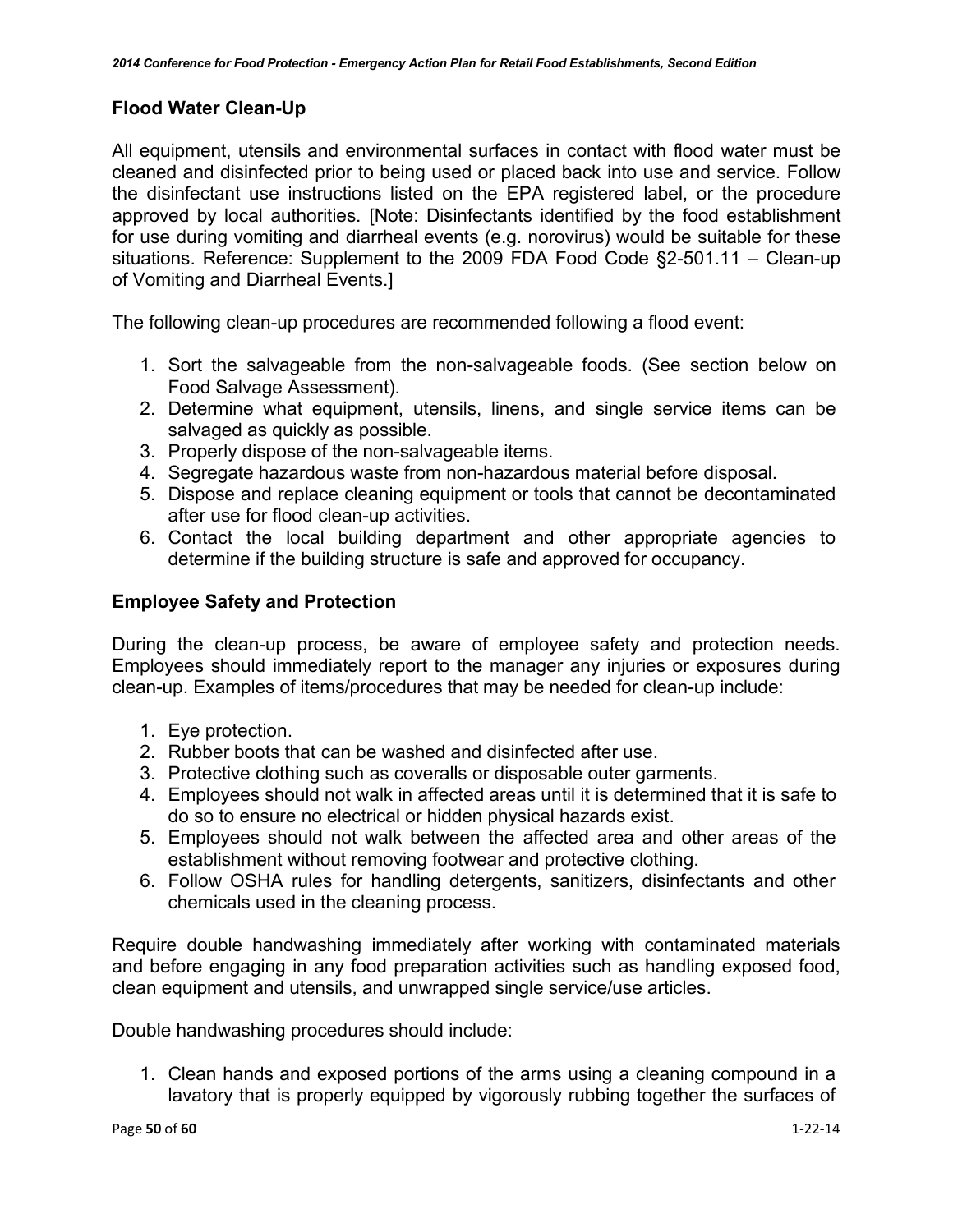## Flood Water Clean-Up

All equipment, utensils and environmental surfaces in contact with flood water must be cleaned and disinfected prior to being used or placed back into use and service. Follow the disinfectant use instructions listed on the EPA registered label, or the procedure approved by local authorities. [Note: Disinfectants identified by the food establishment for use during vomiting and diarrheal events (e.g. norovirus) would be suitable for these situations. Reference: Supplement to the 2009 FDA Food Code §2-501.11 – Clean-up of Vomiting and Diarrheal Events.]

The following clean-up procedures are recommended following a flood event:

1. Sort the salvageable from the non-salvageable foods. (See section below on Food Salvage Assessment).
2. Determine what equipment, utensils, linens, and single service items can be salvaged as quickly as possible.
3. Properly dispose of the non-salvageable items.
4. Segregate hazardous waste from non-hazardous material before disposal.
5. Dispose and replace cleaning equipment or tools that cannot be decontaminated after use for flood clean-up activities.
6. Contact the local building department and other appropriate agencies to determine if the building structure is safe and approved for occupancy.

## Employee Safety and Protection

During the clean-up process, be aware of employee safety and protection needs. Employees should immediately report to the manager any injuries or exposures during clean-up. Examples of items/procedures that may be needed for clean-up include:

1. Eye protection.
2. Rubber boots that can be washed and disinfected after use.
3. Protective clothing such as coveralls or disposable outer garments.
4. Employees should not walk in affected areas until it is determined that it is safe to do so to ensure no electrical or hidden physical hazards exist.
5. Employees should not walk between the affected area and other areas of the establishment without removing footwear and protective clothing.
6. Follow OSHA rules for handling detergents, sanitizers, disinfectants and other chemicals used in the cleaning process.

Require double handwashing immediately after working with contaminated materials and before engaging in any food preparation activities such as handling exposed food, clean equipment and utensils, and unwrapped single service/use articles.

Double handwashing procedures should include:

1. Clean hands and exposed portions of the arms using a cleaning compound in a lavatory that is properly equipped by vigorously rubbing together the surfaces of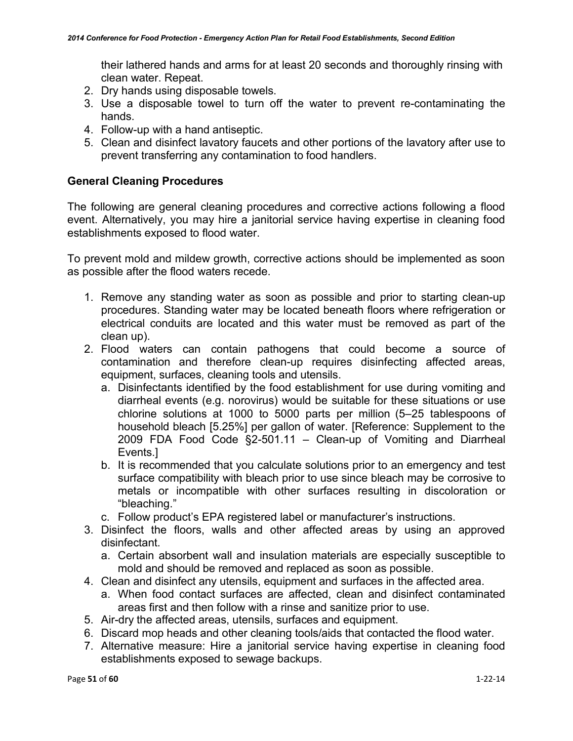their lathered hands and arms for at least 20 seconds and thoroughly rinsing with clean water. Repeat.

2. Dry hands using disposable towels.
3. Use a disposable towel to turn off the water to prevent re-contaminating the hands.
4. Follow-up with a hand antiseptic.
5. Clean and disinfect lavatory faucets and other portions of the lavatory after use to prevent transferring any contamination to food handlers.

### General Cleaning Procedures

The following are general cleaning procedures and corrective actions following a flood event. Alternatively, you may hire a janitorial service having expertise in cleaning food establishments exposed to flood water.

To prevent mold and mildew growth, corrective actions should be implemented as soon as possible after the flood waters recede.

1. Remove any standing water as soon as possible and prior to starting clean-up procedures. Standing water may be located beneath floors where refrigeration or electrical conduits are located and this water must be removed as part of the clean up).
2. Flood waters can contain pathogens that could become a source of contamination and therefore clean-up requires disinfecting affected areas, equipment, surfaces, cleaning tools and utensils.
   a. Disinfectants identified by the food establishment for use during vomiting and diarrheal events (e.g. norovirus) would be suitable for these situations or use chlorine solutions at 1000 to 5000 parts per million (5–25 tablespoons of household bleach [5.25%] per gallon of water. [Reference: Supplement to the 2009 FDA Food Code §2-501.11 – Clean-up of Vomiting and Diarrheal Events.]
   b. It is recommended that you calculate solutions prior to an emergency and test surface compatibility with bleach prior to use since bleach may be corrosive to metals or incompatible with other surfaces resulting in discoloration or "bleaching."
   c. Follow product's EPA registered label or manufacturer's instructions.
3. Disinfect the floors, walls and other affected areas by using an approved disinfectant.
   a. Certain absorbent wall and insulation materials are especially susceptible to mold and should be removed and replaced as soon as possible.
4. Clean and disinfect any utensils, equipment and surfaces in the affected area.
   a. When food contact surfaces are affected, clean and disinfect contaminated areas first and then follow with a rinse and sanitize prior to use.
5. Air-dry the affected areas, utensils, surfaces and equipment.
6. Discard mop heads and other cleaning tools/aids that contacted the flood water.
7. Alternative measure: Hire a janitorial service having expertise in cleaning food establishments exposed to sewage backups.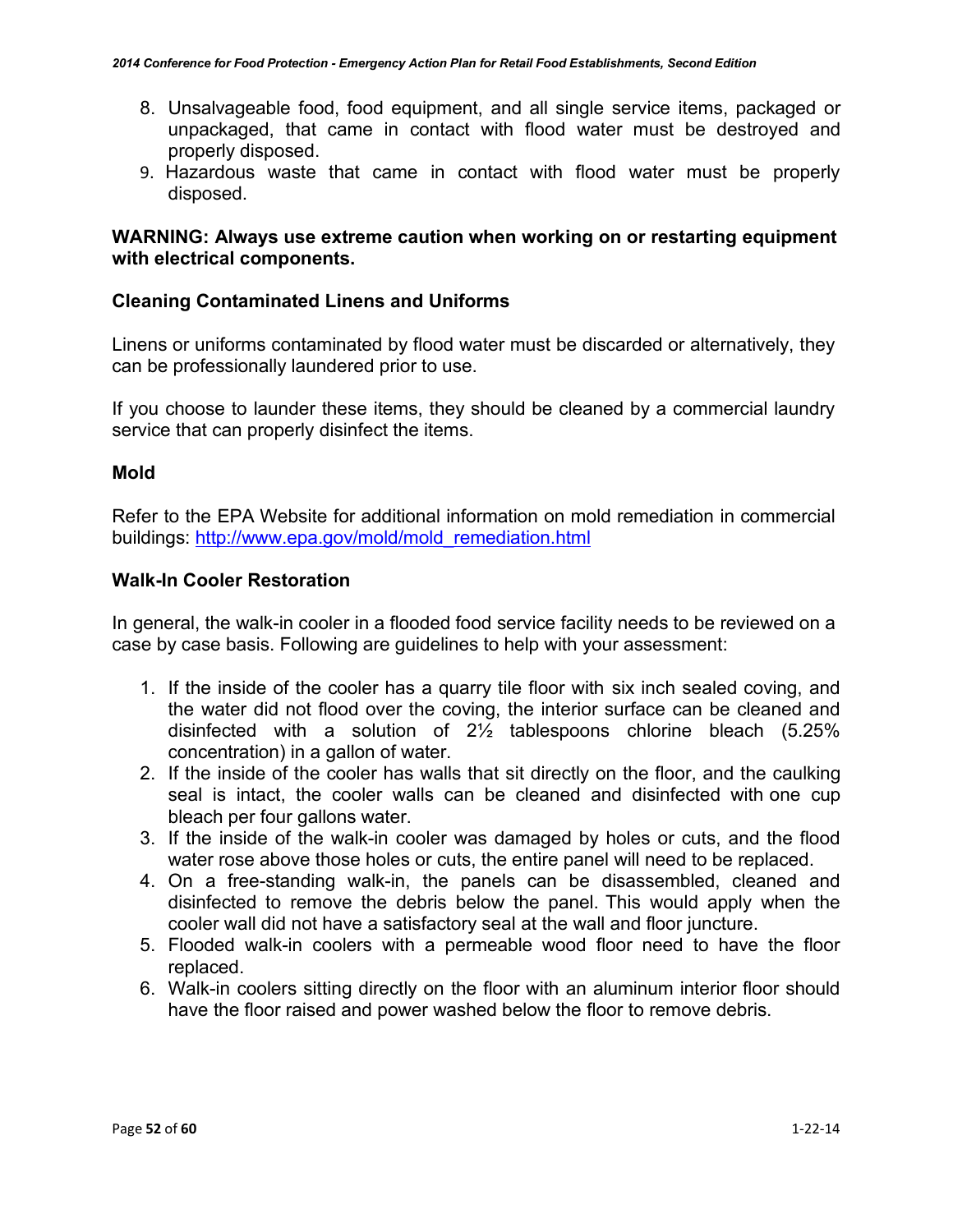8. Unsalvageable food, food equipment, and all single service items, packaged or unpackaged, that came in contact with flood water must be destroyed and properly disposed.
9. Hazardous waste that came in contact with flood water must be properly disposed.

**WARNING: Always use extreme caution when working on or restarting equipment with electrical components.**

### Cleaning Contaminated Linens and Uniforms

Linens or uniforms contaminated by flood water must be discarded or alternatively, they can be professionally laundered prior to use.

If you choose to launder these items, they should be cleaned by a commercial laundry service that can properly disinfect the items.

### Mold

Refer to the EPA Website for additional information on mold remediation in commercial buildings: [http://www.epa.gov/mold/mold_remediation.html](http://www.epa.gov/mold/mold_remediation.html)

### Walk-In Cooler Restoration

In general, the walk-in cooler in a flooded food service facility needs to be reviewed on a case by case basis. Following are guidelines to help with your assessment:

1. If the inside of the cooler has a quarry tile floor with six inch sealed coving, and the water did not flood over the coving, the interior surface can be cleaned and disinfected with a solution of 2½ tablespoons chlorine bleach (5.25% concentration) in a gallon of water.
2. If the inside of the cooler has walls that sit directly on the floor, and the caulking seal is intact, the cooler walls can be cleaned and disinfected with one cup bleach per four gallons water.
3. If the inside of the walk-in cooler was damaged by holes or cuts, and the flood water rose above those holes or cuts, the entire panel will need to be replaced.
4. On a free-standing walk-in, the panels can be disassembled, cleaned and disinfected to remove the debris below the panel. This would apply when the cooler wall did not have a satisfactory seal at the wall and floor juncture.
5. Flooded walk-in coolers with a permeable wood floor need to have the floor replaced.
6. Walk-in coolers sitting directly on the floor with an aluminum interior floor should have the floor raised and power washed below the floor to remove debris.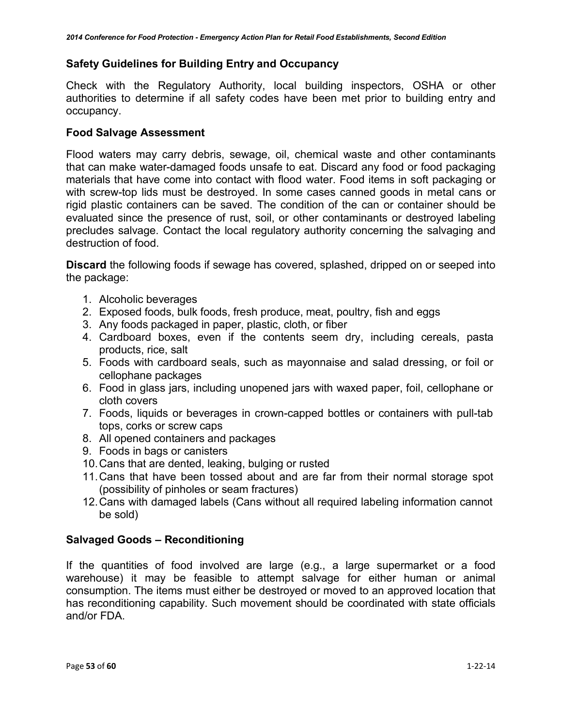### Safety Guidelines for Building Entry and Occupancy

Check with the Regulatory Authority, local building inspectors, OSHA or other authorities to determine if all safety codes have been met prior to building entry and occupancy.

### Food Salvage Assessment

Flood waters may carry debris, sewage, oil, chemical waste and other contaminants that can make water-damaged foods unsafe to eat. Discard any food or food packaging materials that have come into contact with flood water. Food items in soft packaging or with screw-top lids must be destroyed. In some cases canned goods in metal cans or rigid plastic containers can be saved. The condition of the can or container should be evaluated since the presence of rust, soil, or other contaminants or destroyed labeling precludes salvage. Contact the local regulatory authority concerning the salvaging and destruction of food.

**Discard** the following foods if sewage has covered, splashed, dripped on or seeped into the package:

1. Alcoholic beverages
2. Exposed foods, bulk foods, fresh produce, meat, poultry, fish and eggs
3. Any foods packaged in paper, plastic, cloth, or fiber
4. Cardboard boxes, even if the contents seem dry, including cereals, pasta products, rice, salt
5. Foods with cardboard seals, such as mayonnaise and salad dressing, or foil or cellophane packages
6. Food in glass jars, including unopened jars with waxed paper, foil, cellophane or cloth covers
7. Foods, liquids or beverages in crown-capped bottles or containers with pull-tab tops, corks or screw caps
8. All opened containers and packages
9. Foods in bags or canisters
10. Cans that are dented, leaking, bulging or rusted
11. Cans that have been tossed about and are far from their normal storage spot (possibility of pinholes or seam fractures)
12. Cans with damaged labels (Cans without all required labeling information cannot be sold)

### Salvaged Goods – Reconditioning

If the quantities of food involved are large (e.g., a large supermarket or a food warehouse) it may be feasible to attempt salvage for either human or animal consumption. The items must either be destroyed or moved to an approved location that has reconditioning capability. Such movement should be coordinated with state officials and/or FDA.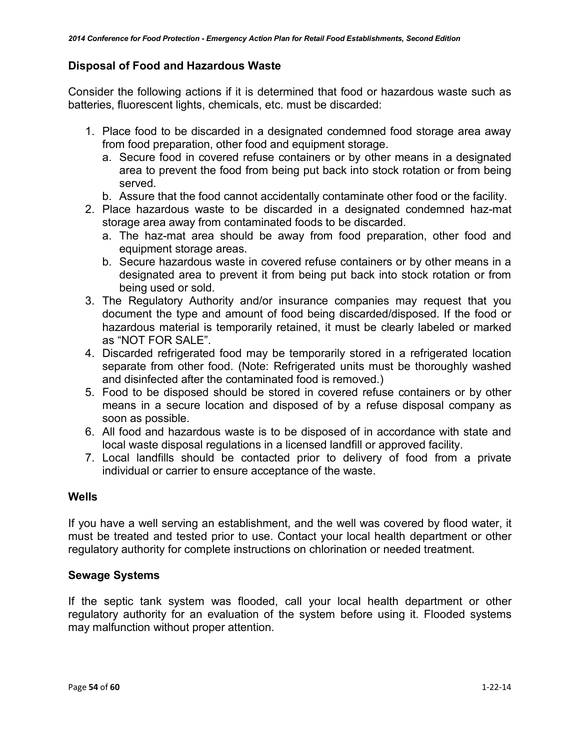## Disposal of Food and Hazardous Waste

Consider the following actions if it is determined that food or hazardous waste such as batteries, fluorescent lights, chemicals, etc. must be discarded:

1. Place food to be discarded in a designated condemned food storage area away from food preparation, other food and equipment storage.
   a. Secure food in covered refuse containers or by other means in a designated area to prevent the food from being put back into stock rotation or from being served.
   b. Assure that the food cannot accidentally contaminate other food or the facility.
2. Place hazardous waste to be discarded in a designated condemned haz-mat storage area away from contaminated foods to be discarded.
   a. The haz-mat area should be away from food preparation, other food and equipment storage areas.
   b. Secure hazardous waste in covered refuse containers or by other means in a designated area to prevent it from being put back into stock rotation or from being used or sold.
3. The Regulatory Authority and/or insurance companies may request that you document the type and amount of food being discarded/disposed. If the food or hazardous material is temporarily retained, it must be clearly labeled or marked as "NOT FOR SALE".
4. Discarded refrigerated food may be temporarily stored in a refrigerated location separate from other food. (Note: Refrigerated units must be thoroughly washed and disinfected after the contaminated food is removed.)
5. Food to be disposed should be stored in covered refuse containers or by other means in a secure location and disposed of by a refuse disposal company as soon as possible.
6. All food and hazardous waste is to be disposed of in accordance with state and local waste disposal regulations in a licensed landfill or approved facility.
7. Local landfills should be contacted prior to delivery of food from a private individual or carrier to ensure acceptance of the waste.

## Wells

If you have a well serving an establishment, and the well was covered by flood water, it must be treated and tested prior to use. Contact your local health department or other regulatory authority for complete instructions on chlorination or needed treatment.

## Sewage Systems

If the septic tank system was flooded, call your local health department or other regulatory authority for an evaluation of the system before using it. Flooded systems may malfunction without proper attention.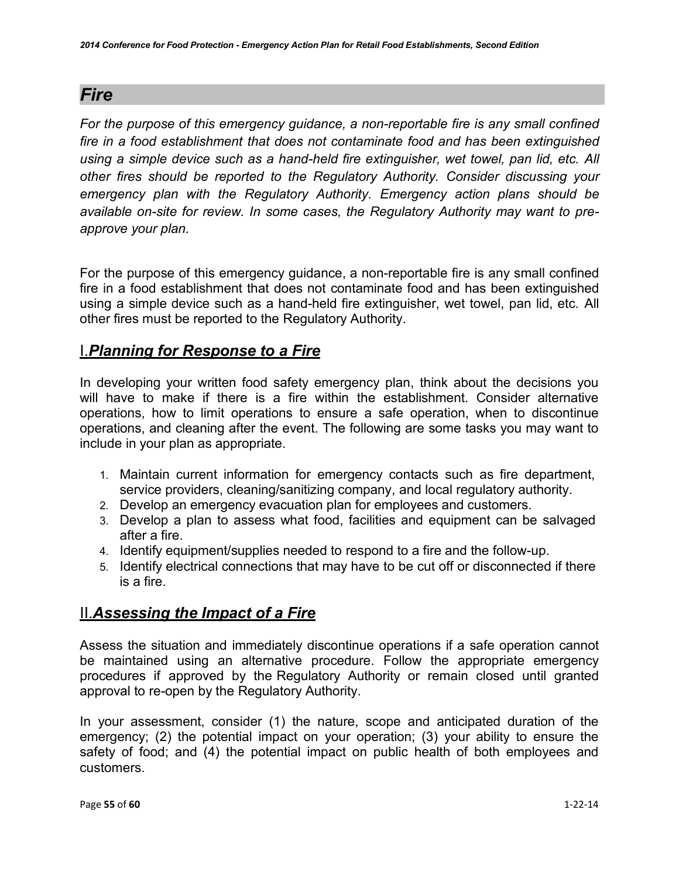## *Fire*

*For the purpose of this emergency guidance, a non-reportable fire is any small confined fire in a food establishment that does not contaminate food and has been extinguished using a simple device such as a hand-held fire extinguisher, wet towel, pan lid, etc. All other fires should be reported to the Regulatory Authority. Consider discussing your emergency plan with the Regulatory Authority. Emergency action plans should be available on-site for review. In some cases, the Regulatory Authority may want to pre-approve your plan.*

For the purpose of this emergency guidance, a non-reportable fire is any small confined fire in a food establishment that does not contaminate food and has been extinguished using a simple device such as a hand-held fire extinguisher, wet towel, pan lid, etc. All other fires must be reported to the Regulatory Authority.

### I.***Planning for Response to a Fire***

In developing your written food safety emergency plan, think about the decisions you will have to make if there is a fire within the establishment. Consider alternative operations, how to limit operations to ensure a safe operation, when to discontinue operations, and cleaning after the event. The following are some tasks you may want to include in your plan as appropriate.

1. Maintain current information for emergency contacts such as fire department, service providers, cleaning/sanitizing company, and local regulatory authority.
2. Develop an emergency evacuation plan for employees and customers.
3. Develop a plan to assess what food, facilities and equipment can be salvaged after a fire.
4. Identify equipment/supplies needed to respond to a fire and the follow-up.
5. Identify electrical connections that may have to be cut off or disconnected if there is a fire.

### II.***Assessing the Impact of a Fire***

Assess the situation and immediately discontinue operations if a safe operation cannot be maintained using an alternative procedure. Follow the appropriate emergency procedures if approved by the Regulatory Authority or remain closed until granted approval to re-open by the Regulatory Authority.

In your assessment, consider (1) the nature, scope and anticipated duration of the emergency; (2) the potential impact on your operation; (3) your ability to ensure the safety of food; and (4) the potential impact on public health of both employees and customers.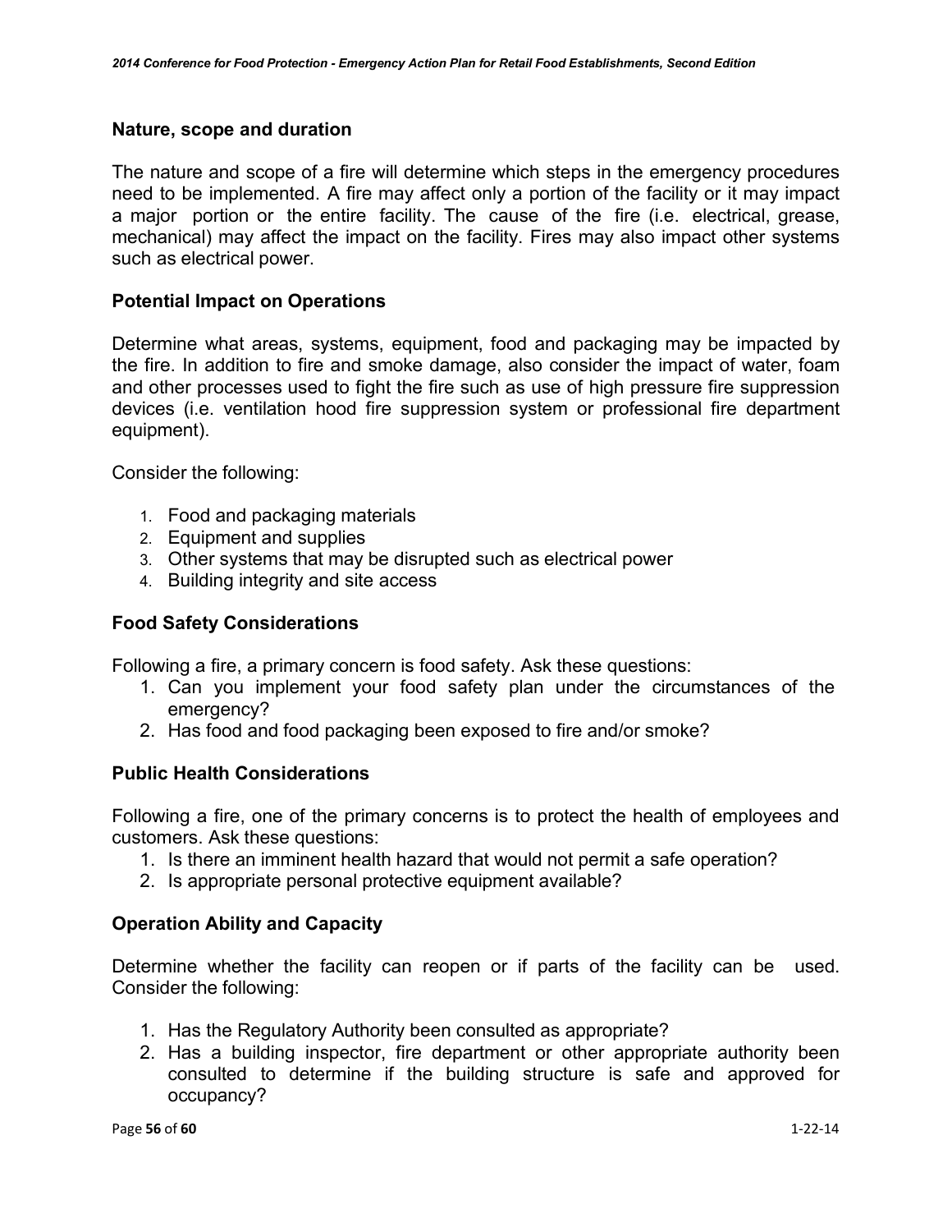### Nature, scope and duration

The nature and scope of a fire will determine which steps in the emergency procedures need to be implemented. A fire may affect only a portion of the facility or it may impact a major portion or the entire facility. The cause of the fire (i.e. electrical, grease, mechanical) may affect the impact on the facility. Fires may also impact other systems such as electrical power.

### Potential Impact on Operations

Determine what areas, systems, equipment, food and packaging may be impacted by the fire. In addition to fire and smoke damage, also consider the impact of water, foam and other processes used to fight the fire such as use of high pressure fire suppression devices (i.e. ventilation hood fire suppression system or professional fire department equipment).

Consider the following:

1. Food and packaging materials
2. Equipment and supplies
3. Other systems that may be disrupted such as electrical power
4. Building integrity and site access

### Food Safety Considerations

Following a fire, a primary concern is food safety. Ask these questions:

1. Can you implement your food safety plan under the circumstances of the emergency?
2. Has food and food packaging been exposed to fire and/or smoke?

### Public Health Considerations

Following a fire, one of the primary concerns is to protect the health of employees and customers. Ask these questions:

1. Is there an imminent health hazard that would not permit a safe operation?
2. Is appropriate personal protective equipment available?

### Operation Ability and Capacity

Determine whether the facility can reopen or if parts of the facility can be used. Consider the following:

1. Has the Regulatory Authority been consulted as appropriate?
2. Has a building inspector, fire department or other appropriate authority been consulted to determine if the building structure is safe and approved for occupancy?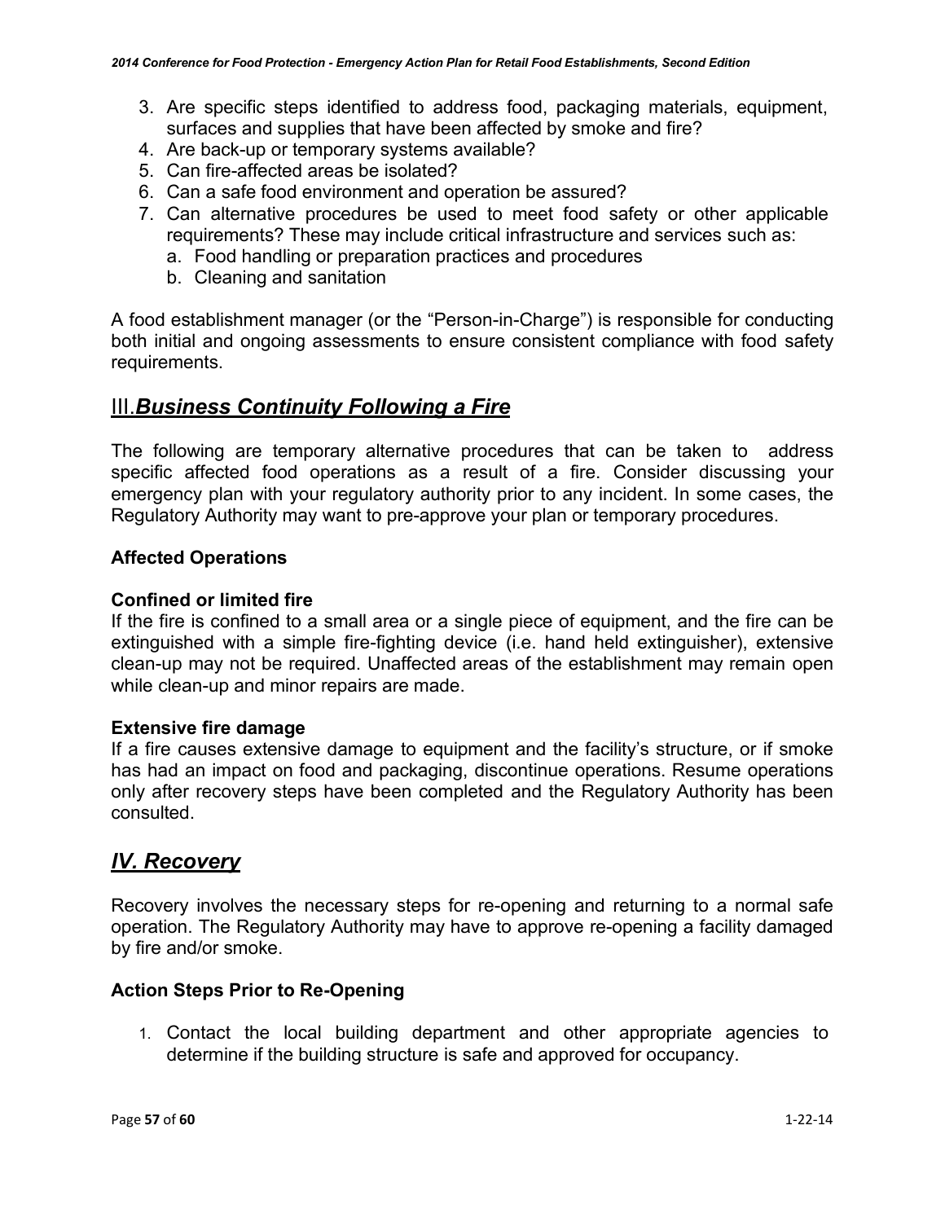3. Are specific steps identified to address food, packaging materials, equipment, surfaces and supplies that have been affected by smoke and fire?
4. Are back-up or temporary systems available?
5. Can fire-affected areas be isolated?
6. Can a safe food environment and operation be assured?
7. Can alternative procedures be used to meet food safety or other applicable requirements? These may include critical infrastructure and services such as:
   a. Food handling or preparation practices and procedures
   b. Cleaning and sanitation

A food establishment manager (or the "Person-in-Charge") is responsible for conducting both initial and ongoing assessments to ensure consistent compliance with food safety requirements.

## III. ***Business Continuity Following a Fire***

The following are temporary alternative procedures that can be taken to address specific affected food operations as a result of a fire. Consider discussing your emergency plan with your regulatory authority prior to any incident. In some cases, the Regulatory Authority may want to pre-approve your plan or temporary procedures.

**Affected Operations**

**Confined or limited fire**
If the fire is confined to a small area or a single piece of equipment, and the fire can be extinguished with a simple fire-fighting device (i.e. hand held extinguisher), extensive clean-up may not be required. Unaffected areas of the establishment may remain open while clean-up and minor repairs are made.

**Extensive fire damage**
If a fire causes extensive damage to equipment and the facility's structure, or if smoke has had an impact on food and packaging, discontinue operations. Resume operations only after recovery steps have been completed and the Regulatory Authority has been consulted.

## ***IV. Recovery***

Recovery involves the necessary steps for re-opening and returning to a normal safe operation. The Regulatory Authority may have to approve re-opening a facility damaged by fire and/or smoke.

**Action Steps Prior to Re-Opening**

1. Contact the local building department and other appropriate agencies to determine if the building structure is safe and approved for occupancy.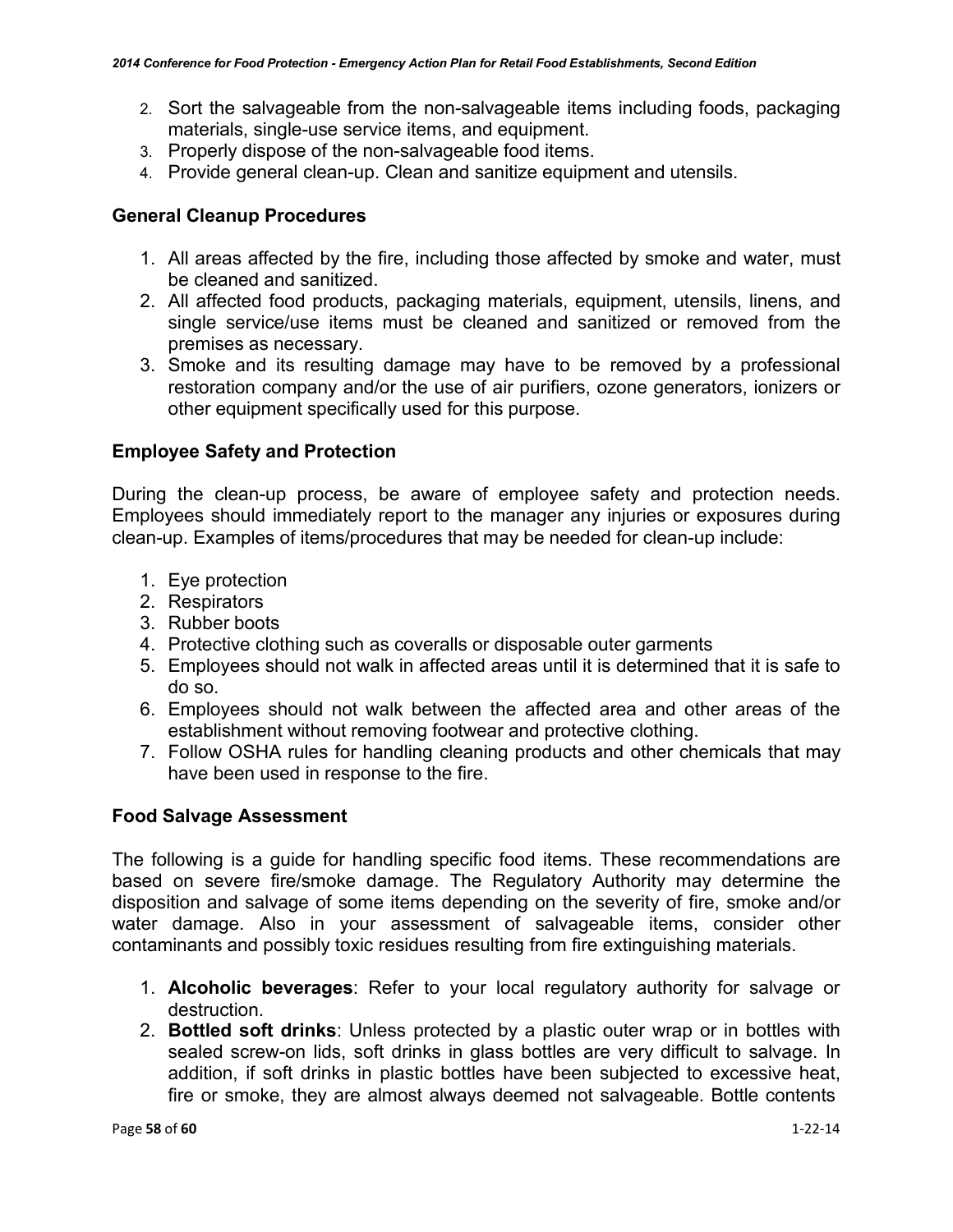2. Sort the salvageable from the non-salvageable items including foods, packaging materials, single-use service items, and equipment.
3. Properly dispose of the non-salvageable food items.
4. Provide general clean-up. Clean and sanitize equipment and utensils.

### General Cleanup Procedures

1. All areas affected by the fire, including those affected by smoke and water, must be cleaned and sanitized.
2. All affected food products, packaging materials, equipment, utensils, linens, and single service/use items must be cleaned and sanitized or removed from the premises as necessary.
3. Smoke and its resulting damage may have to be removed by a professional restoration company and/or the use of air purifiers, ozone generators, ionizers or other equipment specifically used for this purpose.

### Employee Safety and Protection

During the clean-up process, be aware of employee safety and protection needs. Employees should immediately report to the manager any injuries or exposures during clean-up. Examples of items/procedures that may be needed for clean-up include:

1. Eye protection
2. Respirators
3. Rubber boots
4. Protective clothing such as coveralls or disposable outer garments
5. Employees should not walk in affected areas until it is determined that it is safe to do so.
6. Employees should not walk between the affected area and other areas of the establishment without removing footwear and protective clothing.
7. Follow OSHA rules for handling cleaning products and other chemicals that may have been used in response to the fire.

### Food Salvage Assessment

The following is a guide for handling specific food items. These recommendations are based on severe fire/smoke damage. The Regulatory Authority may determine the disposition and salvage of some items depending on the severity of fire, smoke and/or water damage. Also in your assessment of salvageable items, consider other contaminants and possibly toxic residues resulting from fire extinguishing materials.

1. **Alcoholic beverages**: Refer to your local regulatory authority for salvage or destruction.
2. **Bottled soft drinks**: Unless protected by a plastic outer wrap or in bottles with sealed screw-on lids, soft drinks in glass bottles are very difficult to salvage. In addition, if soft drinks in plastic bottles have been subjected to excessive heat, fire or smoke, they are almost always deemed not salvageable. Bottle contents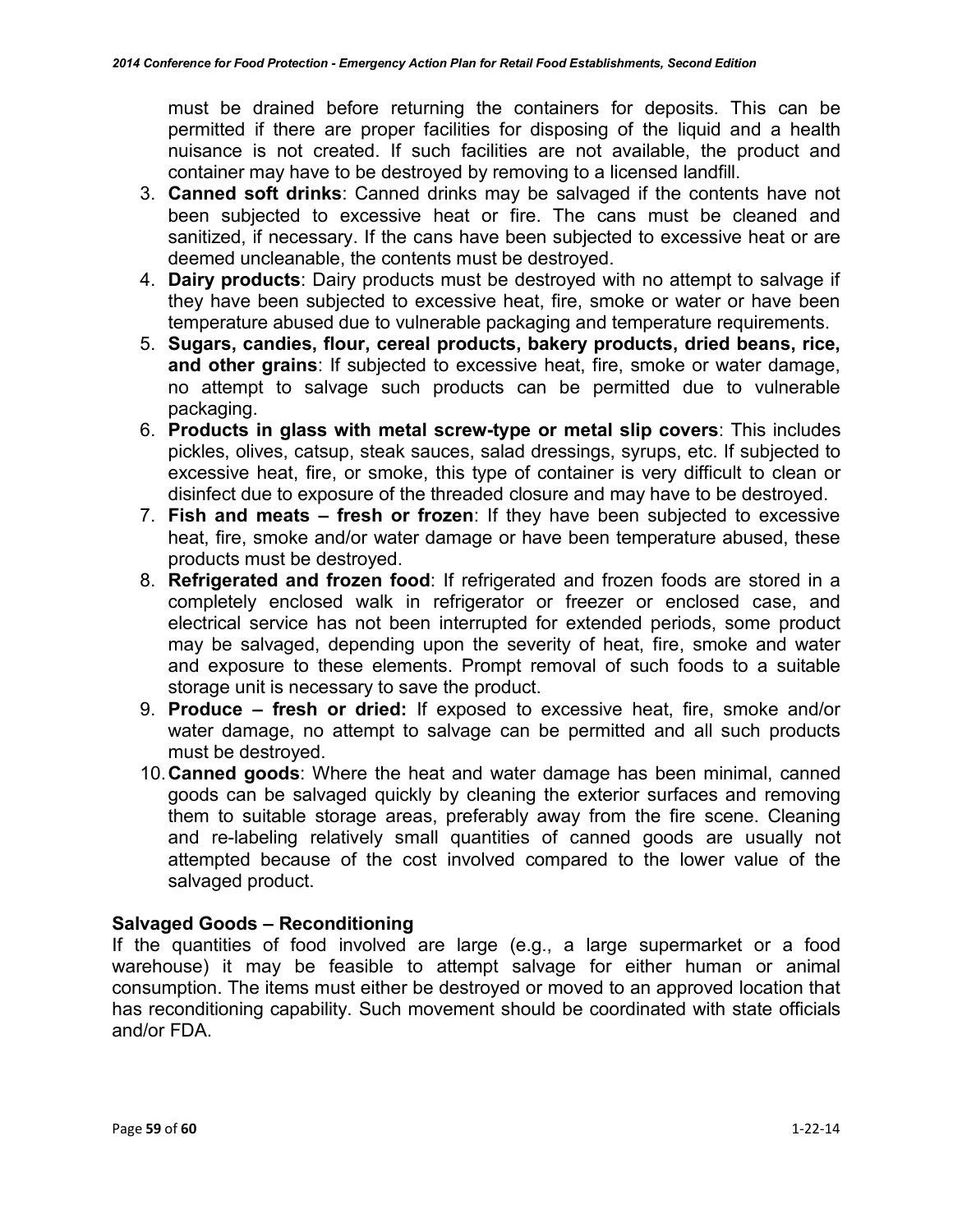must be drained before returning the containers for deposits. This can be permitted if there are proper facilities for disposing of the liquid and a health nuisance is not created. If such facilities are not available, the product and container may have to be destroyed by removing to a licensed landfill.

3. **Canned soft drinks**: Canned drinks may be salvaged if the contents have not been subjected to excessive heat or fire. The cans must be cleaned and sanitized, if necessary. If the cans have been subjected to excessive heat or are deemed uncleanable, the contents must be destroyed.
4. **Dairy products**: Dairy products must be destroyed with no attempt to salvage if they have been subjected to excessive heat, fire, smoke or water or have been temperature abused due to vulnerable packaging and temperature requirements.
5. **Sugars, candies, flour, cereal products, bakery products, dried beans, rice, and other grains**: If subjected to excessive heat, fire, smoke or water damage, no attempt to salvage such products can be permitted due to vulnerable packaging.
6. **Products in glass with metal screw-type or metal slip covers**: This includes pickles, olives, catsup, steak sauces, salad dressings, syrups, etc. If subjected to excessive heat, fire, or smoke, this type of container is very difficult to clean or disinfect due to exposure of the threaded closure and may have to be destroyed.
7. **Fish and meats – fresh or frozen**: If they have been subjected to excessive heat, fire, smoke and/or water damage or have been temperature abused, these products must be destroyed.
8. **Refrigerated and frozen food**: If refrigerated and frozen foods are stored in a completely enclosed walk in refrigerator or freezer or enclosed case, and electrical service has not been interrupted for extended periods, some product may be salvaged, depending upon the severity of heat, fire, smoke and water and exposure to these elements. Prompt removal of such foods to a suitable storage unit is necessary to save the product.
9. **Produce – fresh or dried:** If exposed to excessive heat, fire, smoke and/or water damage, no attempt to salvage can be permitted and all such products must be destroyed.
10. **Canned goods**: Where the heat and water damage has been minimal, canned goods can be salvaged quickly by cleaning the exterior surfaces and removing them to suitable storage areas, preferably away from the fire scene. Cleaning and re-labeling relatively small quantities of canned goods are usually not attempted because of the cost involved compared to the lower value of the salvaged product.

## Salvaged Goods – Reconditioning

If the quantities of food involved are large (e.g., a large supermarket or a food warehouse) it may be feasible to attempt salvage for either human or animal consumption. The items must either be destroyed or moved to an approved location that has reconditioning capability. Such movement should be coordinated with state officials and/or FDA.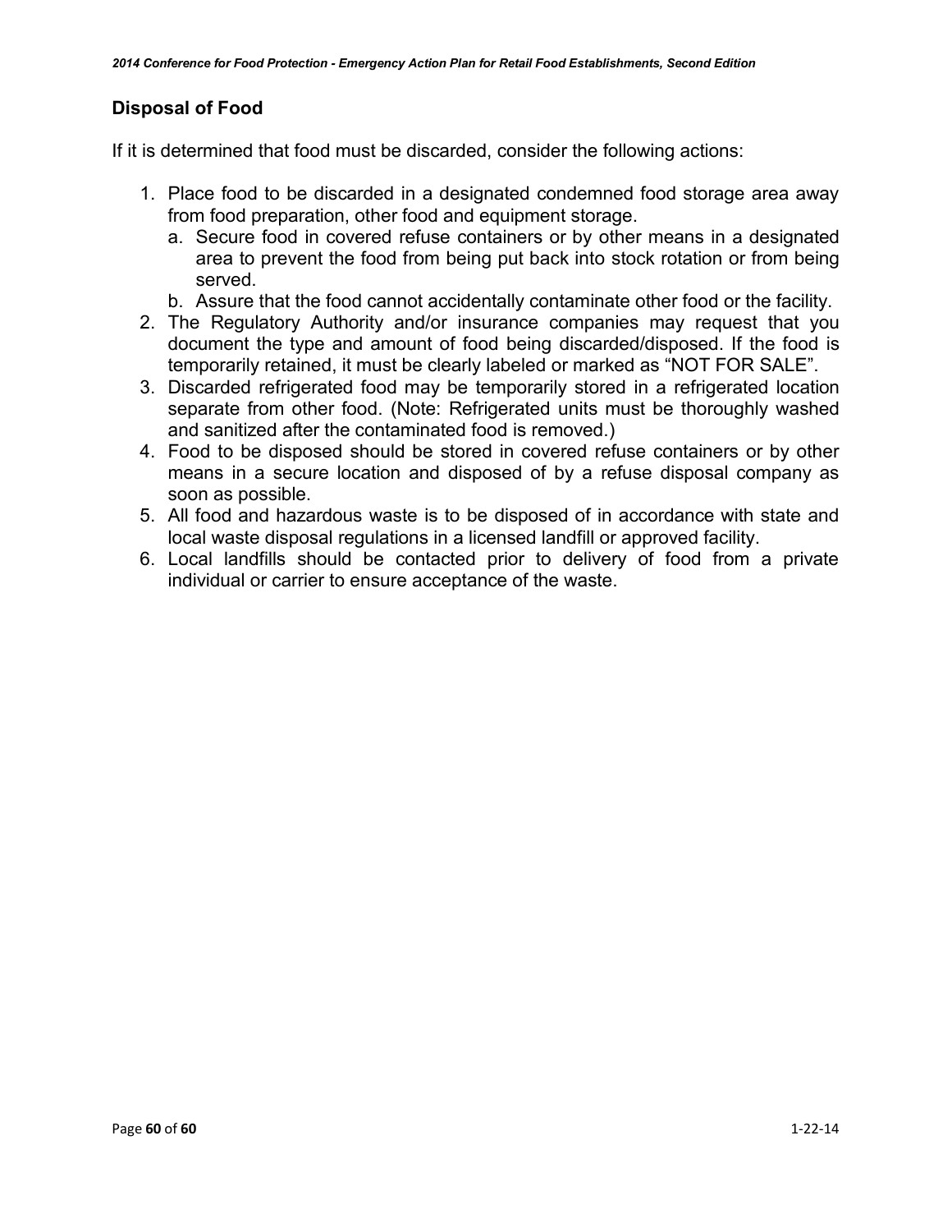## Disposal of Food

If it is determined that food must be discarded, consider the following actions:

1. Place food to be discarded in a designated condemned food storage area away from food preparation, other food and equipment storage.
   a. Secure food in covered refuse containers or by other means in a designated area to prevent the food from being put back into stock rotation or from being served.
   b. Assure that the food cannot accidentally contaminate other food or the facility.
2. The Regulatory Authority and/or insurance companies may request that you document the type and amount of food being discarded/disposed. If the food is temporarily retained, it must be clearly labeled or marked as "NOT FOR SALE".
3. Discarded refrigerated food may be temporarily stored in a refrigerated location separate from other food. (Note: Refrigerated units must be thoroughly washed and sanitized after the contaminated food is removed.)
4. Food to be disposed should be stored in covered refuse containers or by other means in a secure location and disposed of by a refuse disposal company as soon as possible.
5. All food and hazardous waste is to be disposed of in accordance with state and local waste disposal regulations in a licensed landfill or approved facility.
6. Local landfills should be contacted prior to delivery of food from a private individual or carrier to ensure acceptance of the waste.